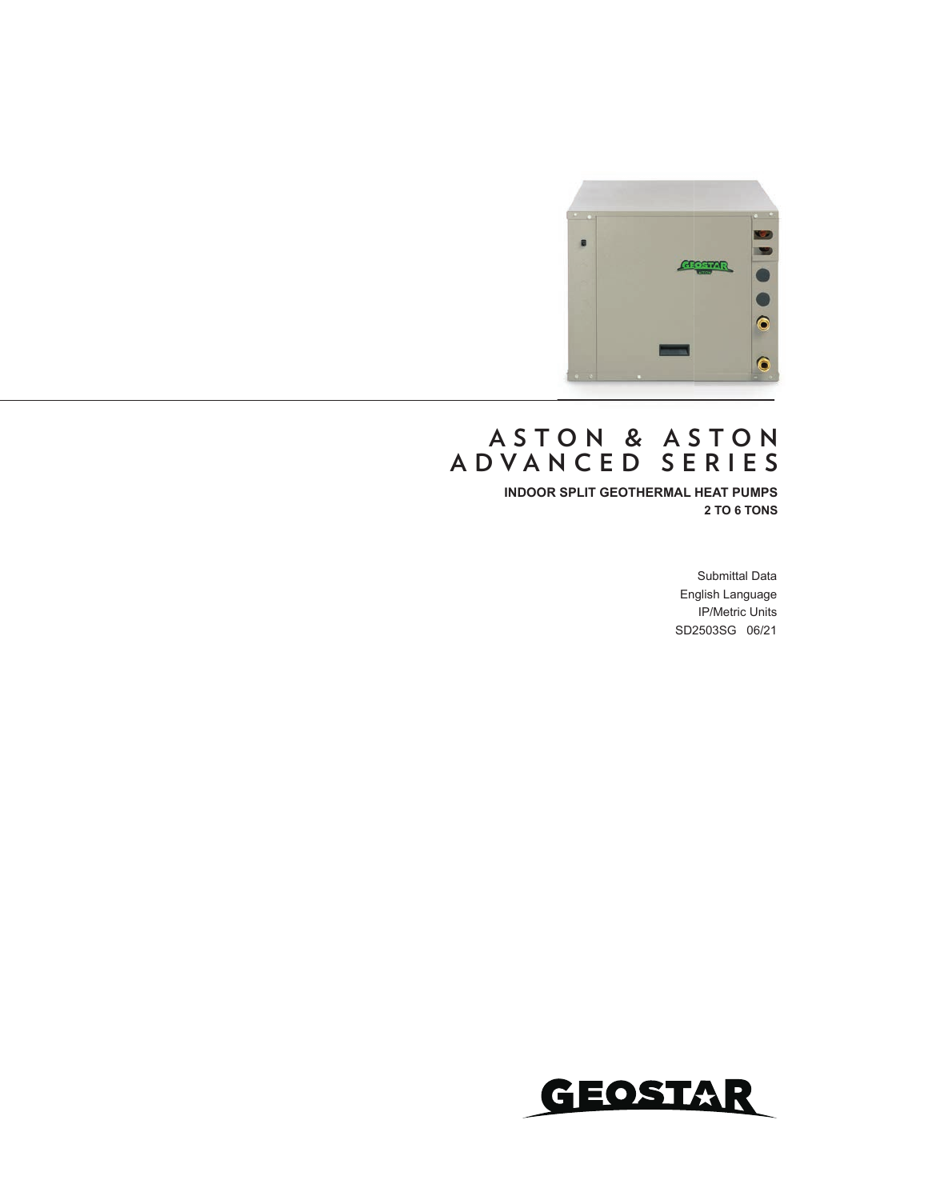# ASTON & ASTON ADVANCED SERIES

**INDOOR SPLIT GEOTHERMAL HEAT PUMPS**
**2 TO 6 TONS**

Submittal Data
English Language
IP/Metric Units
SD2503SG 06/21

GEOSTAR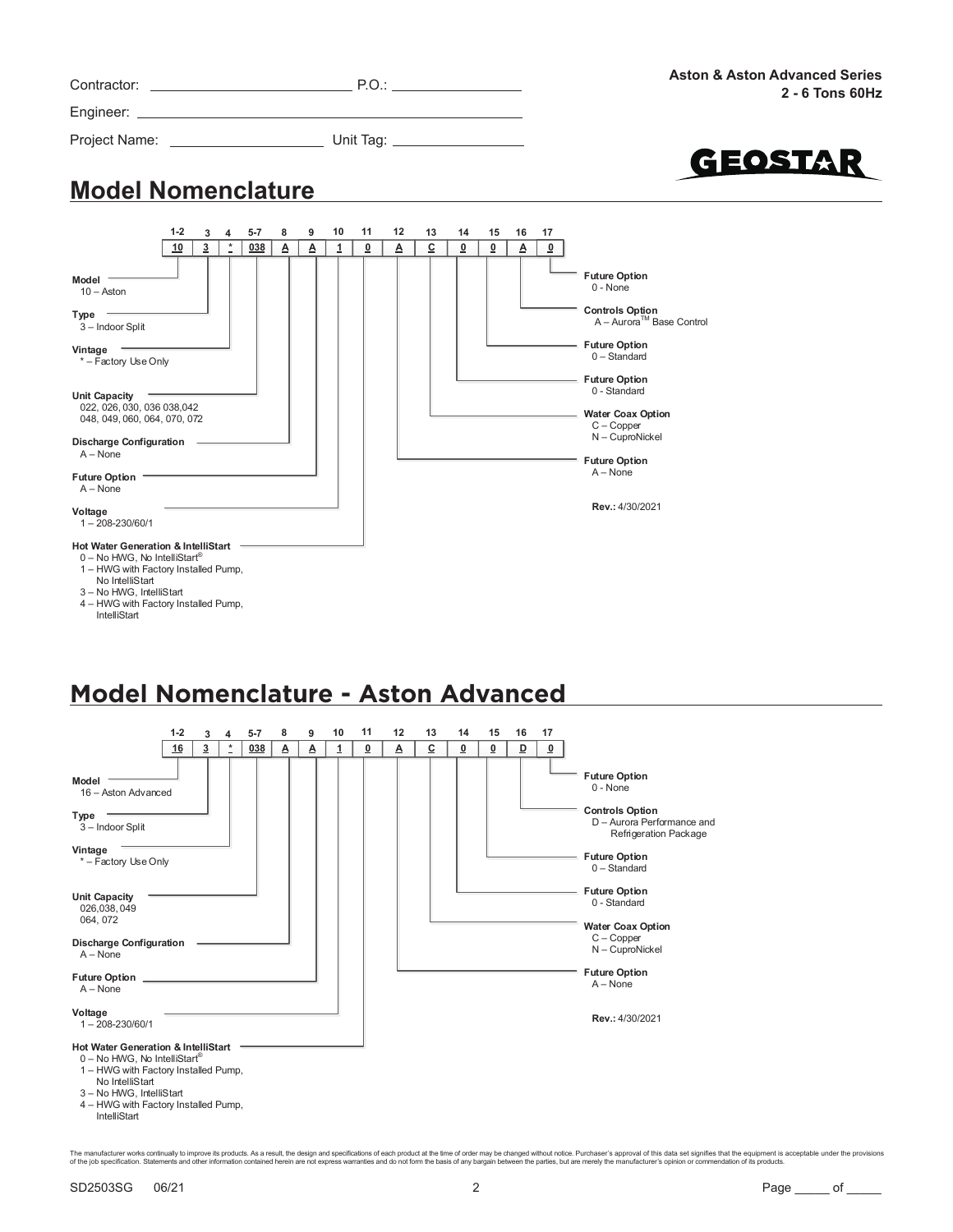Contractor: ______________________ P.O.: ________________

Engineer: ______________________________________________

Project Name: ___________________ Unit Tag: ________________

**Aston & Aston Advanced Series**
**2 - 6 Tons 60Hz**

## Model Nomenclature

| 1-2 | 3 | 4 | 5-7 | 8 | 9 | 10 | 11 | 12 | 13 | 14 | 15 | 16 | 17 |
|---|---|---|---|---|---|---|---|---|---|---|---|---|---|
| 10 | 3 | * | 038 | A | A | 1 | 0 | A | C | 0 | 0 | A | 0 |

**Model**
10 – Aston

**Type**
3 – Indoor Split

**Vintage**
* – Factory Use Only

**Unit Capacity**
022, 026, 030, 036 038,042
048, 049, 060, 064, 070, 072

**Discharge Configuration**
A – None

**Future Option**
A – None

**Voltage**
1 – 208-230/60/1

**Hot Water Generation & IntelliStart**
0 – No HWG, No IntelliStart®
1 – HWG with Factory Installed Pump, No IntelliStart
3 – No HWG, IntelliStart
4 – HWG with Factory Installed Pump, IntelliStart

**Future Option**
A – None

**Water Coax Option**
C – Copper
N – CuproNickel

**Future Option**
0 - Standard

**Future Option**
0 – Standard

**Controls Option**
A – Aurora™ Base Control

**Future Option**
0 - None

**Rev.:** 4/30/2021

## Model Nomenclature - Aston Advanced

| 1-2 | 3 | 4 | 5-7 | 8 | 9 | 10 | 11 | 12 | 13 | 14 | 15 | 16 | 17 |
|---|---|---|---|---|---|---|---|---|---|---|---|---|---|
| 16 | 3 | * | 038 | A | A | 1 | 0 | A | C | 0 | 0 | D | 0 |

**Model**
16 – Aston Advanced

**Type**
3 – Indoor Split

**Vintage**
* – Factory Use Only

**Unit Capacity**
026,038, 049
064, 072

**Discharge Configuration**
A – None

**Future Option**
A – None

**Voltage**
1 – 208-230/60/1

**Hot Water Generation & IntelliStart**
0 – No HWG, No IntelliStart®
1 – HWG with Factory Installed Pump, No IntelliStart
3 – No HWG, IntelliStart
4 – HWG with Factory Installed Pump, IntelliStart

**Future Option**
A – None

**Water Coax Option**
C – Copper
N – CuproNickel

**Future Option**
0 - Standard

**Future Option**
0 – Standard

**Controls Option**
D – Aurora Performance and Refrigeration Package

**Future Option**
0 - None

**Rev.:** 4/30/2021

The manufacturer works continually to improve its products. As a result, the design and specifications of each product at the time of order may be changed without notice. Purchaser's approval of this data set signifies that the equipment is acceptable under the provisions of the job specification. Statements and other information contained herein are not express warranties and do not form the basis of any bargain between the parties, but are merely the manufacturer's opinion or commendation of its products.

SD2503SG 06/21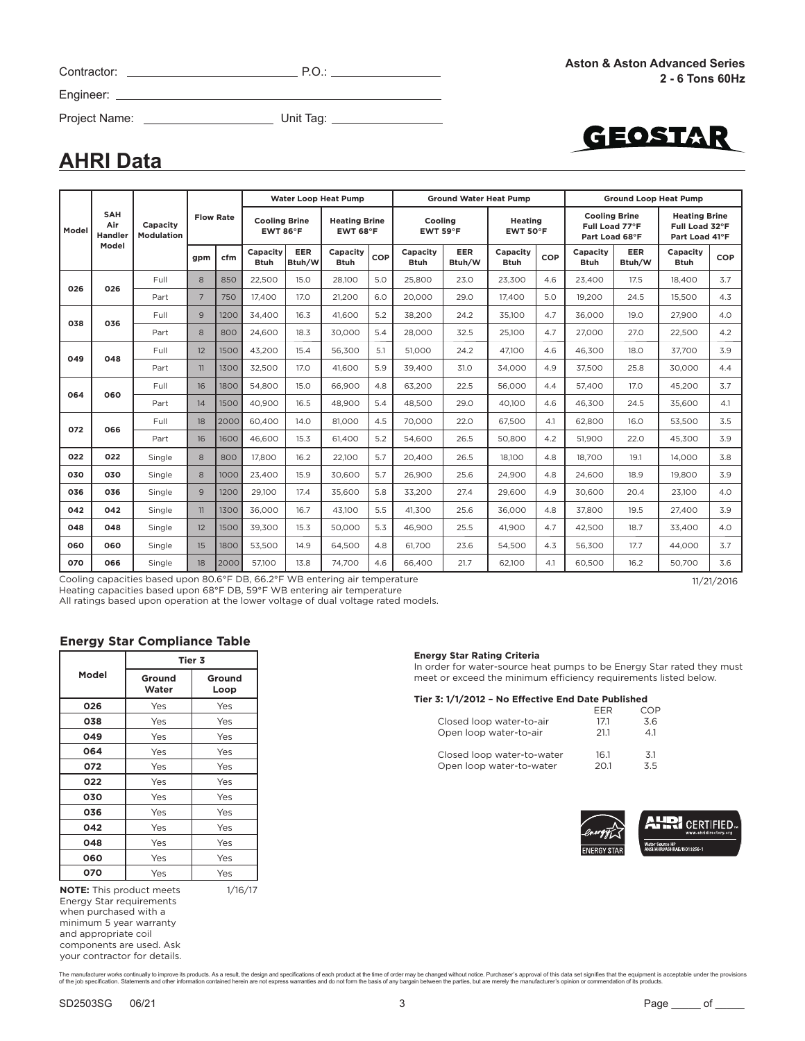Contractor: ______________________ P.O.: ______________

Engineer: ________________________________________

Project Name: ____________________ Unit Tag: ______________

**Aston & Aston Advanced Series**
**2 - 6 Tons 60Hz**

GEOSTAR

# AHRI Data

| Model | SAH Air Handler Model | Capacity Modulation | Flow Rate | | Water Loop Heat Pump | | | | Ground Water Heat Pump | | | | Ground Loop Heat Pump | | | |
|---|---|---|---|---|---|---|---|---|---|---|---|---|---|---|---|---|
| | | | | | Cooling Brine EWT 86°F | | Heating Brine EWT 68°F | | Cooling EWT 59°F | | Heating EWT 50°F | | Cooling Brine Full Load 77°F Part Load 68°F | | Heating Brine Full Load 32°F Part Load 41°F | |
| | | | gpm | cfm | Capacity Btuh | EER Btuh/W | Capacity Btuh | COP | Capacity Btuh | EER Btuh/W | Capacity Btuh | COP | Capacity Btuh | EER Btuh/W | Capacity Btuh | COP |
| 026 | 026 | Full | 8 | 850 | 22,500 | 15.0 | 28,100 | 5.0 | 25,800 | 23.0 | 23,300 | 4.6 | 23,400 | 17.5 | 18,400 | 3.7 |
| | | Part | 7 | 750 | 17,400 | 17.0 | 21,200 | 6.0 | 20,000 | 29.0 | 17,400 | 5.0 | 19,200 | 24.5 | 15,500 | 4.3 |
| 038 | 036 | Full | 9 | 1200 | 34,400 | 16.3 | 41,600 | 5.2 | 38,200 | 24.2 | 35,100 | 4.7 | 36,000 | 19.0 | 27,900 | 4.0 |
| | | Part | 8 | 800 | 24,600 | 18.3 | 30,000 | 5.4 | 28,000 | 32.5 | 25,100 | 4.7 | 27,000 | 27.0 | 22,500 | 4.2 |
| 049 | 048 | Full | 12 | 1500 | 43,200 | 15.4 | 56,300 | 5.1 | 51,000 | 24.2 | 47,100 | 4.6 | 46,300 | 18.0 | 37,700 | 3.9 |
| | | Part | 11 | 1300 | 32,500 | 17.0 | 41,600 | 5.9 | 39,400 | 31.0 | 34,000 | 4.9 | 37,500 | 25.8 | 30,000 | 4.4 |
| 064 | 060 | Full | 16 | 1800 | 54,800 | 15.0 | 66,900 | 4.8 | 63,200 | 22.5 | 56,000 | 4.4 | 57,400 | 17.0 | 45,200 | 3.7 |
| | | Part | 14 | 1500 | 40,900 | 16.5 | 48,900 | 5.4 | 48,500 | 29.0 | 40,100 | 4.6 | 46,300 | 24.5 | 35,600 | 4.1 |
| 072 | 066 | Full | 18 | 2000 | 60,400 | 14.0 | 81,000 | 4.5 | 70,000 | 22.0 | 67,500 | 4.1 | 62,800 | 16.0 | 53,500 | 3.5 |
| | | Part | 16 | 1600 | 46,600 | 15.3 | 61,400 | 5.2 | 54,600 | 26.5 | 50,800 | 4.2 | 51,900 | 22.0 | 45,300 | 3.9 |
| 022 | 022 | Single | 8 | 800 | 17,800 | 16.2 | 22,100 | 5.7 | 20,400 | 26.5 | 18,100 | 4.8 | 18,700 | 19.1 | 14,000 | 3.8 |
| 030 | 030 | Single | 8 | 1000 | 23,400 | 15.9 | 30,600 | 5.7 | 26,900 | 25.6 | 24,900 | 4.8 | 24,600 | 18.9 | 19,800 | 3.9 |
| 036 | 036 | Single | 9 | 1200 | 29,100 | 17.4 | 35,600 | 5.8 | 33,200 | 27.4 | 29,600 | 4.9 | 30,600 | 20.4 | 23,100 | 4.0 |
| 042 | 042 | Single | 11 | 1300 | 36,000 | 16.7 | 43,100 | 5.5 | 41,300 | 25.6 | 36,000 | 4.8 | 37,800 | 19.5 | 27,400 | 3.9 |
| 048 | 048 | Single | 12 | 1500 | 39,300 | 15.3 | 50,000 | 5.3 | 46,900 | 25.5 | 41,900 | 4.7 | 42,500 | 18.7 | 33,400 | 4.0 |
| 060 | 060 | Single | 15 | 1800 | 53,500 | 14.9 | 64,500 | 4.8 | 61,700 | 23.6 | 54,500 | 4.3 | 56,300 | 17.7 | 44,000 | 3.7 |
| 070 | 066 | Single | 18 | 2000 | 57,100 | 13.8 | 74,700 | 4.6 | 66,400 | 21.7 | 62,100 | 4.1 | 60,500 | 16.2 | 50,700 | 3.6 |

Cooling capacities based upon 80.6°F DB, 66.2°F WB entering air temperature
Heating capacities based upon 68°F DB, 59°F WB entering air temperature
All ratings based upon operation at the lower voltage of dual voltage rated models.

11/21/2016

### Energy Star Compliance Table

| Model | Tier 3 | |
|---|---|---|
| | Ground Water | Ground Loop |
| 026 | Yes | Yes |
| 038 | Yes | Yes |
| 049 | Yes | Yes |
| 064 | Yes | Yes |
| 072 | Yes | Yes |
| 022 | Yes | Yes |
| 030 | Yes | Yes |
| 036 | Yes | Yes |
| 042 | Yes | Yes |
| 048 | Yes | Yes |
| 060 | Yes | Yes |
| 070 | Yes | Yes |

**NOTE:** This product meets Energy Star requirements when purchased with a minimum 5 year warranty and appropriate coil components are used. Ask your contractor for details.

1/16/17

**Energy Star Rating Criteria**

In order for water-source heat pumps to be Energy Star rated they must meet or exceed the minimum efficiency requirements listed below.

**Tier 3: 1/1/2012 – No Effective End Date Published**

| | EER | COP |
|---|---|---|
| Closed loop water-to-air | 17.1 | 3.6 |
| Open loop water-to-air | 21.1 | 4.1 |
| Closed loop water-to-water | 16.1 | 3.1 |
| Open loop water-to-water | 20.1 | 3.5 |

ENERGY STAR

AHRI CERTIFIED. www.ahridirectory.org Water Source HP ANSI/AHRI/ASHRAE/ISO13256-1

The manufacturer works continually to improve its products. As a result, the design and specifications of each product at the time of order may be changed without notice. Purchaser's approval of this data set signifies that the equipment is acceptable under the provisions of the job specification. Statements and other information contained herein are not express warranties and do not form the basis of any bargain between the parties, but are merely the manufacturer's opinion or commendation of its products.

SD2503SG 06/21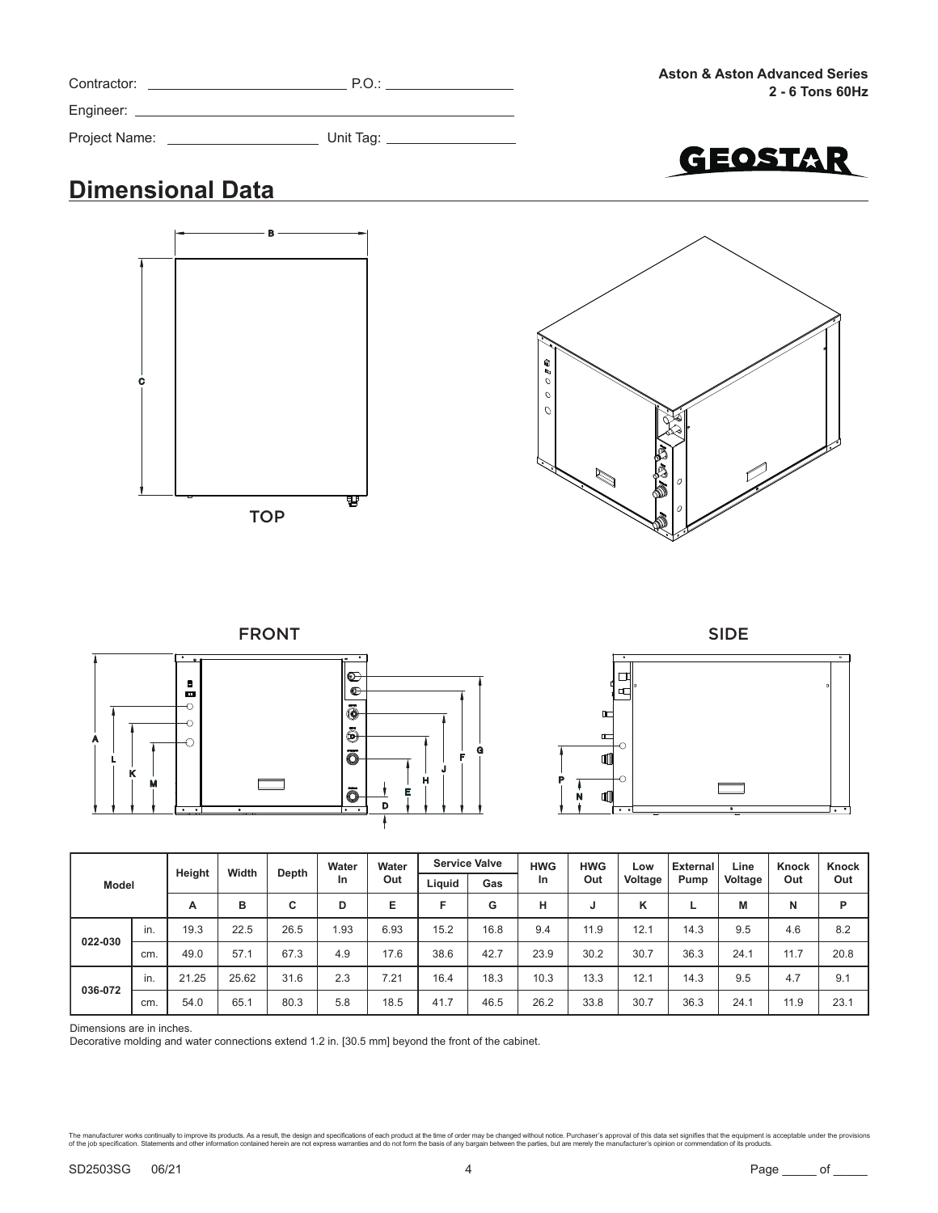Contractor: ____________________ P.O.: ____________________

Engineer: ____________________

Project Name: ____________________ Unit Tag: ____________________

**Aston & Aston Advanced Series**
**2 - 6 Tons 60Hz**

## Dimensional Data

TOP

FRONT

SIDE

| Model | | Height | Width | Depth | Water In | Water Out | Service Valve | | HWG In | HWG Out | Low Voltage | External Pump | Line Voltage | Knock Out | Knock Out |
|---|---|---|---|---|---|---|---|---|---|---|---|---|---|---|---|
| | | | | | | | Liquid | Gas | | | | | | | |
| | | A | B | C | D | E | F | G | H | J | K | L | M | N | P |
| 022-030 | in. | 19.3 | 22.5 | 26.5 | 1.93 | 6.93 | 15.2 | 16.8 | 9.4 | 11.9 | 12.1 | 14.3 | 9.5 | 4.6 | 8.2 |
| | cm. | 49.0 | 57.1 | 67.3 | 4.9 | 17.6 | 38.6 | 42.7 | 23.9 | 30.2 | 30.7 | 36.3 | 24.1 | 11.7 | 20.8 |
| 036-072 | in. | 21.25 | 25.62 | 31.6 | 2.3 | 7.21 | 16.4 | 18.3 | 10.3 | 13.3 | 12.1 | 14.3 | 9.5 | 4.7 | 9.1 |
| | cm. | 54.0 | 65.1 | 80.3 | 5.8 | 18.5 | 41.7 | 46.5 | 26.2 | 33.8 | 30.7 | 36.3 | 24.1 | 11.9 | 23.1 |

Dimensions are in inches.
Decorative molding and water connections extend 1.2 in. [30.5 mm] beyond the front of the cabinet.

The manufacturer works continually to improve its products. As a result, the design and specifications of each product at the time of order may be changed without notice. Purchaser's approval of this data set signifies that the equipment is acceptable under the provisions of the job specification. Statements and other information contained herein are not express warranties and do not form the basis of any bargain between the parties, but are merely the manufacturer's opinion or commendation of its products.

SD2503SG 06/21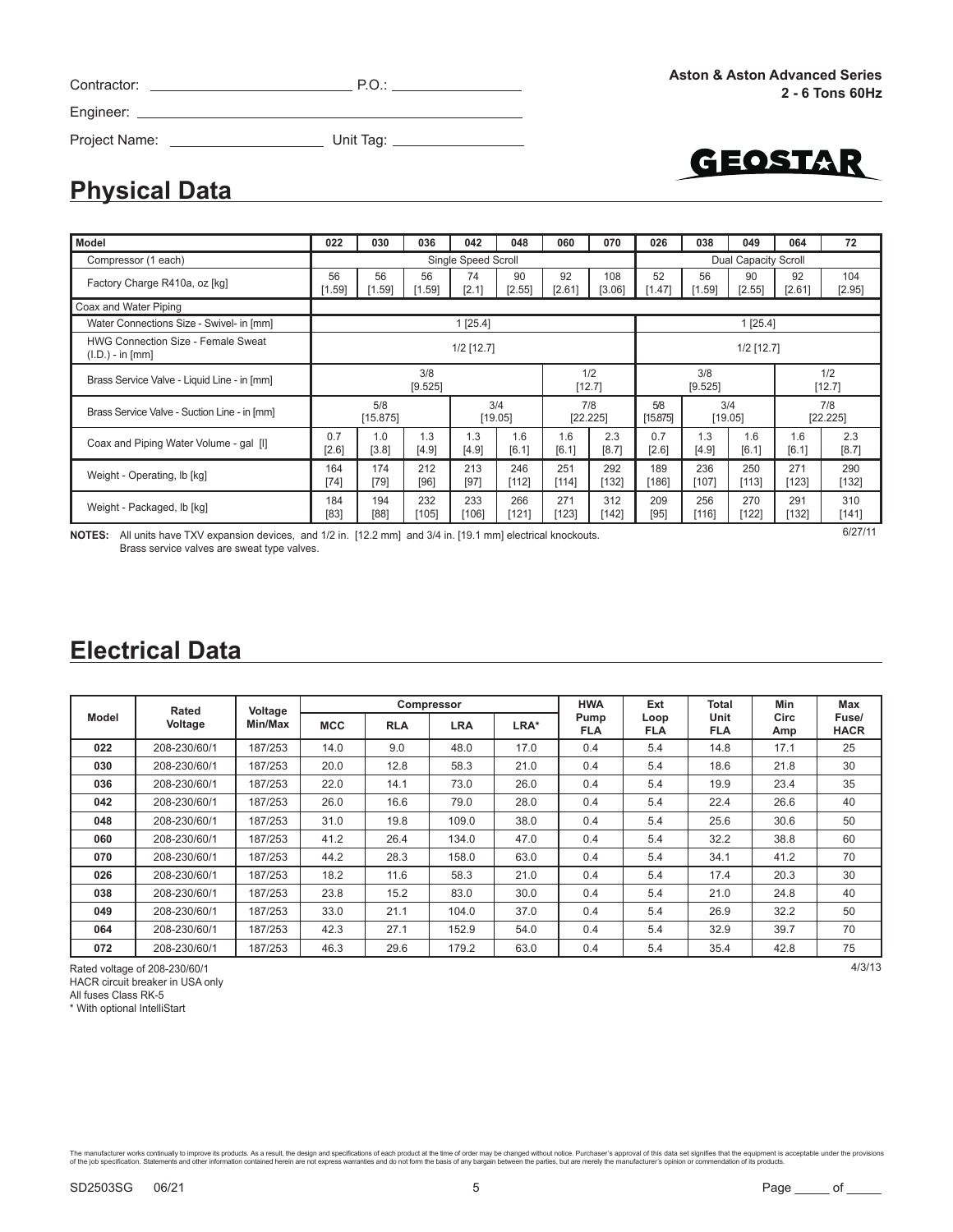Contractor: ____________________ P.O.: ______________

Engineer: ______________________________________

Project Name: ______________ Unit Tag: ______________

**Aston & Aston Advanced Series**
**2 - 6 Tons 60Hz**

GEOSTAR

## Physical Data

| Model | 022 | 030 | 036 | 042 | 048 | 060 | 070 | 026 | 038 | 049 | 064 | 72 |
|---|---|---|---|---|---|---|---|---|---|---|---|---|
| Compressor (1 each) | Single Speed Scroll | | | | | | | Dual Capacity Scroll | | | | |
| Factory Charge R410a, oz [kg] | 56 [1.59] | 56 [1.59] | 56 [1.59] | 74 [2.1] | 90 [2.55] | 92 [2.61] | 108 [3.06] | 52 [1.47] | 56 [1.59] | 90 [2.55] | 92 [2.61] | 104 [2.95] |
| Coax and Water Piping | | | | | | | | | | | | |
| Water Connections Size - Swivel- in [mm] | 1 [25.4] | | | | | | | 1 [25.4] | | | | |
| HWG Connection Size - Female Sweat (I.D.) - in [mm] | 1/2 [12.7] | | | | | | | 1/2 [12.7] | | | | |
| Brass Service Valve - Liquid Line - in [mm] | 3/8 [9.525] | | | | | 1/2 [12.7] | | 3/8 [9.525] | | | 1/2 [12.7] | |
| Brass Service Valve - Suction Line - in [mm] | 5/8 [15.875] | | | 3/4 [19.05] | | 7/8 [22.225] | | 5/8 [15.875] | 3/4 [19.05] | | 7/8 [22.225] | |
| Coax and Piping Water Volume - gal [l] | 0.7 [2.6] | 1.0 [3.8] | 1.3 [4.9] | 1.3 [4.9] | 1.6 [6.1] | 1.6 [6.1] | 2.3 [8.7] | 0.7 [2.6] | 1.3 [4.9] | 1.6 [6.1] | 1.6 [6.1] | 2.3 [8.7] |
| Weight - Operating, lb [kg] | 164 [74] | 174 [79] | 212 [96] | 213 [97] | 246 [112] | 251 [114] | 292 [132] | 189 [186] | 236 [107] | 250 [113] | 271 [123] | 290 [132] |
| Weight - Packaged, lb [kg] | 184 [83] | 194 [88] | 232 [105] | 233 [106] | 266 [121] | 271 [123] | 312 [142] | 209 [95] | 256 [116] | 270 [122] | 291 [132] | 310 [141] |

**NOTES:** All units have TXV expansion devices, and 1/2 in. [12.2 mm] and 3/4 in. [19.1 mm] electrical knockouts.
Brass service valves are sweat type valves.

6/27/11

## Electrical Data

| Model | Rated Voltage | Voltage Min/Max | Compressor | | | | HWA Pump FLA | Ext Loop FLA | Total Unit FLA | Min Circ Amp | Max Fuse/ HACR |
|---|---|---|---|---|---|---|---|---|---|---|---|
| | | | MCC | RLA | LRA | LRA* | | | | | |
| 022 | 208-230/60/1 | 187/253 | 14.0 | 9.0 | 48.0 | 17.0 | 0.4 | 5.4 | 14.8 | 17.1 | 25 |
| 030 | 208-230/60/1 | 187/253 | 20.0 | 12.8 | 58.3 | 21.0 | 0.4 | 5.4 | 18.6 | 21.8 | 30 |
| 036 | 208-230/60/1 | 187/253 | 22.0 | 14.1 | 73.0 | 26.0 | 0.4 | 5.4 | 19.9 | 23.4 | 35 |
| 042 | 208-230/60/1 | 187/253 | 26.0 | 16.6 | 79.0 | 28.0 | 0.4 | 5.4 | 22.4 | 26.6 | 40 |
| 048 | 208-230/60/1 | 187/253 | 31.0 | 19.8 | 109.0 | 38.0 | 0.4 | 5.4 | 25.6 | 30.6 | 50 |
| 060 | 208-230/60/1 | 187/253 | 41.2 | 26.4 | 134.0 | 47.0 | 0.4 | 5.4 | 32.2 | 38.8 | 60 |
| 070 | 208-230/60/1 | 187/253 | 44.2 | 28.3 | 158.0 | 63.0 | 0.4 | 5.4 | 34.1 | 41.2 | 70 |
| 026 | 208-230/60/1 | 187/253 | 18.2 | 11.6 | 58.3 | 21.0 | 0.4 | 5.4 | 17.4 | 20.3 | 30 |
| 038 | 208-230/60/1 | 187/253 | 23.8 | 15.2 | 83.0 | 30.0 | 0.4 | 5.4 | 21.0 | 24.8 | 40 |
| 049 | 208-230/60/1 | 187/253 | 33.0 | 21.1 | 104.0 | 37.0 | 0.4 | 5.4 | 26.9 | 32.2 | 50 |
| 064 | 208-230/60/1 | 187/253 | 42.3 | 27.1 | 152.9 | 54.0 | 0.4 | 5.4 | 32.9 | 39.7 | 70 |
| 072 | 208-230/60/1 | 187/253 | 46.3 | 29.6 | 179.2 | 63.0 | 0.4 | 5.4 | 35.4 | 42.8 | 75 |

Rated voltage of 208-230/60/1
HACR circuit breaker in USA only
All fuses Class RK-5
* With optional IntelliStart

4/3/13

The manufacturer works continually to improve its products. As a result, the design and specifications of each product at the time of order may be changed without notice. Purchaser's approval of this data set signifies that the equipment is acceptable under the provisions of the job specification. Statements and other information contained herein are not express warranties and do not form the basis of any bargain between the parties, but are merely the manufacturer's opinion or commendation of its products.

SD2503SG 06/21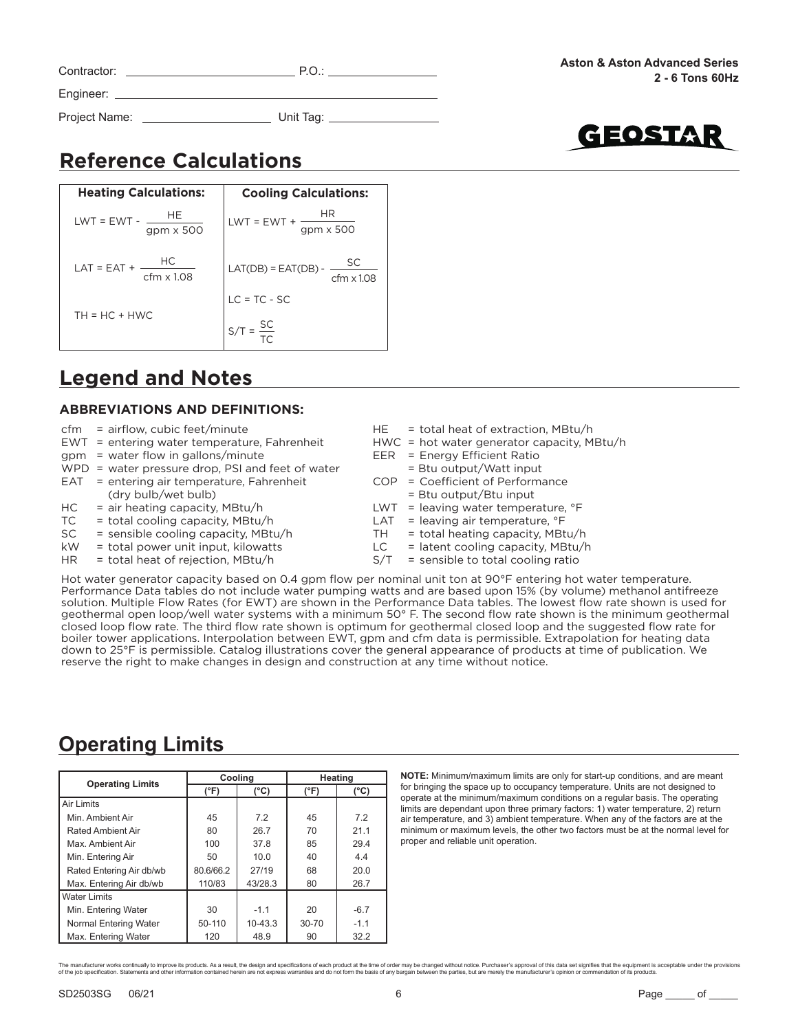Contractor: \_\_\_\_\_\_\_\_\_\_\_\_\_\_\_\_\_\_\_\_ P.O.: \_\_\_\_\_\_\_\_\_\_\_\_\_\_

Engineer: \_\_\_\_\_\_\_\_\_\_\_\_\_\_\_\_\_\_\_\_\_\_\_\_\_\_\_\_\_\_\_\_\_\_

Project Name: \_\_\_\_\_\_\_\_\_\_\_\_\_\_\_\_ Unit Tag: \_\_\_\_\_\_\_\_\_\_\_\_\_\_

**Aston & Aston Advanced Series**
**2 - 6 Tons 60Hz**

# Reference Calculations

| Heating Calculations: | Cooling Calculations: |
|---|---|
| $LWT = EWT - \frac{HE}{gpm \times 500}$ | $LWT = EWT + \frac{HR}{gpm \times 500}$ |
| $LAT = EAT + \frac{HC}{cfm \times 1.08}$ | $LAT(DB) = EAT(DB) - \frac{SC}{cfm \times 1.08}$ |
| $TH = HC + HWC$ | $LC = TC - SC$ |
| | $S/T = \frac{SC}{TC}$ |

# Legend and Notes

### ABBREVIATIONS AND DEFINITIONS:

- cfm = airflow, cubic feet/minute
- EWT = entering water temperature, Fahrenheit
- gpm = water flow in gallons/minute
- WPD = water pressure drop, PSI and feet of water
- EAT = entering air temperature, Fahrenheit (dry bulb/wet bulb)
- HC = air heating capacity, MBtu/h
- TC = total cooling capacity, MBtu/h
- SC = sensible cooling capacity, MBtu/h
- kW = total power unit input, kilowatts
- HR = total heat of rejection, MBtu/h
- HE = total heat of extraction, MBtu/h
- HWC = hot water generator capacity, MBtu/h
- EER = Energy Efficient Ratio = Btu output/Watt input
- COP = Coefficient of Performance = Btu output/Btu input
- LWT = leaving water temperature, °F
- LAT = leaving air temperature, °F
- TH = total heating capacity, MBtu/h
- LC = latent cooling capacity, MBtu/h
- S/T = sensible to total cooling ratio

Hot water generator capacity based on 0.4 gpm flow per nominal unit ton at 90°F entering hot water temperature. Performance Data tables do not include water pumping watts and are based upon 15% (by volume) methanol antifreeze solution. Multiple Flow Rates (for EWT) are shown in the Performance Data tables. The lowest flow rate shown is used for geothermal open loop/well water systems with a minimum 50° F. The second flow rate shown is the minimum geothermal closed loop flow rate. The third flow rate shown is optimum for geothermal closed loop and the suggested flow rate for boiler tower applications. Interpolation between EWT, gpm and cfm data is permissible. Extrapolation for heating data down to 25°F is permissible. Catalog illustrations cover the general appearance of products at time of publication. We reserve the right to make changes in design and construction at any time without notice.

# Operating Limits

| Operating Limits | Cooling | | Heating | |
|---|---|---|---|---|
| | (°F) | (°C) | (°F) | (°C) |
| **Air Limits** | | | | |
| Min. Ambient Air | 45 | 7.2 | 45 | 7.2 |
| Rated Ambient Air | 80 | 26.7 | 70 | 21.1 |
| Max. Ambient Air | 100 | 37.8 | 85 | 29.4 |
| Min. Entering Air | 50 | 10.0 | 40 | 4.4 |
| Rated Entering Air db/wb | 80.6/66.2 | 27/19 | 68 | 20.0 |
| Max. Entering Air db/wb | 110/83 | 43/28.3 | 80 | 26.7 |
| **Water Limits** | | | | |
| Min. Entering Water | 30 | -1.1 | 20 | -6.7 |
| Normal Entering Water | 50-110 | 10-43.3 | 30-70 | -1.1 |
| Max. Entering Water | 120 | 48.9 | 90 | 32.2 |

**NOTE:** Minimum/maximum limits are only for start-up conditions, and are meant for bringing the space up to occupancy temperature. Units are not designed to operate at the minimum/maximum conditions on a regular basis. The operating limits are dependant upon three primary factors: 1) water temperature, 2) return air temperature, and 3) ambient temperature. When any of the factors are at the minimum or maximum levels, the other two factors must be at the normal level for proper and reliable unit operation.

The manufacturer works continually to improve its products. As a result, the design and specifications of each product at the time of order may be changed without notice. Purchaser's approval of this data set signifies that the equipment is acceptable under the provisions of the job specification. Statements and other information contained herein are not express warranties and do not form the basis of any bargain between the parties, but are merely the manufacturer's opinion or commendation of its products.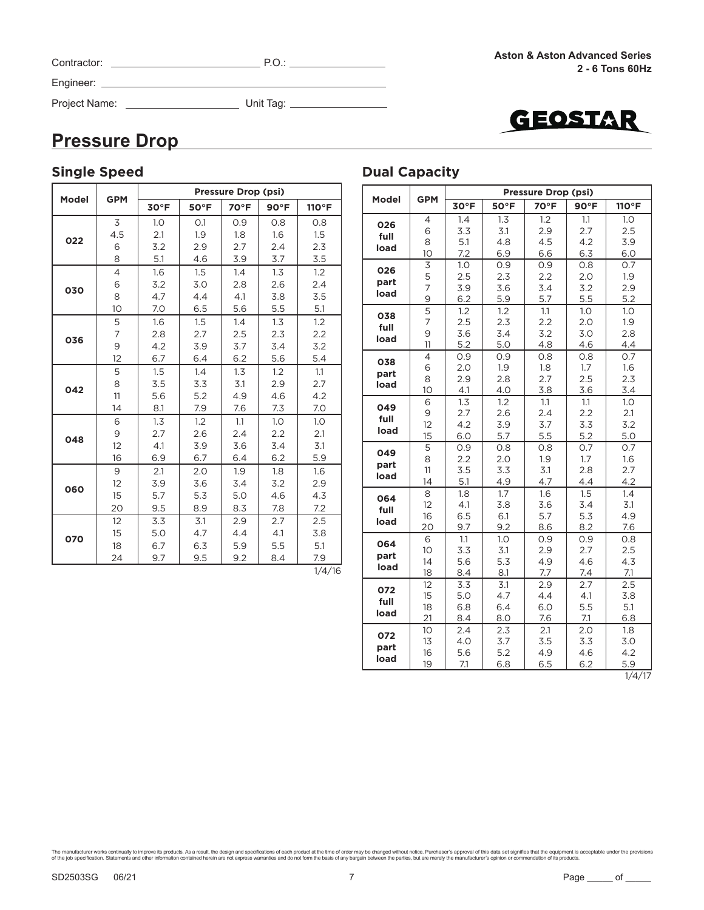Contractor: ______________________ P.O.: ______________

Engineer: ________________________________________

Project Name: ________________ Unit Tag: ______________

## Pressure Drop

### Single Speed

| Model | GPM | Pressure Drop (psi) | | | | |
|---|---|---|---|---|---|---|
| | | 30°F | 50°F | 70°F | 90°F | 110°F |
| 022 | 3 | 1.0 | 0.1 | 0.9 | 0.8 | 0.8 |
| | 4.5 | 2.1 | 1.9 | 1.8 | 1.6 | 1.5 |
| | 6 | 3.2 | 2.9 | 2.7 | 2.4 | 2.3 |
| | 8 | 5.1 | 4.6 | 3.9 | 3.7 | 3.5 |
| 030 | 4 | 1.6 | 1.5 | 1.4 | 1.3 | 1.2 |
| | 6 | 3.2 | 3.0 | 2.8 | 2.6 | 2.4 |
| | 8 | 4.7 | 4.4 | 4.1 | 3.8 | 3.5 |
| | 10 | 7.0 | 6.5 | 5.6 | 5.5 | 5.1 |
| 036 | 5 | 1.6 | 1.5 | 1.4 | 1.3 | 1.2 |
| | 7 | 2.8 | 2.7 | 2.5 | 2.3 | 2.2 |
| | 9 | 4.2 | 3.9 | 3.7 | 3.4 | 3.2 |
| | 12 | 6.7 | 6.4 | 6.2 | 5.6 | 5.4 |
| 042 | 5 | 1.5 | 1.4 | 1.3 | 1.2 | 1.1 |
| | 8 | 3.5 | 3.3 | 3.1 | 2.9 | 2.7 |
| | 11 | 5.6 | 5.2 | 4.9 | 4.6 | 4.2 |
| | 14 | 8.1 | 7.9 | 7.6 | 7.3 | 7.0 |
| 048 | 6 | 1.3 | 1.2 | 1.1 | 1.0 | 1.0 |
| | 9 | 2.7 | 2.6 | 2.4 | 2.2 | 2.1 |
| | 12 | 4.1 | 3.9 | 3.6 | 3.4 | 3.1 |
| | 16 | 6.9 | 6.7 | 6.4 | 6.2 | 5.9 |
| 060 | 9 | 2.1 | 2.0 | 1.9 | 1.8 | 1.6 |
| | 12 | 3.9 | 3.6 | 3.4 | 3.2 | 2.9 |
| | 15 | 5.7 | 5.3 | 5.0 | 4.6 | 4.3 |
| | 20 | 9.5 | 8.9 | 8.3 | 7.8 | 7.2 |
| 070 | 12 | 3.3 | 3.1 | 2.9 | 2.7 | 2.5 |
| | 15 | 5.0 | 4.7 | 4.4 | 4.1 | 3.8 |
| | 18 | 6.7 | 6.3 | 5.9 | 5.5 | 5.1 |
| | 24 | 9.7 | 9.5 | 9.2 | 8.4 | 7.9 |

1/4/16

### Dual Capacity

| Model | GPM | Pressure Drop (psi) | | | | |
|---|---|---|---|---|---|---|
| | | 30°F | 50°F | 70°F | 90°F | 110°F |
| 026 full load | 4 | 1.4 | 1.3 | 1.2 | 1.1 | 1.0 |
| | 6 | 3.3 | 3.1 | 2.9 | 2.7 | 2.5 |
| | 8 | 5.1 | 4.8 | 4.5 | 4.2 | 3.9 |
| | 10 | 7.2 | 6.9 | 6.6 | 6.3 | 6.0 |
| 026 part load | 3 | 1.0 | 0.9 | 0.9 | 0.8 | 0.7 |
| | 5 | 2.5 | 2.3 | 2.2 | 2.0 | 1.9 |
| | 7 | 3.9 | 3.6 | 3.4 | 3.2 | 2.9 |
| | 9 | 6.2 | 5.9 | 5.7 | 5.5 | 5.2 |
| 038 full load | 5 | 1.2 | 1.2 | 1.1 | 1.0 | 1.0 |
| | 7 | 2.5 | 2.3 | 2.2 | 2.0 | 1.9 |
| | 9 | 3.6 | 3.4 | 3.2 | 3.0 | 2.8 |
| | 11 | 5.2 | 5.0 | 4.8 | 4.6 | 4.4 |
| 038 part load | 4 | 0.9 | 0.9 | 0.8 | 0.8 | 0.7 |
| | 6 | 2.0 | 1.9 | 1.8 | 1.7 | 1.6 |
| | 8 | 2.9 | 2.8 | 2.7 | 2.5 | 2.3 |
| | 10 | 4.1 | 4.0 | 3.8 | 3.6 | 3.4 |
| 049 full load | 6 | 1.3 | 1.2 | 1.1 | 1.1 | 1.0 |
| | 9 | 2.7 | 2.6 | 2.4 | 2.2 | 2.1 |
| | 12 | 4.2 | 3.9 | 3.7 | 3.3 | 3.2 |
| | 15 | 6.0 | 5.7 | 5.5 | 5.2 | 5.0 |
| 049 part load | 5 | 0.9 | 0.8 | 0.8 | 0.7 | 0.7 |
| | 8 | 2.2 | 2.0 | 1.9 | 1.7 | 1.6 |
| | 11 | 3.5 | 3.3 | 3.1 | 2.8 | 2.7 |
| | 14 | 5.1 | 4.9 | 4.7 | 4.4 | 4.2 |
| 064 full load | 8 | 1.8 | 1.7 | 1.6 | 1.5 | 1.4 |
| | 12 | 4.1 | 3.8 | 3.6 | 3.4 | 3.1 |
| | 16 | 6.5 | 6.1 | 5.7 | 5.3 | 4.9 |
| | 20 | 9.7 | 9.2 | 8.6 | 8.2 | 7.6 |
| 064 part load | 6 | 1.1 | 1.0 | 0.9 | 0.9 | 0.8 |
| | 10 | 3.3 | 3.1 | 2.9 | 2.7 | 2.5 |
| | 14 | 5.6 | 5.3 | 4.9 | 4.6 | 4.3 |
| | 18 | 8.4 | 8.1 | 7.7 | 7.4 | 7.1 |
| 072 full load | 12 | 3.3 | 3.1 | 2.9 | 2.7 | 2.5 |
| | 15 | 5.0 | 4.7 | 4.4 | 4.1 | 3.8 |
| | 18 | 6.8 | 6.4 | 6.0 | 5.5 | 5.1 |
| | 21 | 8.4 | 8.0 | 7.6 | 7.1 | 6.8 |
| 072 part load | 10 | 2.4 | 2.3 | 2.1 | 2.0 | 1.8 |
| | 13 | 4.0 | 3.7 | 3.5 | 3.3 | 3.0 |
| | 16 | 5.6 | 5.2 | 4.9 | 4.6 | 4.2 |
| | 19 | 7.1 | 6.8 | 6.5 | 6.2 | 5.9 |

1/4/17

The manufacturer works continually to improve its products. As a result, the design and specifications of each product at the time of order may be changed without notice. Purchaser's approval of this data set signifies that the equipment is acceptable under the provisions of the job specification. Statements and other information contained herein are not express warranties and do not form the basis of any bargain between the parties, but are merely the manufacturer's opinion or commendation of its products.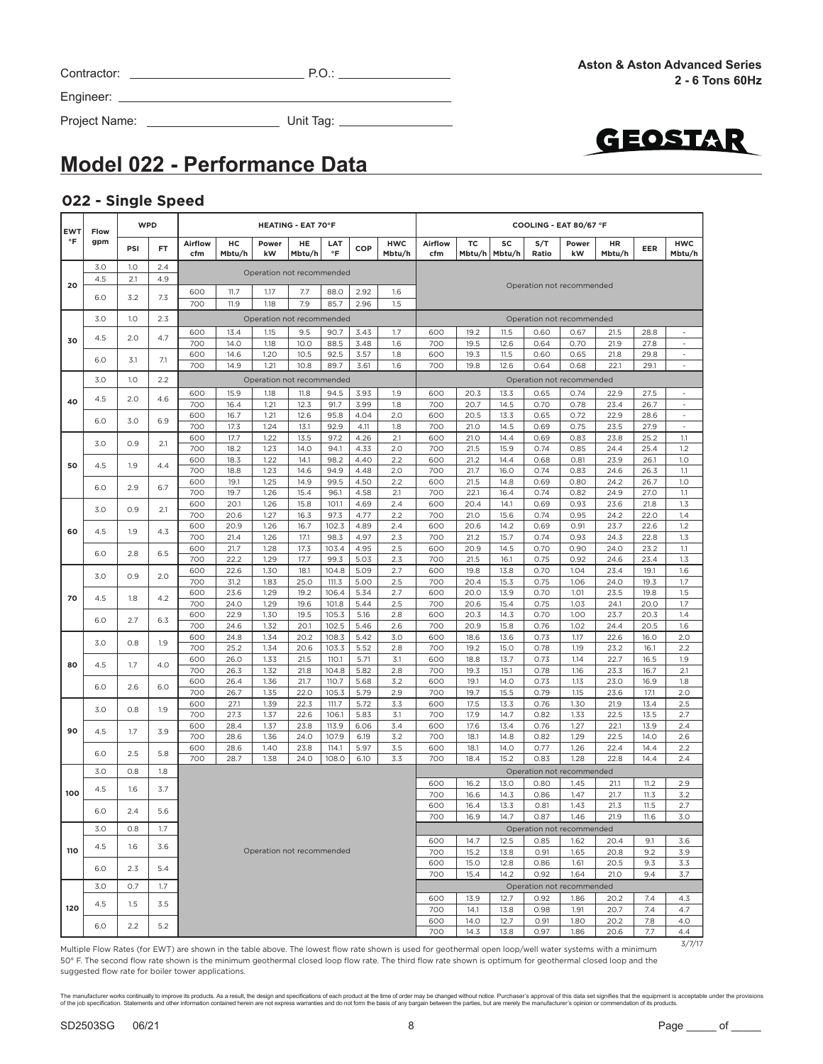Contractor: ______________________ P.O.: ________________

Engineer: ______________________________________________

Project Name: ___________________ Unit Tag: ______________

**Aston & Aston Advanced Series**
**2 - 6 Tons 60Hz**

GEOSTAR

# Model 022 - Performance Data

## 022 - Single Speed

| EWT °F | Flow gpm | WPD PSI | WPD FT | HEATING - EAT 70°F Airflow cfm | HC Mbtu/h | Power kW | HE Mbtu/h | LAT °F | COP | HWC Mbtu/h | COOLING - EAT 80/67 °F Airflow cfm | TC Mbtu/h | SC Mbtu/h | S/T Ratio | Power kW | HR Mbtu/h | EER | HWC Mbtu/h |
|---|---|---|---|---|---|---|---|---|---|---|---|---|---|---|---|---|---|---|
| 20 | 3.0 | 1.0 | 2.4 | Operation not recommended | | | | | | | Operation not recommended | | | | | | | |
| | 4.5 | 2.1 | 4.9 | Operation not recommended | | | | | | | | | | | | | | |
| | 6.0 | 3.2 | 7.3 | 600 | 11.7 | 1.17 | 7.7 | 88.0 | 2.92 | 1.6 | | | | | | | | |
| | | | | 700 | 11.9 | 1.18 | 7.9 | 85.7 | 2.96 | 1.5 | | | | | | | | |
| 30 | 3.0 | 1.0 | 2.3 | Operation not recommended | | | | | | | Operation not recommended | | | | | | | |
| | 4.5 | 2.0 | 4.7 | 600 | 13.4 | 1.15 | 9.5 | 90.7 | 3.43 | 1.7 | 600 | 19.2 | 11.5 | 0.60 | 0.67 | 21.5 | 28.8 | - |
| | | | | 700 | 14.0 | 1.18 | 10.0 | 88.5 | 3.48 | 1.6 | 700 | 19.5 | 12.6 | 0.64 | 0.70 | 21.9 | 27.8 | - |
| | 6.0 | 3.1 | 7.1 | 600 | 14.6 | 1.20 | 10.5 | 92.5 | 3.57 | 1.8 | 600 | 19.3 | 11.5 | 0.60 | 0.65 | 21.8 | 29.8 | - |
| | | | | 700 | 14.9 | 1.21 | 10.8 | 89.7 | 3.61 | 1.6 | 700 | 19.8 | 12.6 | 0.64 | 0.68 | 22.1 | 29.1 | - |
| 40 | 3.0 | 1.0 | 2.2 | Operation not recommended | | | | | | | Operation not recommended | | | | | | | |
| | 4.5 | 2.0 | 4.6 | 600 | 15.9 | 1.18 | 11.8 | 94.5 | 3.93 | 1.9 | 600 | 20.3 | 13.3 | 0.65 | 0.74 | 22.9 | 27.5 | - |
| | | | | 700 | 16.4 | 1.21 | 12.3 | 91.7 | 3.99 | 1.8 | 700 | 20.7 | 14.5 | 0.70 | 0.78 | 23.4 | 26.7 | - |
| | 6.0 | 3.0 | 6.9 | 600 | 16.7 | 1.21 | 12.6 | 95.8 | 4.04 | 2.0 | 600 | 20.5 | 13.3 | 0.65 | 0.72 | 22.9 | 28.6 | - |
| | | | | 700 | 17.3 | 1.24 | 13.1 | 92.9 | 4.11 | 1.8 | 700 | 21.0 | 14.5 | 0.69 | 0.75 | 23.5 | 27.9 | - |
| 50 | 3.0 | 0.9 | 2.1 | 600 | 17.7 | 1.22 | 13.5 | 97.2 | 4.26 | 2.1 | 600 | 21.0 | 14.4 | 0.69 | 0.83 | 23.8 | 25.2 | 1.1 |
| | | | | 700 | 18.2 | 1.23 | 14.0 | 94.1 | 4.33 | 2.0 | 700 | 21.5 | 15.9 | 0.74 | 0.85 | 24.4 | 25.4 | 1.2 |
| | 4.5 | 1.9 | 4.4 | 600 | 18.3 | 1.22 | 14.1 | 98.2 | 4.40 | 2.2 | 600 | 21.2 | 14.4 | 0.68 | 0.81 | 23.9 | 26.1 | 1.0 |
| | | | | 700 | 18.8 | 1.23 | 14.6 | 94.9 | 4.48 | 2.0 | 700 | 21.7 | 16.0 | 0.74 | 0.83 | 24.6 | 26.3 | 1.1 |
| | 6.0 | 2.9 | 6.7 | 600 | 19.1 | 1.25 | 14.9 | 99.5 | 4.50 | 2.2 | 600 | 21.5 | 14.8 | 0.69 | 0.80 | 24.2 | 26.7 | 1.0 |
| | | | | 700 | 19.7 | 1.26 | 15.4 | 96.1 | 4.58 | 2.1 | 700 | 22.1 | 16.4 | 0.74 | 0.82 | 24.9 | 27.0 | 1.1 |
| 60 | 3.0 | 0.9 | 2.1 | 600 | 20.1 | 1.26 | 15.8 | 101.1 | 4.69 | 2.4 | 600 | 20.4 | 14.1 | 0.69 | 0.93 | 23.6 | 21.8 | 1.3 |
| | | | | 700 | 20.6 | 1.27 | 16.3 | 97.3 | 4.77 | 2.2 | 700 | 21.0 | 15.6 | 0.74 | 0.95 | 24.2 | 22.0 | 1.4 |
| | 4.5 | 1.9 | 4.3 | 600 | 20.9 | 1.26 | 16.7 | 102.3 | 4.89 | 2.4 | 600 | 20.6 | 14.2 | 0.69 | 0.91 | 23.7 | 22.6 | 1.2 |
| | | | | 700 | 21.4 | 1.26 | 17.1 | 98.3 | 4.97 | 2.3 | 700 | 21.2 | 15.7 | 0.74 | 0.93 | 24.3 | 22.8 | 1.3 |
| | 6.0 | 2.8 | 6.5 | 600 | 21.7 | 1.28 | 17.3 | 103.4 | 4.95 | 2.5 | 600 | 20.9 | 14.5 | 0.70 | 0.90 | 24.0 | 23.2 | 1.1 |
| | | | | 700 | 22.2 | 1.29 | 17.7 | 99.3 | 5.03 | 2.3 | 700 | 21.5 | 16.1 | 0.75 | 0.92 | 24.6 | 23.4 | 1.3 |
| 70 | 3.0 | 0.9 | 2.0 | 600 | 22.6 | 1.30 | 18.1 | 104.8 | 5.09 | 2.7 | 600 | 19.8 | 13.8 | 0.70 | 1.04 | 23.4 | 19.1 | 1.6 |
| | | | | 700 | 31.2 | 1.83 | 25.0 | 111.3 | 5.00 | 2.5 | 700 | 20.4 | 15.3 | 0.75 | 1.06 | 24.0 | 19.3 | 1.7 |
| | 4.5 | 1.8 | 4.2 | 600 | 23.6 | 1.29 | 19.2 | 106.4 | 5.34 | 2.7 | 600 | 20.0 | 13.9 | 0.70 | 1.01 | 23.5 | 19.8 | 1.5 |
| | | | | 700 | 24.0 | 1.29 | 19.6 | 101.8 | 5.44 | 2.5 | 700 | 20.6 | 15.4 | 0.75 | 1.03 | 24.1 | 20.0 | 1.7 |
| | 6.0 | 2.7 | 6.3 | 600 | 22.9 | 1.30 | 19.5 | 105.3 | 5.16 | 2.8 | 600 | 20.3 | 14.3 | 0.70 | 1.00 | 23.7 | 20.3 | 1.4 |
| | | | | 700 | 24.6 | 1.32 | 20.1 | 102.5 | 5.46 | 2.6 | 700 | 20.9 | 15.8 | 0.76 | 1.02 | 24.4 | 20.5 | 1.6 |
| 80 | 3.0 | 0.8 | 1.9 | 600 | 24.8 | 1.34 | 20.2 | 108.3 | 5.42 | 3.0 | 600 | 18.6 | 13.6 | 0.73 | 1.17 | 22.6 | 16.0 | 2.0 |
| | | | | 700 | 25.2 | 1.34 | 20.6 | 103.3 | 5.52 | 2.8 | 700 | 19.2 | 15.0 | 0.78 | 1.19 | 23.2 | 16.1 | 2.2 |
| | 4.5 | 1.7 | 4.0 | 600 | 26.0 | 1.33 | 21.5 | 110.1 | 5.71 | 3.1 | 600 | 18.8 | 13.7 | 0.73 | 1.14 | 22.7 | 16.5 | 1.9 |
| | | | | 700 | 26.3 | 1.32 | 21.8 | 104.8 | 5.82 | 2.8 | 700 | 19.3 | 15.1 | 0.78 | 1.16 | 23.3 | 16.7 | 2.1 |
| | 6.0 | 2.6 | 6.0 | 600 | 26.4 | 1.36 | 21.7 | 110.7 | 5.68 | 3.2 | 600 | 19.1 | 14.0 | 0.73 | 1.13 | 23.0 | 16.9 | 1.8 |
| | | | | 700 | 26.7 | 1.35 | 22.0 | 105.3 | 5.79 | 2.9 | 700 | 19.7 | 15.5 | 0.79 | 1.15 | 23.6 | 17.1 | 2.0 |
| 90 | 3.0 | 0.8 | 1.9 | 600 | 27.1 | 1.39 | 22.3 | 111.7 | 5.72 | 3.3 | 600 | 17.5 | 13.3 | 0.76 | 1.30 | 21.9 | 13.4 | 2.5 |
| | | | | 700 | 27.3 | 1.37 | 22.6 | 106.1 | 5.83 | 3.1 | 700 | 17.9 | 14.7 | 0.82 | 1.33 | 22.5 | 13.5 | 2.7 |
| | 4.5 | 1.7 | 3.9 | 600 | 28.4 | 1.37 | 23.8 | 113.9 | 6.06 | 3.4 | 600 | 17.6 | 13.4 | 0.76 | 1.27 | 22.1 | 13.9 | 2.4 |
| | | | | 700 | 28.6 | 1.36 | 24.0 | 107.9 | 6.19 | 3.2 | 700 | 18.1 | 14.8 | 0.82 | 1.29 | 22.5 | 14.0 | 2.6 |
| | 6.0 | 2.5 | 5.8 | 600 | 28.6 | 1.40 | 23.8 | 114.1 | 5.97 | 3.5 | 600 | 18.1 | 14.0 | 0.77 | 1.26 | 22.4 | 14.4 | 2.2 |
| | | | | 700 | 28.7 | 1.38 | 24.0 | 108.0 | 6.10 | 3.3 | 700 | 18.4 | 15.2 | 0.83 | 1.28 | 22.8 | 14.4 | 2.4 |
| 100 | 3.0 | 0.8 | 1.8 | Operation not recommended | | | | | | | Operation not recommended | | | | | | | |
| | 4.5 | 1.6 | 3.7 | | | | | | | | 600 | 16.2 | 13.0 | 0.80 | 1.45 | 21.1 | 11.2 | 2.9 |
| | | | | | | | | | | | 700 | 16.6 | 14.3 | 0.86 | 1.47 | 21.7 | 11.3 | 3.2 |
| | 6.0 | 2.4 | 5.6 | | | | | | | | 600 | 16.4 | 13.3 | 0.81 | 1.43 | 21.3 | 11.5 | 2.7 |
| | | | | | | | | | | | 700 | 16.9 | 14.7 | 0.87 | 1.46 | 21.9 | 11.6 | 3.0 |
| 110 | 3.0 | 0.8 | 1.7 | | | | | | | | Operation not recommended | | | | | | | |
| | 4.5 | 1.6 | 3.6 | | | | | | | | 600 | 14.7 | 12.5 | 0.85 | 1.62 | 20.4 | 9.1 | 3.6 |
| | | | | | | | | | | | 700 | 15.2 | 13.8 | 0.91 | 1.65 | 20.8 | 9.2 | 3.9 |
| | 6.0 | 2.3 | 5.4 | | | | | | | | 600 | 15.0 | 12.8 | 0.86 | 1.61 | 20.5 | 9.3 | 3.3 |
| | | | | | | | | | | | 700 | 15.4 | 14.2 | 0.92 | 1.64 | 21.0 | 9.4 | 3.7 |
| 120 | 3.0 | 0.7 | 1.7 | | | | | | | | Operation not recommended | | | | | | | |
| | 4.5 | 1.5 | 3.5 | | | | | | | | 600 | 13.9 | 12.7 | 0.92 | 1.86 | 20.2 | 7.4 | 4.3 |
| | | | | | | | | | | | 700 | 14.1 | 13.8 | 0.98 | 1.91 | 20.7 | 7.4 | 4.7 |
| | 6.0 | 2.2 | 5.2 | | | | | | | | 600 | 14.0 | 12.7 | 0.91 | 1.80 | 20.2 | 7.8 | 4.0 |
| | | | | | | | | | | | 700 | 14.3 | 13.8 | 0.97 | 1.86 | 20.6 | 7.7 | 4.4 |

3/7/17

Multiple Flow Rates (for EWT) are shown in the table above. The lowest flow rate shown is used for geothermal open loop/well water systems with a minimum 50° F. The second flow rate shown is the minimum geothermal closed loop flow rate. The third flow rate shown is optimum for geothermal closed loop and the suggested flow rate for boiler tower applications.

The manufacturer works continually to improve its products. As a result, the design and specifications of each product at the time of order may be changed without notice. Purchaser's approval of this data set signifies that the equipment is acceptable under the provisions of the job specification. Statements and other information contained herein are not express warranties and do not form the basis of any bargain between the parties, but are merely the manufacturer's opinion or commendation of its products.

SD2503SG 06/21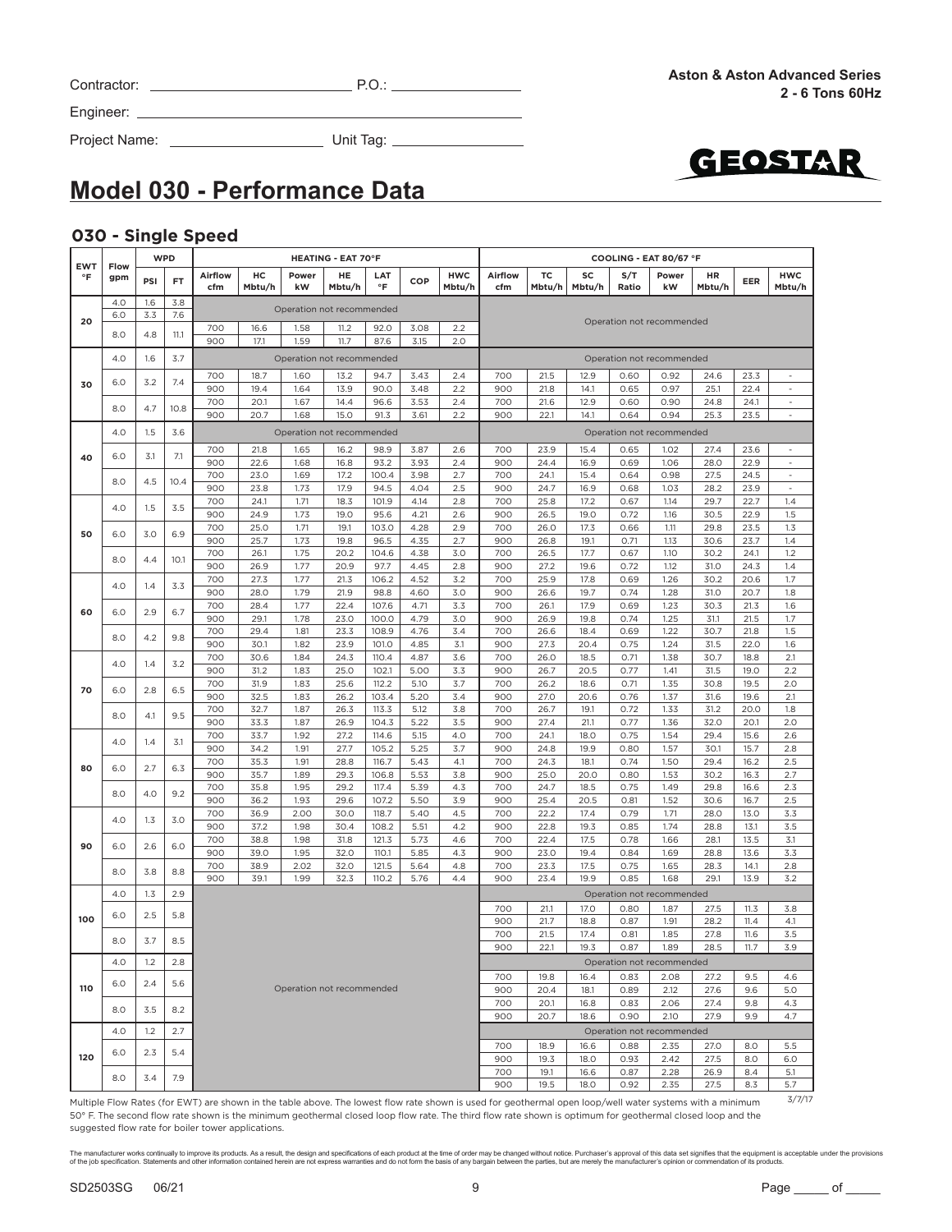Contractor: ______________________ P.O.: ________________

Engineer: ____________________________________________

Project Name: ________________ Unit Tag: ________________

**Aston & Aston Advanced Series**
**2 - 6 Tons 60Hz**

# Model 030 - Performance Data

## 030 - Single Speed

| EWT °F | Flow gpm | WPD | | HEATING - EAT 70°F | | | | | | | COOLING - EAT 80/67 °F | | | | | | | |
|---|---|---|---|---|---|---|---|---|---|---|---|---|---|---|---|---|---|---|
| | | PSI | FT | Airflow cfm | HC Mbtu/h | Power kW | HE Mbtu/h | LAT °F | COP | HWC Mbtu/h | Airflow cfm | TC Mbtu/h | SC Mbtu/h | S/T Ratio | Power kW | HR Mbtu/h | EER | HWC Mbtu/h |
| 20 | 4.0 | 1.6 | 3.8 | Operation not recommended | | | | | | | Operation not recommended | | | | | | | |
| | 6.0 | 3.3 | 7.6 | Operation not recommended | | | | | | | | | | | | | | |
| | 8.0 | 4.8 | 11.1 | 700 | 16.6 | 1.58 | 11.2 | 92.0 | 3.08 | 2.2 | | | | | | | | |
| | | | | 900 | 17.1 | 1.59 | 11.7 | 87.6 | 3.15 | 2.0 | | | | | | | | |
| 30 | 4.0 | 1.6 | 3.7 | Operation not recommended | | | | | | | Operation not recommended | | | | | | | |
| | 6.0 | 3.2 | 7.4 | 700 | 18.7 | 1.60 | 13.2 | 94.7 | 3.43 | 2.4 | 700 | 21.5 | 12.9 | 0.60 | 0.92 | 24.6 | 23.3 | - |
| | | | | 900 | 19.4 | 1.64 | 13.9 | 90.0 | 3.48 | 2.2 | 900 | 21.8 | 14.1 | 0.65 | 0.97 | 25.1 | 22.4 | - |
| | 8.0 | 4.7 | 10.8 | 700 | 20.1 | 1.67 | 14.4 | 96.6 | 3.53 | 2.4 | 700 | 21.6 | 12.9 | 0.60 | 0.90 | 24.8 | 24.1 | - |
| | | | | 900 | 20.7 | 1.68 | 15.0 | 91.3 | 3.61 | 2.2 | 900 | 22.1 | 14.1 | 0.64 | 0.94 | 25.3 | 23.5 | - |
| 40 | 4.0 | 1.5 | 3.6 | Operation not recommended | | | | | | | Operation not recommended | | | | | | | |
| | 6.0 | 3.1 | 7.1 | 700 | 21.8 | 1.65 | 16.2 | 98.9 | 3.87 | 2.6 | 700 | 23.9 | 15.4 | 0.65 | 1.02 | 27.4 | 23.6 | - |
| | | | | 900 | 22.6 | 1.68 | 16.8 | 93.2 | 3.93 | 2.4 | 900 | 24.4 | 16.9 | 0.69 | 1.06 | 28.0 | 22.9 | - |
| | 8.0 | 4.5 | 10.4 | 700 | 23.0 | 1.69 | 17.2 | 100.4 | 3.98 | 2.7 | 700 | 24.1 | 15.4 | 0.64 | 0.98 | 27.5 | 24.5 | - |
| | | | | 900 | 23.8 | 1.73 | 17.9 | 94.5 | 4.04 | 2.5 | 900 | 24.7 | 16.9 | 0.68 | 1.03 | 28.2 | 23.9 | - |
| 50 | 4.0 | 1.5 | 3.5 | 700 | 24.1 | 1.71 | 18.3 | 101.9 | 4.14 | 2.8 | 700 | 25.8 | 17.2 | 0.67 | 1.14 | 29.7 | 22.7 | 1.4 |
| | | | | 900 | 24.9 | 1.73 | 19.0 | 95.6 | 4.21 | 2.6 | 900 | 26.5 | 19.0 | 0.72 | 1.16 | 30.5 | 22.9 | 1.5 |
| | 6.0 | 3.0 | 6.9 | 700 | 25.0 | 1.71 | 19.1 | 103.0 | 4.28 | 2.9 | 700 | 26.0 | 17.3 | 0.66 | 1.11 | 29.8 | 23.5 | 1.3 |
| | | | | 900 | 25.7 | 1.73 | 19.8 | 96.5 | 4.35 | 2.7 | 900 | 26.8 | 19.1 | 0.71 | 1.13 | 30.6 | 23.7 | 1.4 |
| | 8.0 | 4.4 | 10.1 | 700 | 26.1 | 1.75 | 20.2 | 104.6 | 4.38 | 3.0 | 700 | 26.5 | 17.7 | 0.67 | 1.10 | 30.2 | 24.1 | 1.2 |
| | | | | 900 | 26.9 | 1.77 | 20.9 | 97.7 | 4.45 | 2.8 | 900 | 27.2 | 19.6 | 0.72 | 1.12 | 31.0 | 24.3 | 1.4 |
| 60 | 4.0 | 1.4 | 3.3 | 700 | 27.3 | 1.77 | 21.3 | 106.2 | 4.52 | 3.2 | 700 | 25.9 | 17.8 | 0.69 | 1.26 | 30.2 | 20.6 | 1.7 |
| | | | | 900 | 28.0 | 1.79 | 21.9 | 98.8 | 4.60 | 3.0 | 900 | 26.6 | 19.7 | 0.74 | 1.28 | 31.0 | 20.7 | 1.8 |
| | 6.0 | 2.9 | 6.7 | 700 | 28.4 | 1.77 | 22.4 | 107.6 | 4.71 | 3.3 | 700 | 26.1 | 17.9 | 0.69 | 1.23 | 30.3 | 21.3 | 1.6 |
| | | | | 900 | 29.1 | 1.78 | 23.0 | 100.0 | 4.79 | 3.0 | 900 | 26.9 | 19.8 | 0.74 | 1.25 | 31.1 | 21.5 | 1.7 |
| | 8.0 | 4.2 | 9.8 | 700 | 29.4 | 1.81 | 23.3 | 108.9 | 4.76 | 3.4 | 700 | 26.6 | 18.4 | 0.69 | 1.22 | 30.7 | 21.8 | 1.5 |
| | | | | 900 | 30.1 | 1.82 | 23.9 | 101.0 | 4.85 | 3.1 | 900 | 27.3 | 20.4 | 0.75 | 1.24 | 31.5 | 22.0 | 1.6 |
| 70 | 4.0 | 1.4 | 3.2 | 700 | 30.6 | 1.84 | 24.3 | 110.4 | 4.87 | 3.6 | 700 | 26.0 | 18.5 | 0.71 | 1.38 | 30.7 | 18.8 | 2.1 |
| | | | | 900 | 31.2 | 1.83 | 25.0 | 102.1 | 5.00 | 3.3 | 900 | 26.7 | 20.5 | 0.77 | 1.41 | 31.5 | 19.0 | 2.2 |
| | 6.0 | 2.8 | 6.5 | 700 | 31.9 | 1.83 | 25.6 | 112.2 | 5.10 | 3.7 | 700 | 26.2 | 18.6 | 0.71 | 1.35 | 30.8 | 19.5 | 2.0 |
| | | | | 900 | 32.5 | 1.83 | 26.2 | 103.4 | 5.20 | 3.4 | 900 | 27.0 | 20.6 | 0.76 | 1.37 | 31.6 | 19.6 | 2.1 |
| | 8.0 | 4.1 | 9.5 | 700 | 32.7 | 1.87 | 26.3 | 113.3 | 5.12 | 3.8 | 700 | 26.7 | 19.1 | 0.72 | 1.33 | 31.2 | 20.0 | 1.8 |
| | | | | 900 | 33.3 | 1.87 | 26.9 | 104.3 | 5.22 | 3.5 | 900 | 27.4 | 21.1 | 0.77 | 1.36 | 32.0 | 20.1 | 2.0 |
| 80 | 4.0 | 1.4 | 3.1 | 700 | 33.7 | 1.92 | 27.2 | 114.6 | 5.15 | 4.0 | 700 | 24.1 | 18.0 | 0.75 | 1.54 | 29.4 | 15.6 | 2.6 |
| | | | | 900 | 34.2 | 1.91 | 27.7 | 105.2 | 5.25 | 3.7 | 900 | 24.8 | 19.9 | 0.80 | 1.57 | 30.1 | 15.7 | 2.8 |
| | 6.0 | 2.7 | 6.3 | 700 | 35.3 | 1.91 | 28.8 | 116.7 | 5.43 | 4.1 | 700 | 24.3 | 18.1 | 0.74 | 1.50 | 29.4 | 16.2 | 2.5 |
| | | | | 900 | 35.7 | 1.89 | 29.3 | 106.8 | 5.53 | 3.8 | 900 | 25.0 | 20.0 | 0.80 | 1.53 | 30.2 | 16.3 | 2.7 |
| | 8.0 | 4.0 | 9.2 | 700 | 35.8 | 1.95 | 29.2 | 117.4 | 5.39 | 4.3 | 700 | 24.7 | 18.5 | 0.75 | 1.49 | 29.8 | 16.6 | 2.3 |
| | | | | 900 | 36.2 | 1.93 | 29.6 | 107.2 | 5.50 | 3.9 | 900 | 25.4 | 20.5 | 0.81 | 1.52 | 30.6 | 16.7 | 2.5 |
| 90 | 4.0 | 1.3 | 3.0 | 700 | 36.9 | 2.00 | 30.0 | 118.7 | 5.40 | 4.5 | 700 | 22.2 | 17.4 | 0.79 | 1.71 | 28.0 | 13.0 | 3.3 |
| | | | | 900 | 37.2 | 1.98 | 30.4 | 108.2 | 5.51 | 4.2 | 900 | 22.8 | 19.3 | 0.85 | 1.74 | 28.8 | 13.1 | 3.5 |
| | 6.0 | 2.6 | 6.0 | 700 | 38.8 | 1.98 | 31.8 | 121.3 | 5.73 | 4.6 | 700 | 22.4 | 17.5 | 0.78 | 1.66 | 28.1 | 13.5 | 3.1 |
| | | | | 900 | 39.0 | 1.95 | 32.0 | 110.1 | 5.85 | 4.3 | 900 | 23.0 | 19.4 | 0.84 | 1.69 | 28.8 | 13.6 | 3.3 |
| | 8.0 | 3.8 | 8.8 | 700 | 38.9 | 2.02 | 32.0 | 121.5 | 5.64 | 4.8 | 700 | 23.3 | 17.5 | 0.75 | 1.65 | 28.3 | 14.1 | 2.8 |
| | | | | 900 | 39.1 | 1.99 | 32.3 | 110.2 | 5.76 | 4.4 | 900 | 23.4 | 19.9 | 0.85 | 1.68 | 29.1 | 13.9 | 3.2 |
| 100 | 4.0 | 1.3 | 2.9 | Operation not recommended | | | | | | | Operation not recommended | | | | | | | |
| | 6.0 | 2.5 | 5.8 | | | | | | | | 700 | 21.1 | 17.0 | 0.80 | 1.87 | 27.5 | 11.3 | 3.8 |
| | | | | | | | | | | | 900 | 21.7 | 18.8 | 0.87 | 1.91 | 28.2 | 11.4 | 4.1 |
| | 8.0 | 3.7 | 8.5 | | | | | | | | 700 | 21.5 | 17.4 | 0.81 | 1.85 | 27.8 | 11.6 | 3.5 |
| | | | | | | | | | | | 900 | 22.1 | 19.3 | 0.87 | 1.89 | 28.5 | 11.7 | 3.9 |
| 110 | 4.0 | 1.2 | 2.8 | | | | | | | | Operation not recommended | | | | | | | |
| | 6.0 | 2.4 | 5.6 | | | | | | | | 700 | 19.8 | 16.4 | 0.83 | 2.08 | 27.2 | 9.5 | 4.6 |
| | | | | | | | | | | | 900 | 20.4 | 18.1 | 0.89 | 2.12 | 27.6 | 9.6 | 5.0 |
| | 8.0 | 3.5 | 8.2 | | | | | | | | 700 | 20.1 | 16.8 | 0.83 | 2.06 | 27.4 | 9.8 | 4.3 |
| | | | | | | | | | | | 900 | 20.7 | 18.6 | 0.90 | 2.10 | 27.9 | 9.9 | 4.7 |
| 120 | 4.0 | 1.2 | 2.7 | | | | | | | | Operation not recommended | | | | | | | |
| | 6.0 | 2.3 | 5.4 | | | | | | | | 700 | 18.9 | 16.6 | 0.88 | 2.35 | 27.0 | 8.0 | 5.5 |
| | | | | | | | | | | | 900 | 19.3 | 18.0 | 0.93 | 2.42 | 27.5 | 8.0 | 6.0 |
| | 8.0 | 3.4 | 7.9 | | | | | | | | 700 | 19.1 | 16.6 | 0.87 | 2.28 | 26.9 | 8.4 | 5.1 |
| | | | | | | | | | | | 900 | 19.5 | 18.0 | 0.92 | 2.35 | 27.5 | 8.3 | 5.7 |

3/7/17

Multiple Flow Rates (for EWT) are shown in the table above. The lowest flow rate shown is used for geothermal open loop/well water systems with a minimum 50° F. The second flow rate shown is the minimum geothermal closed loop flow rate. The third flow rate shown is optimum for geothermal closed loop and the suggested flow rate for boiler tower applications.

The manufacturer works continually to improve its products. As a result, the design and specifications of each product at the time of order may be changed without notice. Purchaser's approval of this data set signifies that the equipment is acceptable under the provisions of the job specification. Statements and other information contained herein are not express warranties and do not form the basis of any bargain between the parties, but are merely the manufacturer's opinion or commendation of its products.

SD2503SG 06/21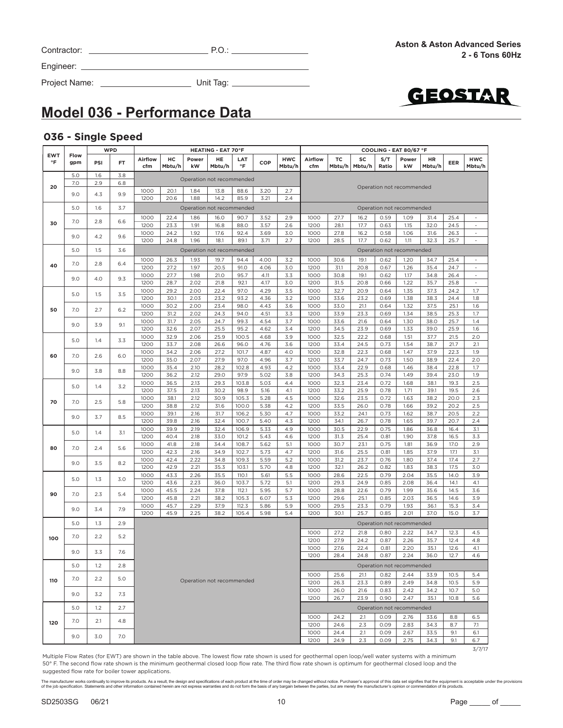Contractor: ______________________ P.O.: ________________

Engineer: ____________________________________________

Project Name: __________________ Unit Tag: ________________

Aston & Aston Advanced Series
2 - 6 Tons 60Hz

# Model 036 - Performance Data

## 036 - Single Speed

| EWT °F | Flow gpm | WPD PSI | WPD FT | HEATING - EAT 70°F Airflow cfm | HC Mbtu/h | Power kW | HE Mbtu/h | LAT °F | COP | HWC Mbtu/h | COOLING - EAT 80/67 °F Airflow cfm | TC Mbtu/h | SC Mbtu/h | S/T Ratio | Power kW | HR Mbtu/h | EER | HWC Mbtu/h |
|---|---|---|---|---|---|---|---|---|---|---|---|---|---|---|---|---|---|---|
| 20 | 5.0 | 1.6 | 3.8 | Operation not recommended | | | | | | | Operation not recommended | | | | | | | |
| | 7.0 | 2.9 | 6.8 | Operation not recommended | | | | | | | | | | | | | | |
| | 9.0 | 4.3 | 9.9 | 1000 | 20.1 | 1.84 | 13.8 | 88.6 | 3.20 | 2.7 | | | | | | | | |
| | | | | 1200 | 20.6 | 1.88 | 14.2 | 85.9 | 3.21 | 2.4 | | | | | | | | |
| 30 | 5.0 | 1.6 | 3.7 | Operation not recommended | | | | | | | Operation not recommended | | | | | | | |
| | 7.0 | 2.8 | 6.6 | 1000 | 22.4 | 1.86 | 16.0 | 90.7 | 3.52 | 2.9 | 1000 | 27.7 | 16.2 | 0.59 | 1.09 | 31.4 | 25.4 | - |
| | | | | 1200 | 23.3 | 1.91 | 16.8 | 88.0 | 3.57 | 2.6 | 1200 | 28.1 | 17.7 | 0.63 | 1.15 | 32.0 | 24.5 | - |
| | 9.0 | 4.2 | 9.6 | 1000 | 24.2 | 1.92 | 17.6 | 92.4 | 3.69 | 3.0 | 1000 | 27.8 | 16.2 | 0.58 | 1.06 | 31.6 | 26.3 | - |
| | | | | 1200 | 24.8 | 1.96 | 18.1 | 89.1 | 3.71 | 2.7 | 1200 | 28.5 | 17.7 | 0.62 | 1.11 | 32.3 | 25.7 | - |
| 40 | 5.0 | 1.5 | 3.6 | Operation not recommended | | | | | | | Operation not recommended | | | | | | | |
| | 7.0 | 2.8 | 6.4 | 1000 | 26.3 | 1.93 | 19.7 | 94.4 | 4.00 | 3.2 | 1000 | 30.6 | 19.1 | 0.62 | 1.20 | 34.7 | 25.4 | - |
| | | | | 1200 | 27.2 | 1.97 | 20.5 | 91.0 | 4.06 | 3.0 | 1200 | 31.1 | 20.8 | 0.67 | 1.26 | 35.4 | 24.7 | - |
| | 9.0 | 4.0 | 9.3 | 1000 | 27.7 | 1.98 | 21.0 | 95.7 | 4.11 | 3.3 | 1000 | 30.8 | 19.1 | 0.62 | 1.17 | 34.8 | 26.4 | - |
| | | | | 1200 | 28.7 | 2.02 | 21.8 | 92.1 | 4.17 | 3.0 | 1200 | 31.5 | 20.8 | 0.66 | 1.22 | 35.7 | 25.8 | - |
| 50 | 5.0 | 1.5 | 3.5 | 1000 | 29.2 | 2.00 | 22.4 | 97.0 | 4.29 | 3.5 | 1000 | 32.7 | 20.9 | 0.64 | 1.35 | 37.3 | 24.2 | 1.7 |
| | | | | 1200 | 30.1 | 2.03 | 23.2 | 93.2 | 4.36 | 3.2 | 1200 | 33.6 | 23.2 | 0.69 | 1.38 | 38.3 | 24.4 | 1.8 |
| | 7.0 | 2.7 | 6.2 | 1000 | 30.2 | 2.00 | 23.4 | 98.0 | 4.43 | 3.6 | 1000 | 33.0 | 21.1 | 0.64 | 1.32 | 37.5 | 25.1 | 1.6 |
| | | | | 1200 | 31.2 | 2.02 | 24.3 | 94.0 | 4.51 | 3.3 | 1200 | 33.9 | 23.3 | 0.69 | 1.34 | 38.5 | 25.3 | 1.7 |
| | 9.0 | 3.9 | 9.1 | 1000 | 31.7 | 2.05 | 24.7 | 99.3 | 4.54 | 3.7 | 1000 | 33.6 | 21.6 | 0.64 | 1.30 | 38.0 | 25.7 | 1.4 |
| | | | | 1200 | 32.6 | 2.07 | 25.5 | 95.2 | 4.62 | 3.4 | 1200 | 34.5 | 23.9 | 0.69 | 1.33 | 39.0 | 25.9 | 1.6 |
| 60 | 5.0 | 1.4 | 3.3 | 1000 | 32.9 | 2.06 | 25.9 | 100.5 | 4.68 | 3.9 | 1000 | 32.5 | 22.2 | 0.68 | 1.51 | 37.7 | 21.5 | 2.0 |
| | | | | 1200 | 33.7 | 2.08 | 26.6 | 96.0 | 4.76 | 3.6 | 1200 | 33.4 | 24.5 | 0.73 | 1.54 | 38.7 | 21.7 | 2.1 |
| | 7.0 | 2.6 | 6.0 | 1000 | 34.2 | 2.06 | 27.2 | 101.7 | 4.87 | 4.0 | 1000 | 32.8 | 22.3 | 0.68 | 1.47 | 37.9 | 22.3 | 1.9 |
| | | | | 1200 | 35.0 | 2.07 | 27.9 | 97.0 | 4.96 | 3.7 | 1200 | 33.7 | 24.7 | 0.73 | 1.50 | 38.9 | 22.4 | 2.0 |
| | 9.0 | 3.8 | 8.8 | 1000 | 35.4 | 2.10 | 28.2 | 102.8 | 4.93 | 4.2 | 1000 | 33.4 | 22.9 | 0.68 | 1.46 | 38.4 | 22.8 | 1.7 |
| | | | | 1200 | 36.2 | 2.12 | 29.0 | 97.9 | 5.02 | 3.8 | 1200 | 34.3 | 25.3 | 0.74 | 1.49 | 39.4 | 23.0 | 1.9 |
| 70 | 5.0 | 1.4 | 3.2 | 1000 | 36.5 | 2.13 | 29.3 | 103.8 | 5.03 | 4.4 | 1000 | 32.3 | 23.4 | 0.72 | 1.68 | 38.1 | 19.3 | 2.5 |
| | | | | 1200 | 37.5 | 2.13 | 30.2 | 98.9 | 5.16 | 4.1 | 1200 | 33.2 | 25.9 | 0.78 | 1.71 | 39.1 | 19.5 | 2.6 |
| | 7.0 | 2.5 | 5.8 | 1000 | 38.1 | 2.12 | 30.9 | 105.3 | 5.28 | 4.5 | 1000 | 32.6 | 23.5 | 0.72 | 1.63 | 38.2 | 20.0 | 2.3 |
| | | | | 1200 | 38.8 | 2.12 | 31.6 | 100.0 | 5.38 | 4.2 | 1200 | 33.5 | 26.0 | 0.78 | 1.66 | 39.2 | 20.2 | 2.5 |
| | 9.0 | 3.7 | 8.5 | 1000 | 39.1 | 2.16 | 31.7 | 106.2 | 5.30 | 4.7 | 1000 | 33.2 | 24.1 | 0.73 | 1.62 | 38.7 | 20.5 | 2.2 |
| | | | | 1200 | 39.8 | 2.16 | 32.4 | 100.7 | 5.40 | 4.3 | 1200 | 34.1 | 26.7 | 0.78 | 1.65 | 39.7 | 20.7 | 2.4 |
| 80 | 5.0 | 1.4 | 3.1 | 1000 | 39.9 | 2.19 | 32.4 | 106.9 | 5.33 | 4.9 | 1000 | 30.5 | 22.9 | 0.75 | 1.86 | 36.8 | 16.4 | 3.1 |
| | | | | 1200 | 40.4 | 2.18 | 33.0 | 101.2 | 5.43 | 4.6 | 1200 | 31.3 | 25.4 | 0.81 | 1.90 | 37.8 | 16.5 | 3.3 |
| | 7.0 | 2.4 | 5.6 | 1000 | 41.8 | 2.18 | 34.4 | 108.7 | 5.62 | 5.1 | 1000 | 30.7 | 23.1 | 0.75 | 1.81 | 36.9 | 17.0 | 2.9 |
| | | | | 1200 | 42.3 | 2.16 | 34.9 | 102.7 | 5.73 | 4.7 | 1200 | 31.6 | 25.5 | 0.81 | 1.85 | 37.9 | 17.1 | 3.1 |
| | 9.0 | 3.5 | 8.2 | 1000 | 42.4 | 2.22 | 34.8 | 109.3 | 5.59 | 5.2 | 1000 | 31.2 | 23.7 | 0.76 | 1.80 | 37.4 | 17.4 | 2.7 |
| | | | | 1200 | 42.9 | 2.21 | 35.3 | 103.1 | 5.70 | 4.8 | 1200 | 32.1 | 26.2 | 0.82 | 1.83 | 38.3 | 17.5 | 3.0 |
| 90 | 5.0 | 1.3 | 3.0 | 1000 | 43.3 | 2.26 | 35.5 | 110.1 | 5.61 | 5.5 | 1000 | 28.6 | 22.5 | 0.79 | 2.04 | 35.5 | 14.0 | 3.9 |
| | | | | 1200 | 43.6 | 2.23 | 36.0 | 103.7 | 5.72 | 5.1 | 1200 | 29.3 | 24.9 | 0.85 | 2.08 | 36.4 | 14.1 | 4.1 |
| | 7.0 | 2.3 | 5.4 | 1000 | 45.5 | 2.24 | 37.8 | 112.1 | 5.95 | 5.7 | 1000 | 28.8 | 22.6 | 0.79 | 1.99 | 35.6 | 14.5 | 3.6 |
| | | | | 1200 | 45.8 | 2.21 | 38.2 | 105.3 | 6.07 | 5.3 | 1200 | 29.6 | 25.1 | 0.85 | 2.03 | 36.5 | 14.6 | 3.9 |
| | 9.0 | 3.4 | 7.9 | 1000 | 45.7 | 2.29 | 37.9 | 112.3 | 5.86 | 5.9 | 1000 | 29.5 | 23.3 | 0.79 | 1.93 | 36.1 | 15.3 | 3.4 |
| | | | | 1200 | 45.9 | 2.25 | 38.2 | 105.4 | 5.98 | 5.4 | 1200 | 30.1 | 25.7 | 0.85 | 2.01 | 37.0 | 15.0 | 3.7 |
| 100 | 5.0 | 1.3 | 2.9 | Operation not recommended | | | | | | | Operation not recommended | | | | | | | |
| | 7.0 | 2.2 | 5.2 | | | | | | | | 1000 | 27.2 | 21.8 | 0.80 | 2.22 | 34.7 | 12.3 | 4.5 |
| | | | | | | | | | | | 1200 | 27.9 | 24.2 | 0.87 | 2.26 | 35.7 | 12.4 | 4.8 |
| | 9.0 | 3.3 | 7.6 | | | | | | | | 1000 | 27.6 | 22.4 | 0.81 | 2.20 | 35.1 | 12.6 | 4.1 |
| | | | | | | | | | | | 1200 | 28.4 | 24.8 | 0.87 | 2.24 | 36.0 | 12.7 | 4.6 |
| 110 | 5.0 | 1.2 | 2.8 | | | | | | | | Operation not recommended | | | | | | | |
| | 7.0 | 2.2 | 5.0 | | | | | | | | 1000 | 25.6 | 21.1 | 0.82 | 2.44 | 33.9 | 10.5 | 5.4 |
| | | | | | | | | | | | 1200 | 26.3 | 23.3 | 0.89 | 2.49 | 34.8 | 10.5 | 5.9 |
| | 9.0 | 3.2 | 7.3 | | | | | | | | 1000 | 26.0 | 21.6 | 0.83 | 2.42 | 34.2 | 10.7 | 5.0 |
| | | | | | | | | | | | 1200 | 26.7 | 23.9 | 0.90 | 2.47 | 35.1 | 10.8 | 5.6 |
| 120 | 5.0 | 1.2 | 2.7 | | | | | | | | Operation not recommended | | | | | | | |
| | 7.0 | 2.1 | 4.8 | | | | | | | | 1000 | 24.2 | 2.1 | 0.09 | 2.76 | 33.6 | 8.8 | 6.5 |
| | | | | | | | | | | | 1200 | 24.6 | 2.3 | 0.09 | 2.83 | 34.3 | 8.7 | 7.1 |
| | 9.0 | 3.0 | 7.0 | | | | | | | | 1000 | 24.4 | 2.1 | 0.09 | 2.67 | 33.5 | 9.1 | 6.1 |
| | | | | | | | | | | | 1200 | 24.9 | 2.3 | 0.09 | 2.75 | 34.3 | 9.1 | 6.7 |

3/7/17

Multiple Flow Rates (for EWT) are shown in the table above. The lowest flow rate shown is used for geothermal open loop/well water systems with a minimum 50° F. The second flow rate shown is the minimum geothermal closed loop flow rate. The third flow rate shown is optimum for geothermal closed loop and the suggested flow rate for boiler tower applications.

The manufacturer works continually to improve its products. As a result, the design and specifications of each product at the time of order may be changed without notice. Purchaser's approval of this data set signifies that the equipment is acceptable under the provisions of the job specification. Statements and other information contained herein are not express warranties and do not form the basis of any bargain between the parties, but are merely the manufacturer's opinion or commendation of its products.

SD2503SG 06/21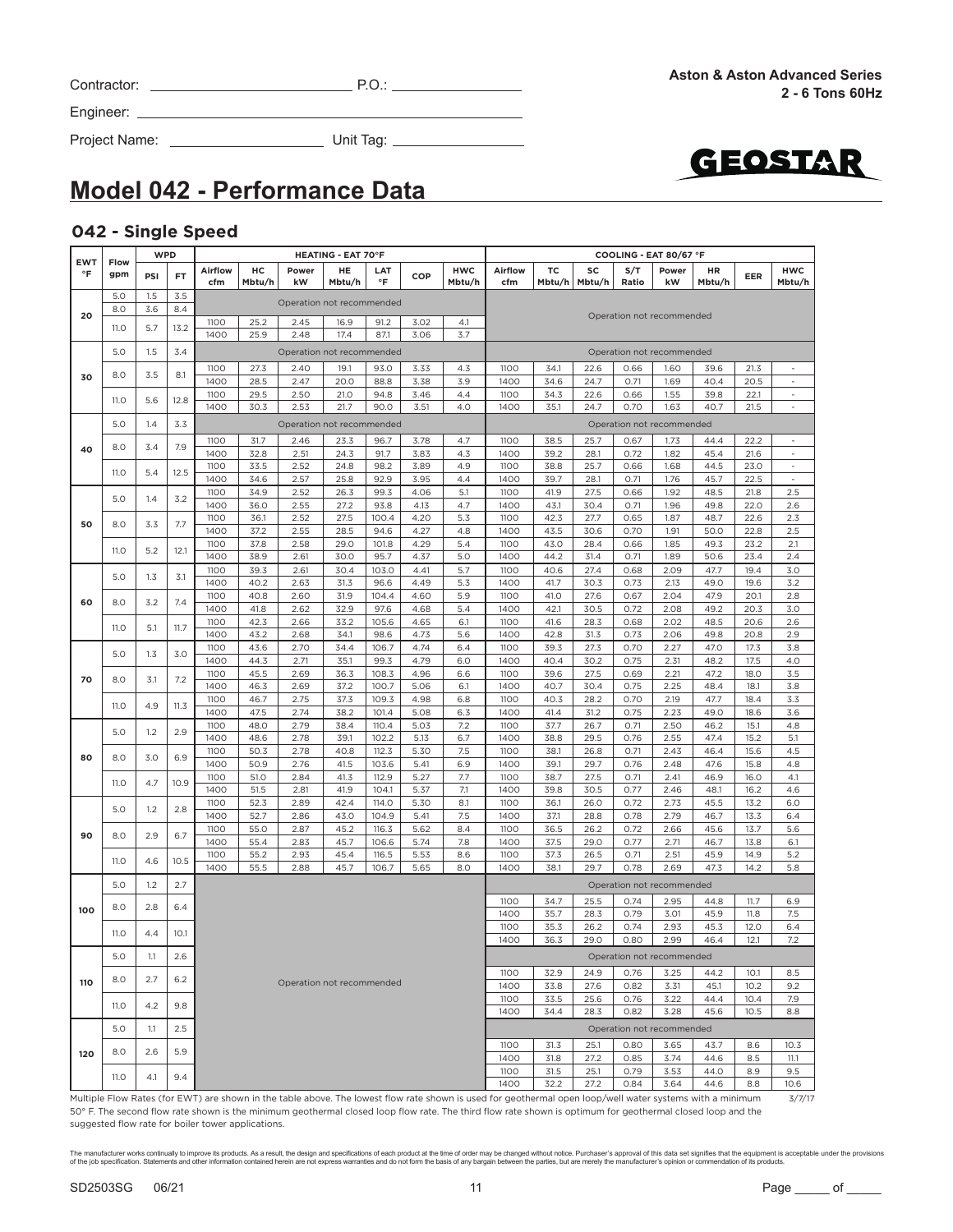Contractor: ______________________ P.O.: ______________

Engineer: ________________________________________

Project Name: __________________ Unit Tag: ______________

**Aston & Aston Advanced Series**
**2 - 6 Tons 60Hz**

GEOSTAR

# Model 042 - Performance Data

## 042 - Single Speed

| EWT °F | Flow gpm | WPD | | HEATING - EAT 70°F | | | | | | | COOLING - EAT 80/67 °F | | | | | | | |
|---|---|---|---|---|---|---|---|---|---|---|---|---|---|---|---|---|---|---|
| | | PSI | FT | Airflow cfm | HC Mbtu/h | Power kW | HE Mbtu/h | LAT °F | COP | HWC Mbtu/h | Airflow cfm | TC Mbtu/h | SC Mbtu/h | S/T Ratio | Power kW | HR Mbtu/h | EER | HWC Mbtu/h |
| 20 | 5.0 | 1.5 | 3.5 | Operation not recommended | | | | | | | Operation not recommended | | | | | | | |
| | 8.0 | 3.6 | 8.4 | | | | | | | | | | | | | | | |
| | 11.0 | 5.7 | 13.2 | 1100 | 25.2 | 2.45 | 16.9 | 91.2 | 3.02 | 4.1 | | | | | | | | |
| | | | | 1400 | 25.9 | 2.48 | 17.4 | 87.1 | 3.06 | 3.7 | | | | | | | | |
| 30 | 5.0 | 1.5 | 3.4 | Operation not recommended | | | | | | | Operation not recommended | | | | | | | |
| | 8.0 | 3.5 | 8.1 | 1100 | 27.3 | 2.40 | 19.1 | 93.0 | 3.33 | 4.3 | 1100 | 34.1 | 22.6 | 0.66 | 1.60 | 39.6 | 21.3 | - |
| | | | | 1400 | 28.5 | 2.47 | 20.0 | 88.8 | 3.38 | 3.9 | 1400 | 34.6 | 24.7 | 0.71 | 1.69 | 40.4 | 20.5 | - |
| | 11.0 | 5.6 | 12.8 | 1100 | 29.5 | 2.50 | 21.0 | 94.8 | 3.46 | 4.4 | 1100 | 34.3 | 22.6 | 0.66 | 1.55 | 39.8 | 22.1 | - |
| | | | | 1400 | 30.3 | 2.53 | 21.7 | 90.0 | 3.51 | 4.0 | 1400 | 35.1 | 24.7 | 0.70 | 1.63 | 40.7 | 21.5 | - |
| 40 | 5.0 | 1.4 | 3.3 | Operation not recommended | | | | | | | Operation not recommended | | | | | | | |
| | 8.0 | 3.4 | 7.9 | 1100 | 31.7 | 2.46 | 23.3 | 96.7 | 3.78 | 4.7 | 1100 | 38.5 | 25.7 | 0.67 | 1.73 | 44.4 | 22.2 | - |
| | | | | 1400 | 32.8 | 2.51 | 24.3 | 91.7 | 3.83 | 4.3 | 1400 | 39.2 | 28.1 | 0.72 | 1.82 | 45.4 | 21.6 | - |
| | 11.0 | 5.4 | 12.5 | 1100 | 33.5 | 2.52 | 24.8 | 98.2 | 3.89 | 4.9 | 1100 | 38.8 | 25.7 | 0.66 | 1.68 | 44.5 | 23.0 | - |
| | | | | 1400 | 34.6 | 2.57 | 25.8 | 92.9 | 3.95 | 4.4 | 1400 | 39.7 | 28.1 | 0.71 | 1.76 | 45.7 | 22.5 | - |
| 50 | 5.0 | 1.4 | 3.2 | 1100 | 34.9 | 2.52 | 26.3 | 99.3 | 4.06 | 5.1 | 1100 | 41.9 | 27.5 | 0.66 | 1.92 | 48.5 | 21.8 | 2.5 |
| | | | | 1400 | 36.0 | 2.55 | 27.2 | 93.8 | 4.13 | 4.7 | 1400 | 43.1 | 30.4 | 0.71 | 1.96 | 49.8 | 22.0 | 2.6 |
| | 8.0 | 3.3 | 7.7 | 1100 | 36.1 | 2.52 | 27.5 | 100.4 | 4.20 | 5.3 | 1100 | 42.3 | 27.7 | 0.65 | 1.87 | 48.7 | 22.6 | 2.3 |
| | | | | 1400 | 37.2 | 2.55 | 28.5 | 94.6 | 4.27 | 4.8 | 1400 | 43.5 | 30.6 | 0.70 | 1.91 | 50.0 | 22.8 | 2.5 |
| | 11.0 | 5.2 | 12.1 | 1100 | 37.8 | 2.58 | 29.0 | 101.8 | 4.29 | 5.4 | 1100 | 43.0 | 28.4 | 0.66 | 1.85 | 49.3 | 23.2 | 2.1 |
| | | | | 1400 | 38.9 | 2.61 | 30.0 | 95.7 | 4.37 | 5.0 | 1400 | 44.2 | 31.4 | 0.71 | 1.89 | 50.6 | 23.4 | 2.4 |
| 60 | 5.0 | 1.3 | 3.1 | 1100 | 39.3 | 2.61 | 30.4 | 103.0 | 4.41 | 5.7 | 1100 | 40.6 | 27.4 | 0.68 | 2.09 | 47.7 | 19.4 | 3.0 |
| | | | | 1400 | 40.2 | 2.63 | 31.3 | 96.6 | 4.49 | 5.3 | 1400 | 41.7 | 30.3 | 0.73 | 2.13 | 49.0 | 19.6 | 3.2 |
| | 8.0 | 3.2 | 7.4 | 1100 | 40.8 | 2.60 | 31.9 | 104.4 | 4.60 | 5.9 | 1100 | 41.0 | 27.6 | 0.67 | 2.04 | 47.9 | 20.1 | 2.8 |
| | | | | 1400 | 41.8 | 2.62 | 32.9 | 97.6 | 4.68 | 5.4 | 1400 | 42.1 | 30.5 | 0.72 | 2.08 | 49.2 | 20.3 | 3.0 |
| | 11.0 | 5.1 | 11.7 | 1100 | 42.3 | 2.66 | 33.2 | 105.6 | 4.65 | 6.1 | 1100 | 41.6 | 28.3 | 0.68 | 2.02 | 48.5 | 20.6 | 2.6 |
| | | | | 1400 | 43.2 | 2.68 | 34.1 | 98.6 | 4.73 | 5.6 | 1400 | 42.8 | 31.3 | 0.73 | 2.06 | 49.8 | 20.8 | 2.9 |
| 70 | 5.0 | 1.3 | 3.0 | 1100 | 43.6 | 2.70 | 34.4 | 106.7 | 4.74 | 6.4 | 1100 | 39.3 | 27.3 | 0.70 | 2.27 | 47.0 | 17.3 | 3.8 |
| | | | | 1400 | 44.3 | 2.71 | 35.1 | 99.3 | 4.79 | 6.0 | 1400 | 40.4 | 30.2 | 0.75 | 2.31 | 48.2 | 17.5 | 4.0 |
| | 8.0 | 3.1 | 7.2 | 1100 | 45.5 | 2.69 | 36.3 | 108.3 | 4.96 | 6.6 | 1100 | 39.6 | 27.5 | 0.69 | 2.21 | 47.2 | 18.0 | 3.5 |
| | | | | 1400 | 46.3 | 2.69 | 37.2 | 100.7 | 5.06 | 6.1 | 1400 | 40.7 | 30.4 | 0.75 | 2.25 | 48.4 | 18.1 | 3.8 |
| | 11.0 | 4.9 | 11.3 | 1100 | 46.7 | 2.75 | 37.3 | 109.3 | 4.98 | 6.8 | 1100 | 40.3 | 28.2 | 0.70 | 2.19 | 47.7 | 18.4 | 3.3 |
| | | | | 1400 | 47.5 | 2.74 | 38.2 | 101.4 | 5.08 | 6.3 | 1400 | 41.4 | 31.2 | 0.75 | 2.23 | 49.0 | 18.6 | 3.6 |
| 80 | 5.0 | 1.2 | 2.9 | 1100 | 48.0 | 2.79 | 38.4 | 110.4 | 5.03 | 7.2 | 1100 | 37.7 | 26.7 | 0.71 | 2.50 | 46.2 | 15.1 | 4.8 |
| | | | | 1400 | 48.6 | 2.78 | 39.1 | 102.2 | 5.13 | 6.7 | 1400 | 38.8 | 29.5 | 0.76 | 2.55 | 47.4 | 15.2 | 5.1 |
| | 8.0 | 3.0 | 6.9 | 1100 | 50.3 | 2.78 | 40.8 | 112.3 | 5.30 | 7.5 | 1100 | 38.1 | 26.8 | 0.71 | 2.43 | 46.4 | 15.6 | 4.5 |
| | | | | 1400 | 50.9 | 2.76 | 41.5 | 103.6 | 5.41 | 6.9 | 1400 | 39.1 | 29.7 | 0.76 | 2.48 | 47.6 | 15.8 | 4.8 |
| | 11.0 | 4.7 | 10.9 | 1100 | 51.0 | 2.84 | 41.3 | 112.9 | 5.27 | 7.7 | 1100 | 38.7 | 27.5 | 0.71 | 2.41 | 46.9 | 16.0 | 4.1 |
| | | | | 1400 | 51.5 | 2.81 | 41.9 | 104.1 | 5.37 | 7.1 | 1400 | 39.8 | 30.5 | 0.77 | 2.46 | 48.1 | 16.2 | 4.6 |
| 90 | 5.0 | 1.2 | 2.8 | 1100 | 52.3 | 2.89 | 42.4 | 114.0 | 5.30 | 8.1 | 1100 | 36.1 | 26.0 | 0.72 | 2.73 | 45.5 | 13.2 | 6.0 |
| | | | | 1400 | 52.7 | 2.86 | 43.0 | 104.9 | 5.41 | 7.5 | 1400 | 37.1 | 28.8 | 0.78 | 2.79 | 46.7 | 13.3 | 6.4 |
| | 8.0 | 2.9 | 6.7 | 1100 | 55.0 | 2.87 | 45.2 | 116.3 | 5.62 | 8.4 | 1100 | 36.5 | 26.2 | 0.72 | 2.66 | 45.6 | 13.7 | 5.6 |
| | | | | 1400 | 55.4 | 2.83 | 45.7 | 106.6 | 5.74 | 7.8 | 1400 | 37.5 | 29.0 | 0.77 | 2.71 | 46.7 | 13.8 | 6.1 |
| | 11.0 | 4.6 | 10.5 | 1100 | 55.2 | 2.93 | 45.4 | 116.5 | 5.53 | 8.6 | 1100 | 37.3 | 26.5 | 0.71 | 2.51 | 45.9 | 14.9 | 5.2 |
| | | | | 1400 | 55.5 | 2.88 | 45.7 | 106.7 | 5.65 | 8.0 | 1400 | 38.1 | 29.7 | 0.78 | 2.69 | 47.3 | 14.2 | 5.8 |
| 100 | 5.0 | 1.2 | 2.7 | Operation not recommended | | | | | | | Operation not recommended | | | | | | | |
| | 8.0 | 2.8 | 6.4 | | | | | | | | 1100 | 34.7 | 25.5 | 0.74 | 2.95 | 44.8 | 11.7 | 6.9 |
| | | | | | | | | | | | 1400 | 35.7 | 28.3 | 0.79 | 3.01 | 45.9 | 11.8 | 7.5 |
| | 11.0 | 4.4 | 10.1 | | | | | | | | 1100 | 35.3 | 26.2 | 0.74 | 2.93 | 45.3 | 12.0 | 6.4 |
| | | | | | | | | | | | 1400 | 36.3 | 29.0 | 0.80 | 2.99 | 46.4 | 12.1 | 7.2 |
| 110 | 5.0 | 1.1 | 2.6 | | | | | | | | Operation not recommended | | | | | | | |
| | 8.0 | 2.7 | 6.2 | | | | | | | | 1100 | 32.9 | 24.9 | 0.76 | 3.25 | 44.2 | 10.1 | 8.5 |
| | | | | | | | | | | | 1400 | 33.8 | 27.6 | 0.82 | 3.31 | 45.1 | 10.2 | 9.2 |
| | 11.0 | 4.2 | 9.8 | | | | | | | | 1100 | 33.5 | 25.6 | 0.76 | 3.22 | 44.4 | 10.4 | 7.9 |
| | | | | | | | | | | | 1400 | 34.4 | 28.3 | 0.82 | 3.28 | 45.6 | 10.5 | 8.8 |
| 120 | 5.0 | 1.1 | 2.5 | | | | | | | | Operation not recommended | | | | | | | |
| | 8.0 | 2.6 | 5.9 | | | | | | | | 1100 | 31.3 | 25.1 | 0.80 | 3.65 | 43.7 | 8.6 | 10.3 |
| | | | | | | | | | | | 1400 | 31.8 | 27.2 | 0.85 | 3.74 | 44.6 | 8.5 | 11.1 |
| | 11.0 | 4.1 | 9.4 | | | | | | | | 1100 | 31.5 | 25.1 | 0.79 | 3.53 | 44.0 | 8.9 | 9.5 |
| | | | | | | | | | | | 1400 | 32.2 | 27.2 | 0.84 | 3.64 | 44.6 | 8.8 | 10.6 |

Multiple Flow Rates (for EWT) are shown in the table above. The lowest flow rate shown is used for geothermal open loop/well water systems with a minimum 50° F. The second flow rate shown is the minimum geothermal closed loop flow rate. The third flow rate shown is optimum for geothermal closed loop and the suggested flow rate for boiler tower applications.

3/7/17

The manufacturer works continually to improve its products. As a result, the design and specifications of each product at the time of order may be changed without notice. Purchaser's approval of this data set signifies that the equipment is acceptable under the provisions of the job specification. Statements and other information contained herein are not express warranties and do not form the basis of any bargain between the parties, but are merely the manufacturer's opinion or commendation of its products.

SD2503SG 06/21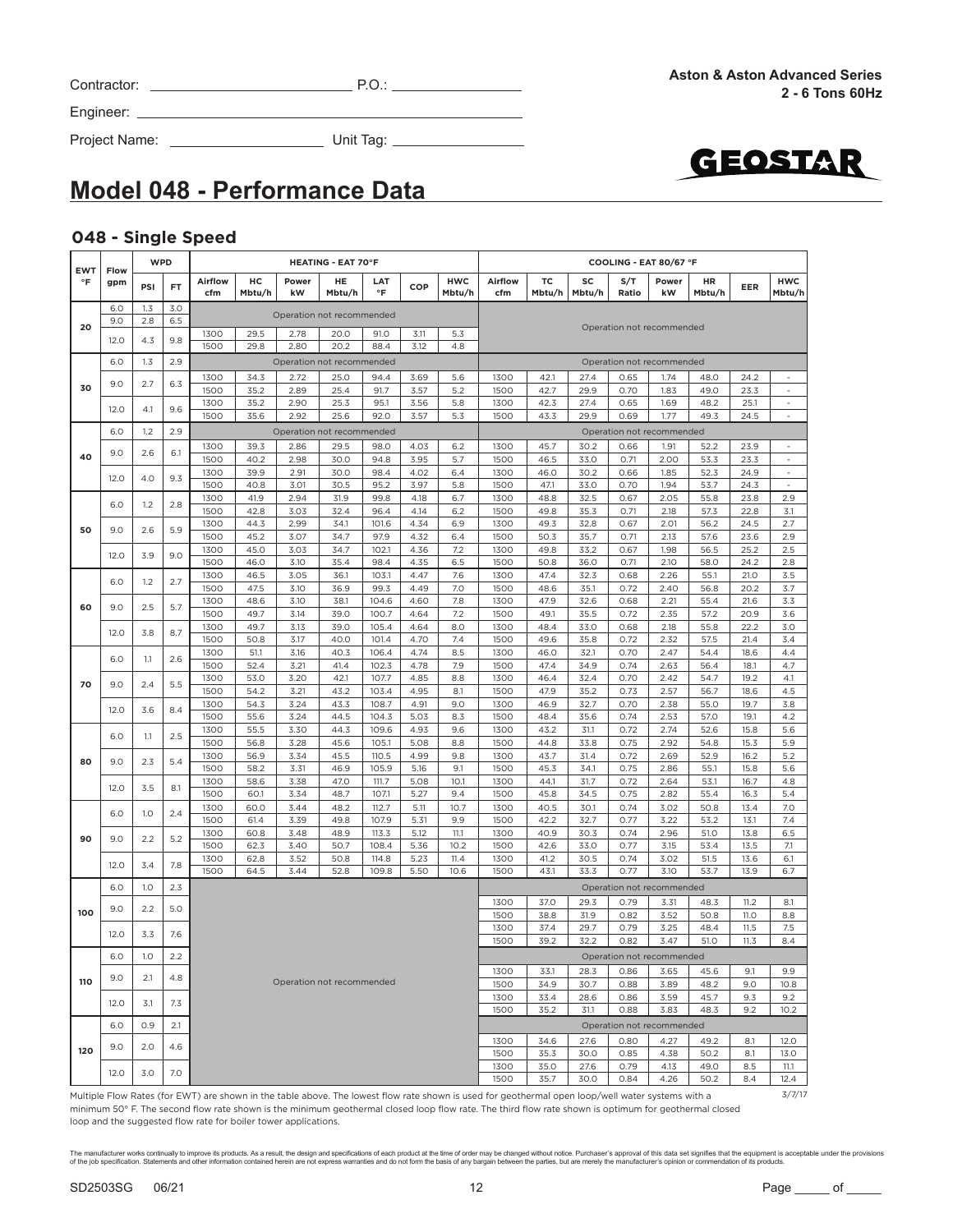Contractor: ______________________ P.O.: ______________

Engineer: ________________________________________

Project Name: ______________ Unit Tag: ______________

**Aston & Aston Advanced Series**
**2 - 6 Tons 60Hz**

GEOSTAR

# Model 048 - Performance Data

## 048 - Single Speed

| EWT °F | Flow gpm | WPD PSI | WPD FT | HEATING - EAT 70°F Airflow cfm | HC Mbtu/h | Power kW | HE Mbtu/h | LAT °F | COP | HWC Mbtu/h | COOLING - EAT 80/67 °F Airflow cfm | TC Mbtu/h | SC Mbtu/h | S/T Ratio | Power kW | HR Mbtu/h | EER | HWC Mbtu/h |
|---|---|---|---|---|---|---|---|---|---|---|---|---|---|---|---|---|---|---|
| 20 | 6.0 | 1.3 | 3.0 | Operation not recommended | | | | | | | Operation not recommended | | | | | | | |
| | 9.0 | 2.8 | 6.5 | Operation not recommended | | | | | | | | | | | | | | |
| | 12.0 | 4.3 | 9.8 | 1300 | 29.5 | 2.78 | 20.0 | 91.0 | 3.11 | 5.3 | | | | | | | | |
| | | | | 1500 | 29.8 | 2.80 | 20.2 | 88.4 | 3.12 | 4.8 | | | | | | | | |
| 30 | 6.0 | 1.3 | 2.9 | Operation not recommended | | | | | | | Operation not recommended | | | | | | | |
| | 9.0 | 2.7 | 6.3 | 1300 | 34.3 | 2.72 | 25.0 | 94.4 | 3.69 | 5.6 | 1300 | 42.1 | 27.4 | 0.65 | 1.74 | 48.0 | 24.2 | - |
| | | | | 1500 | 35.2 | 2.89 | 25.4 | 91.7 | 3.57 | 5.2 | 1500 | 42.7 | 29.9 | 0.70 | 1.83 | 49.0 | 23.3 | - |
| | 12.0 | 4.1 | 9.6 | 1300 | 35.2 | 2.90 | 25.3 | 95.1 | 3.56 | 5.8 | 1300 | 42.3 | 27.4 | 0.65 | 1.69 | 48.2 | 25.1 | - |
| | | | | 1500 | 35.6 | 2.92 | 25.6 | 92.0 | 3.57 | 5.3 | 1500 | 43.3 | 29.9 | 0.69 | 1.77 | 49.3 | 24.5 | - |
| 40 | 6.0 | 1.2 | 2.9 | Operation not recommended | | | | | | | Operation not recommended | | | | | | | |
| | 9.0 | 2.6 | 6.1 | 1300 | 39.3 | 2.86 | 29.5 | 98.0 | 4.03 | 6.2 | 1300 | 45.7 | 30.2 | 0.66 | 1.91 | 52.2 | 23.9 | - |
| | | | | 1500 | 40.2 | 2.98 | 30.0 | 94.8 | 3.95 | 5.7 | 1500 | 46.5 | 33.0 | 0.71 | 2.00 | 53.3 | 23.3 | - |
| | 12.0 | 4.0 | 9.3 | 1300 | 39.9 | 2.91 | 30.0 | 98.4 | 4.02 | 6.4 | 1300 | 46.0 | 30.2 | 0.66 | 1.85 | 52.3 | 24.9 | - |
| | | | | 1500 | 40.8 | 3.01 | 30.5 | 95.2 | 3.97 | 5.8 | 1500 | 47.1 | 33.0 | 0.70 | 1.94 | 53.7 | 24.3 | - |
| 50 | 6.0 | 1.2 | 2.8 | 1300 | 41.9 | 2.94 | 31.9 | 99.8 | 4.18 | 6.7 | 1300 | 48.8 | 32.5 | 0.67 | 2.05 | 55.8 | 23.8 | 2.9 |
| | | | | 1500 | 42.8 | 3.03 | 32.4 | 96.4 | 4.14 | 6.2 | 1500 | 49.8 | 35.3 | 0.71 | 2.18 | 57.3 | 22.8 | 3.1 |
| | 9.0 | 2.6 | 5.9 | 1300 | 44.3 | 2.99 | 34.1 | 101.6 | 4.34 | 6.9 | 1300 | 49.3 | 32.8 | 0.67 | 2.01 | 56.2 | 24.5 | 2.7 |
| | | | | 1500 | 45.2 | 3.07 | 34.7 | 97.9 | 4.32 | 6.4 | 1500 | 50.3 | 35.7 | 0.71 | 2.13 | 57.6 | 23.6 | 2.9 |
| | 12.0 | 3.9 | 9.0 | 1300 | 45.0 | 3.03 | 34.7 | 102.1 | 4.36 | 7.2 | 1300 | 49.8 | 33.2 | 0.67 | 1.98 | 56.5 | 25.2 | 2.5 |
| | | | | 1500 | 46.0 | 3.10 | 35.4 | 98.4 | 4.35 | 6.5 | 1500 | 50.8 | 36.0 | 0.71 | 2.10 | 58.0 | 24.2 | 2.8 |
| 60 | 6.0 | 1.2 | 2.7 | 1300 | 46.5 | 3.05 | 36.1 | 103.1 | 4.47 | 7.6 | 1300 | 47.4 | 32.3 | 0.68 | 2.26 | 55.1 | 21.0 | 3.5 |
| | | | | 1500 | 47.5 | 3.10 | 36.9 | 99.3 | 4.49 | 7.0 | 1500 | 48.6 | 35.1 | 0.72 | 2.40 | 56.8 | 20.2 | 3.7 |
| | 9.0 | 2.5 | 5.7 | 1300 | 48.6 | 3.10 | 38.1 | 104.6 | 4.60 | 7.8 | 1300 | 47.9 | 32.6 | 0.68 | 2.21 | 55.4 | 21.6 | 3.3 |
| | | | | 1500 | 49.7 | 3.14 | 39.0 | 100.7 | 4.64 | 7.2 | 1500 | 49.1 | 35.5 | 0.72 | 2.35 | 57.2 | 20.9 | 3.6 |
| | 12.0 | 3.8 | 8.7 | 1300 | 49.7 | 3.13 | 39.0 | 105.4 | 4.64 | 8.0 | 1300 | 48.4 | 33.0 | 0.68 | 2.18 | 55.8 | 22.2 | 3.0 |
| | | | | 1500 | 50.8 | 3.17 | 40.0 | 101.4 | 4.70 | 7.4 | 1500 | 49.6 | 35.8 | 0.72 | 2.32 | 57.5 | 21.4 | 3.4 |
| 70 | 6.0 | 1.1 | 2.6 | 1300 | 51.1 | 3.16 | 40.3 | 106.4 | 4.74 | 8.5 | 1300 | 46.0 | 32.1 | 0.70 | 2.47 | 54.4 | 18.6 | 4.4 |
| | | | | 1500 | 52.4 | 3.21 | 41.4 | 102.3 | 4.78 | 7.9 | 1500 | 47.4 | 34.9 | 0.74 | 2.63 | 56.4 | 18.1 | 4.7 |
| | 9.0 | 2.4 | 5.5 | 1300 | 53.0 | 3.20 | 42.1 | 107.7 | 4.85 | 8.8 | 1300 | 46.4 | 32.4 | 0.70 | 2.42 | 54.7 | 19.2 | 4.1 |
| | | | | 1500 | 54.2 | 3.21 | 43.2 | 103.4 | 4.95 | 8.1 | 1500 | 47.9 | 35.2 | 0.73 | 2.57 | 56.7 | 18.6 | 4.5 |
| | 12.0 | 3.6 | 8.4 | 1300 | 54.3 | 3.24 | 43.3 | 108.7 | 4.91 | 9.0 | 1300 | 46.9 | 32.7 | 0.70 | 2.38 | 55.0 | 19.7 | 3.8 |
| | | | | 1500 | 55.6 | 3.24 | 44.5 | 104.3 | 5.03 | 8.3 | 1500 | 48.4 | 35.6 | 0.74 | 2.53 | 57.0 | 19.1 | 4.2 |
| 80 | 6.0 | 1.1 | 2.5 | 1300 | 55.5 | 3.30 | 44.3 | 109.6 | 4.93 | 9.6 | 1300 | 43.2 | 31.1 | 0.72 | 2.74 | 52.6 | 15.8 | 5.6 |
| | | | | 1500 | 56.8 | 3.28 | 45.6 | 105.1 | 5.08 | 8.8 | 1500 | 44.8 | 33.8 | 0.75 | 2.92 | 54.8 | 15.3 | 5.9 |
| | 9.0 | 2.3 | 5.4 | 1300 | 56.9 | 3.34 | 45.5 | 110.5 | 4.99 | 9.8 | 1300 | 43.7 | 31.4 | 0.72 | 2.69 | 52.9 | 16.2 | 5.2 |
| | | | | 1500 | 58.2 | 3.31 | 46.9 | 105.9 | 5.16 | 9.1 | 1500 | 45.3 | 34.1 | 0.75 | 2.86 | 55.1 | 15.8 | 5.6 |
| | 12.0 | 3.5 | 8.1 | 1300 | 58.6 | 3.38 | 47.0 | 111.7 | 5.08 | 10.1 | 1300 | 44.1 | 31.7 | 0.72 | 2.64 | 53.1 | 16.7 | 4.8 |
| | | | | 1500 | 60.1 | 3.34 | 48.7 | 107.1 | 5.27 | 9.4 | 1500 | 45.8 | 34.5 | 0.75 | 2.82 | 55.4 | 16.3 | 5.4 |
| 90 | 6.0 | 1.0 | 2.4 | 1300 | 60.0 | 3.44 | 48.2 | 112.7 | 5.11 | 10.7 | 1300 | 40.5 | 30.1 | 0.74 | 3.02 | 50.8 | 13.4 | 7.0 |
| | | | | 1500 | 61.4 | 3.39 | 49.8 | 107.9 | 5.31 | 9.9 | 1500 | 42.2 | 32.7 | 0.77 | 3.22 | 53.2 | 13.1 | 7.4 |
| | 9.0 | 2.2 | 5.2 | 1300 | 60.8 | 3.48 | 48.9 | 113.3 | 5.12 | 11.1 | 1300 | 40.9 | 30.3 | 0.74 | 2.96 | 51.0 | 13.8 | 6.5 |
| | | | | 1500 | 62.3 | 3.40 | 50.7 | 108.4 | 5.36 | 10.2 | 1500 | 42.6 | 33.0 | 0.77 | 3.15 | 53.4 | 13.5 | 7.1 |
| | 12.0 | 3.4 | 7.8 | 1300 | 62.8 | 3.52 | 50.8 | 114.8 | 5.23 | 11.4 | 1300 | 41.2 | 30.5 | 0.74 | 3.02 | 51.5 | 13.6 | 6.1 |
| | | | | 1500 | 64.5 | 3.44 | 52.8 | 109.8 | 5.50 | 10.6 | 1500 | 43.1 | 33.3 | 0.77 | 3.10 | 53.7 | 13.9 | 6.7 |
| 100 | 6.0 | 1.0 | 2.3 | Operation not recommended | | | | | | | Operation not recommended | | | | | | | |
| | 9.0 | 2.2 | 5.0 | | | | | | | | 1300 | 37.0 | 29.3 | 0.79 | 3.31 | 48.3 | 11.2 | 8.1 |
| | | | | | | | | | | | 1500 | 38.8 | 31.9 | 0.82 | 3.52 | 50.8 | 11.0 | 8.8 |
| | 12.0 | 3.3 | 7.6 | | | | | | | | 1300 | 37.4 | 29.7 | 0.79 | 3.25 | 48.4 | 11.5 | 7.5 |
| | | | | | | | | | | | 1500 | 39.2 | 32.2 | 0.82 | 3.47 | 51.0 | 11.3 | 8.4 |
| 110 | 6.0 | 1.0 | 2.2 | | | | | | | | Operation not recommended | | | | | | | |
| | 9.0 | 2.1 | 4.8 | | | | | | | | 1300 | 33.1 | 28.3 | 0.86 | 3.65 | 45.6 | 9.1 | 9.9 |
| | | | | | | | | | | | 1500 | 34.9 | 30.7 | 0.88 | 3.89 | 48.2 | 9.0 | 10.8 |
| | 12.0 | 3.1 | 7.3 | | | | | | | | 1300 | 33.4 | 28.6 | 0.86 | 3.59 | 45.7 | 9.3 | 9.2 |
| | | | | | | | | | | | 1500 | 35.2 | 31.1 | 0.88 | 3.83 | 48.3 | 9.2 | 10.2 |
| 120 | 6.0 | 0.9 | 2.1 | | | | | | | | Operation not recommended | | | | | | | |
| | 9.0 | 2.0 | 4.6 | | | | | | | | 1300 | 34.6 | 27.6 | 0.80 | 4.27 | 49.2 | 8.1 | 12.0 |
| | | | | | | | | | | | 1500 | 35.3 | 30.0 | 0.85 | 4.38 | 50.2 | 8.1 | 13.0 |
| | 12.0 | 3.0 | 7.0 | | | | | | | | 1300 | 35.0 | 27.6 | 0.79 | 4.13 | 49.0 | 8.5 | 11.1 |
| | | | | | | | | | | | 1500 | 35.7 | 30.0 | 0.84 | 4.26 | 50.2 | 8.4 | 12.4 |

3/7/17

Multiple Flow Rates (for EWT) are shown in the table above. The lowest flow rate shown is used for geothermal open loop/well water systems with a minimum 50° F. The second flow rate shown is the minimum geothermal closed loop flow rate. The third flow rate shown is optimum for geothermal closed loop and the suggested flow rate for boiler tower applications.

The manufacturer works continually to improve its products. As a result, the design and specifications of each product at the time of order may be changed without notice. Purchaser's approval of this data set signifies that the equipment is acceptable under the provisions of the job specification. Statements and other information contained herein are not express warranties and do not form the basis of any bargain between the parties, but are merely the manufacturer's opinion or commendation of its products.

SD2503SG 06/21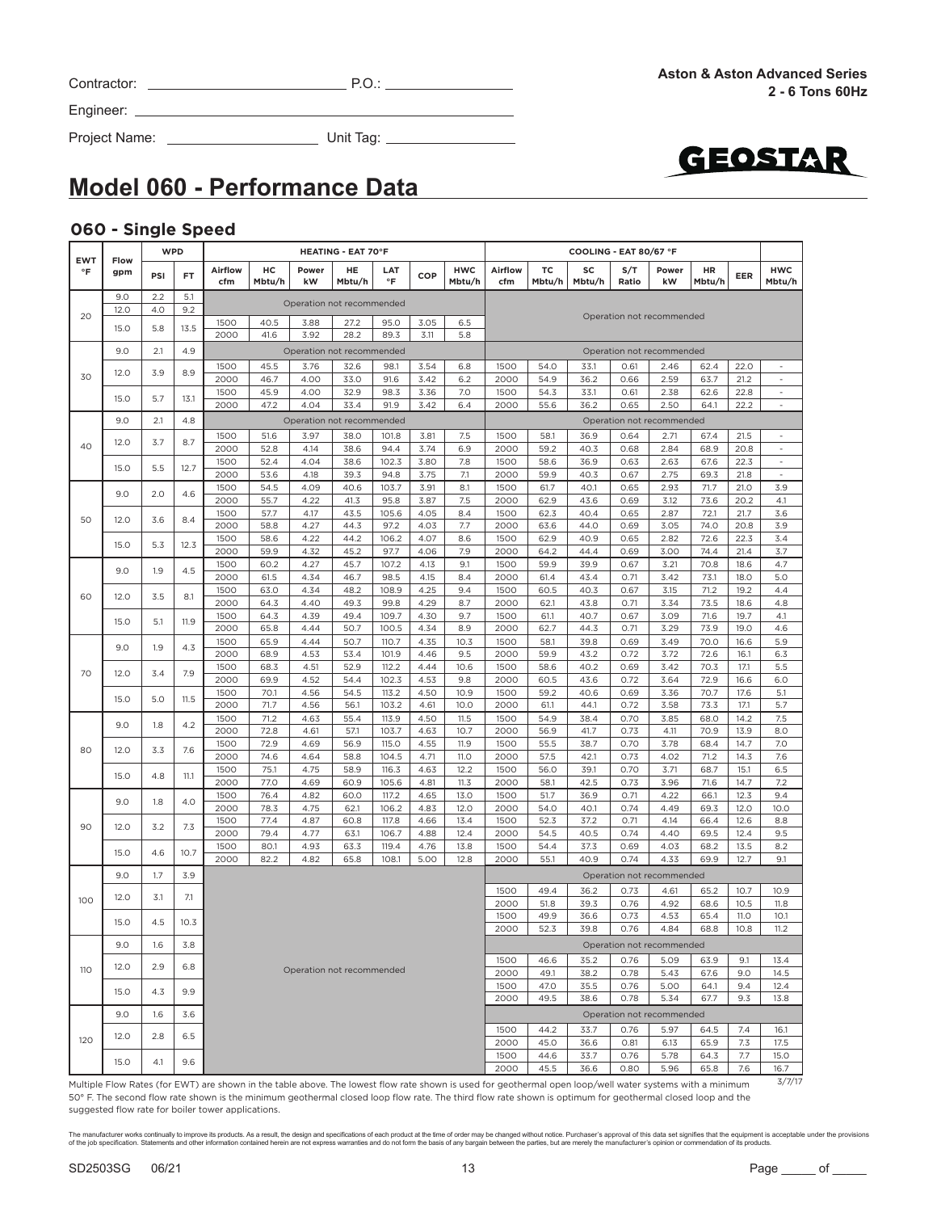Contractor: ______________________ P.O.: ______________

Engineer: ______________________________________

Project Name: __________________ Unit Tag: ______________

**Aston & Aston Advanced Series**
**2 - 6 Tons 60Hz**

GEOSTAR

# Model 060 - Performance Data

## 060 - Single Speed

| EWT °F | Flow gpm | WPD PSI | WPD FT | HEATING - EAT 70°F Airflow cfm | HC Mbtu/h | Power kW | HE Mbtu/h | LAT °F | COP | HWC Mbtu/h | COOLING - EAT 80/67 °F Airflow cfm | TC Mbtu/h | SC Mbtu/h | S/T Ratio | Power kW | HR Mbtu/h | EER | HWC Mbtu/h |
|---|---|---|---|---|---|---|---|---|---|---|---|---|---|---|---|---|---|---|
| 20 | 9.0 | 2.2 | 5.1 | Operation not recommended | | | | | | | Operation not recommended | | | | | | | |
| | 12.0 | 4.0 | 9.2 | Operation not recommended | | | | | | | | | | | | | | |
| | 15.0 | 5.8 | 13.5 | 1500 | 40.5 | 3.88 | 27.2 | 95.0 | 3.05 | 6.5 | | | | | | | | |
| | | | | 2000 | 41.6 | 3.92 | 28.2 | 89.3 | 3.11 | 5.8 | | | | | | | | |
| 30 | 9.0 | 2.1 | 4.9 | Operation not recommended | | | | | | | Operation not recommended | | | | | | | |
| | 12.0 | 3.9 | 8.9 | 1500 | 45.5 | 3.76 | 32.6 | 98.1 | 3.54 | 6.8 | 1500 | 54.0 | 33.1 | 0.61 | 2.46 | 62.4 | 22.0 | - |
| | | | | 2000 | 46.7 | 4.00 | 33.0 | 91.6 | 3.42 | 6.2 | 2000 | 54.9 | 36.2 | 0.66 | 2.59 | 63.7 | 21.2 | - |
| | 15.0 | 5.7 | 13.1 | 1500 | 45.9 | 4.00 | 32.9 | 98.3 | 3.36 | 7.0 | 1500 | 54.3 | 33.1 | 0.61 | 2.38 | 62.6 | 22.8 | - |
| | | | | 2000 | 47.2 | 4.04 | 33.4 | 91.9 | 3.42 | 6.4 | 2000 | 55.6 | 36.2 | 0.65 | 2.50 | 64.1 | 22.2 | - |
| 40 | 9.0 | 2.1 | 4.8 | Operation not recommended | | | | | | | Operation not recommended | | | | | | | |
| | 12.0 | 3.7 | 8.7 | 1500 | 51.6 | 3.97 | 38.0 | 101.8 | 3.81 | 7.5 | 1500 | 58.1 | 36.9 | 0.64 | 2.71 | 67.4 | 21.5 | - |
| | | | | 2000 | 52.8 | 4.14 | 38.6 | 94.4 | 3.74 | 6.9 | 2000 | 59.2 | 40.3 | 0.68 | 2.84 | 68.9 | 20.8 | - |
| | 15.0 | 5.5 | 12.7 | 1500 | 52.4 | 4.04 | 38.6 | 102.3 | 3.80 | 7.8 | 1500 | 58.6 | 36.9 | 0.63 | 2.63 | 67.6 | 22.3 | - |
| | | | | 2000 | 53.6 | 4.18 | 39.3 | 94.8 | 3.75 | 7.1 | 2000 | 59.9 | 40.3 | 0.67 | 2.75 | 69.3 | 21.8 | - |
| 50 | 9.0 | 2.0 | 4.6 | 1500 | 54.5 | 4.09 | 40.6 | 103.7 | 3.91 | 8.1 | 1500 | 61.7 | 40.1 | 0.65 | 2.93 | 71.7 | 21.0 | 3.9 |
| | | | | 2000 | 55.7 | 4.22 | 41.3 | 95.8 | 3.87 | 7.5 | 2000 | 62.9 | 43.6 | 0.69 | 3.12 | 73.6 | 20.2 | 4.1 |
| | 12.0 | 3.6 | 8.4 | 1500 | 57.7 | 4.17 | 43.5 | 105.6 | 4.05 | 8.4 | 1500 | 62.3 | 40.4 | 0.65 | 2.87 | 72.1 | 21.7 | 3.6 |
| | | | | 2000 | 58.8 | 4.27 | 44.3 | 97.2 | 4.03 | 7.7 | 2000 | 63.6 | 44.0 | 0.69 | 3.05 | 74.0 | 20.8 | 3.9 |
| | 15.0 | 5.3 | 12.3 | 1500 | 58.6 | 4.22 | 44.2 | 106.2 | 4.07 | 8.6 | 1500 | 62.9 | 40.9 | 0.65 | 2.82 | 72.6 | 22.3 | 3.4 |
| | | | | 2000 | 59.9 | 4.32 | 45.2 | 97.7 | 4.06 | 7.9 | 2000 | 64.2 | 44.4 | 0.69 | 3.00 | 74.4 | 21.4 | 3.7 |
| 60 | 9.0 | 1.9 | 4.5 | 1500 | 60.2 | 4.27 | 45.7 | 107.2 | 4.13 | 9.1 | 1500 | 59.9 | 39.9 | 0.67 | 3.21 | 70.8 | 18.6 | 4.7 |
| | | | | 2000 | 61.5 | 4.34 | 46.7 | 98.5 | 4.15 | 8.4 | 2000 | 61.4 | 43.4 | 0.71 | 3.42 | 73.1 | 18.0 | 5.0 |
| | 12.0 | 3.5 | 8.1 | 1500 | 63.0 | 4.34 | 48.2 | 108.9 | 4.25 | 9.4 | 1500 | 60.5 | 40.3 | 0.67 | 3.15 | 71.2 | 19.2 | 4.4 |
| | | | | 2000 | 64.3 | 4.40 | 49.3 | 99.8 | 4.29 | 8.7 | 2000 | 62.1 | 43.8 | 0.71 | 3.34 | 73.5 | 18.6 | 4.8 |
| | 15.0 | 5.1 | 11.9 | 1500 | 64.3 | 4.39 | 49.4 | 109.7 | 4.30 | 9.7 | 1500 | 61.1 | 40.7 | 0.67 | 3.09 | 71.6 | 19.7 | 4.1 |
| | | | | 2000 | 65.8 | 4.44 | 50.7 | 100.5 | 4.34 | 8.9 | 2000 | 62.7 | 44.3 | 0.71 | 3.29 | 73.9 | 19.0 | 4.6 |
| 70 | 9.0 | 1.9 | 4.3 | 1500 | 65.9 | 4.44 | 50.7 | 110.7 | 4.35 | 10.3 | 1500 | 58.1 | 39.8 | 0.69 | 3.49 | 70.0 | 16.6 | 5.9 |
| | | | | 2000 | 68.9 | 4.53 | 53.4 | 101.9 | 4.46 | 9.5 | 2000 | 59.9 | 43.2 | 0.72 | 3.72 | 72.6 | 16.1 | 6.3 |
| | 12.0 | 3.4 | 7.9 | 1500 | 68.3 | 4.51 | 52.9 | 112.2 | 4.44 | 10.6 | 1500 | 58.6 | 40.2 | 0.69 | 3.42 | 70.3 | 17.1 | 5.5 |
| | | | | 2000 | 69.9 | 4.52 | 54.4 | 102.3 | 4.53 | 9.8 | 2000 | 60.5 | 43.6 | 0.72 | 3.64 | 72.9 | 16.6 | 6.0 |
| | 15.0 | 5.0 | 11.5 | 1500 | 70.1 | 4.56 | 54.5 | 113.2 | 4.50 | 10.9 | 1500 | 59.2 | 40.6 | 0.69 | 3.36 | 70.7 | 17.6 | 5.1 |
| | | | | 2000 | 71.7 | 4.56 | 56.1 | 103.2 | 4.61 | 10.0 | 2000 | 61.1 | 44.1 | 0.72 | 3.58 | 73.3 | 17.1 | 5.7 |
| 80 | 9.0 | 1.8 | 4.2 | 1500 | 71.2 | 4.63 | 55.4 | 113.9 | 4.50 | 11.5 | 1500 | 54.9 | 38.4 | 0.70 | 3.85 | 68.0 | 14.2 | 7.5 |
| | | | | 2000 | 72.8 | 4.61 | 57.1 | 103.7 | 4.63 | 10.7 | 2000 | 56.9 | 41.7 | 0.73 | 4.11 | 70.9 | 13.9 | 8.0 |
| | 12.0 | 3.3 | 7.6 | 1500 | 72.9 | 4.69 | 56.9 | 115.0 | 4.55 | 11.9 | 1500 | 55.5 | 38.7 | 0.70 | 3.78 | 68.4 | 14.7 | 7.0 |
| | | | | 2000 | 74.6 | 4.64 | 58.8 | 104.5 | 4.71 | 11.0 | 2000 | 57.5 | 42.1 | 0.73 | 4.02 | 71.2 | 14.3 | 7.6 |
| | 15.0 | 4.8 | 11.1 | 1500 | 75.1 | 4.75 | 58.9 | 116.3 | 4.63 | 12.2 | 1500 | 56.0 | 39.1 | 0.70 | 3.71 | 68.7 | 15.1 | 6.5 |
| | | | | 2000 | 77.0 | 4.69 | 60.9 | 105.6 | 4.81 | 11.3 | 2000 | 58.1 | 42.5 | 0.73 | 3.96 | 71.6 | 14.7 | 7.2 |
| 90 | 9.0 | 1.8 | 4.0 | 1500 | 76.4 | 4.82 | 60.0 | 117.2 | 4.65 | 13.0 | 1500 | 51.7 | 36.9 | 0.71 | 4.22 | 66.1 | 12.3 | 9.4 |
| | | | | 2000 | 78.3 | 4.75 | 62.1 | 106.2 | 4.83 | 12.0 | 2000 | 54.0 | 40.1 | 0.74 | 4.49 | 69.3 | 12.0 | 10.0 |
| | 12.0 | 3.2 | 7.3 | 1500 | 77.4 | 4.87 | 60.8 | 117.8 | 4.66 | 13.4 | 1500 | 52.3 | 37.2 | 0.71 | 4.14 | 66.4 | 12.6 | 8.8 |
| | | | | 2000 | 79.4 | 4.77 | 63.1 | 106.7 | 4.88 | 12.4 | 2000 | 54.5 | 40.5 | 0.74 | 4.40 | 69.5 | 12.4 | 9.5 |
| | 15.0 | 4.6 | 10.7 | 1500 | 80.1 | 4.93 | 63.3 | 119.4 | 4.76 | 13.8 | 1500 | 54.4 | 37.3 | 0.69 | 4.03 | 68.2 | 13.5 | 8.2 |
| | | | | 2000 | 82.2 | 4.82 | 65.8 | 108.1 | 5.00 | 12.8 | 2000 | 55.1 | 40.9 | 0.74 | 4.33 | 69.9 | 12.7 | 9.1 |
| 100 | 9.0 | 1.7 | 3.9 | Operation not recommended | | | | | | | Operation not recommended | | | | | | | |
| | 12.0 | 3.1 | 7.1 | | | | | | | | 1500 | 49.4 | 36.2 | 0.73 | 4.61 | 65.2 | 10.7 | 10.9 |
| | | | | | | | | | | | 2000 | 51.8 | 39.3 | 0.76 | 4.92 | 68.6 | 10.5 | 11.8 |
| | 15.0 | 4.5 | 10.3 | | | | | | | | 1500 | 49.9 | 36.6 | 0.73 | 4.53 | 65.4 | 11.0 | 10.1 |
| | | | | | | | | | | | 2000 | 52.3 | 39.8 | 0.76 | 4.84 | 68.8 | 10.8 | 11.2 |
| 110 | 9.0 | 1.6 | 3.8 | | | | | | | | Operation not recommended | | | | | | | |
| | 12.0 | 2.9 | 6.8 | | | | | | | | 1500 | 46.6 | 35.2 | 0.76 | 5.09 | 63.9 | 9.1 | 13.4 |
| | | | | | | | | | | | 2000 | 49.1 | 38.2 | 0.78 | 5.43 | 67.6 | 9.0 | 14.5 |
| | 15.0 | 4.3 | 9.9 | | | | | | | | 1500 | 47.0 | 35.5 | 0.76 | 5.00 | 64.1 | 9.4 | 12.4 |
| | | | | | | | | | | | 2000 | 49.5 | 38.6 | 0.78 | 5.34 | 67.7 | 9.3 | 13.8 |
| 120 | 9.0 | 1.6 | 3.6 | | | | | | | | Operation not recommended | | | | | | | |
| | 12.0 | 2.8 | 6.5 | | | | | | | | 1500 | 44.2 | 33.7 | 0.76 | 5.97 | 64.5 | 7.4 | 16.1 |
| | | | | | | | | | | | 2000 | 45.0 | 36.6 | 0.81 | 6.13 | 65.9 | 7.3 | 17.5 |
| | 15.0 | 4.1 | 9.6 | | | | | | | | 1500 | 44.6 | 33.7 | 0.76 | 5.78 | 64.3 | 7.7 | 15.0 |
| | | | | | | | | | | | 2000 | 45.5 | 36.6 | 0.80 | 5.96 | 65.8 | 7.6 | 16.7 |

3/7/17

Multiple Flow Rates (for EWT) are shown in the table above. The lowest flow rate shown is used for geothermal open loop/well water systems with a minimum 50° F. The second flow rate shown is the minimum geothermal closed loop flow rate. The third flow rate shown is optimum for geothermal closed loop and the suggested flow rate for boiler tower applications.

The manufacturer works continually to improve its products. As a result, the design and specifications of each product at the time of order may be changed without notice. Purchaser's approval of this data set signifies that the equipment is acceptable under the provisions of the job specification. Statements and other information contained herein are not express warranties and do not form the basis of any bargain between the parties, but are merely the manufacturer's opinion or commendation of its products.

SD2503SG 06/21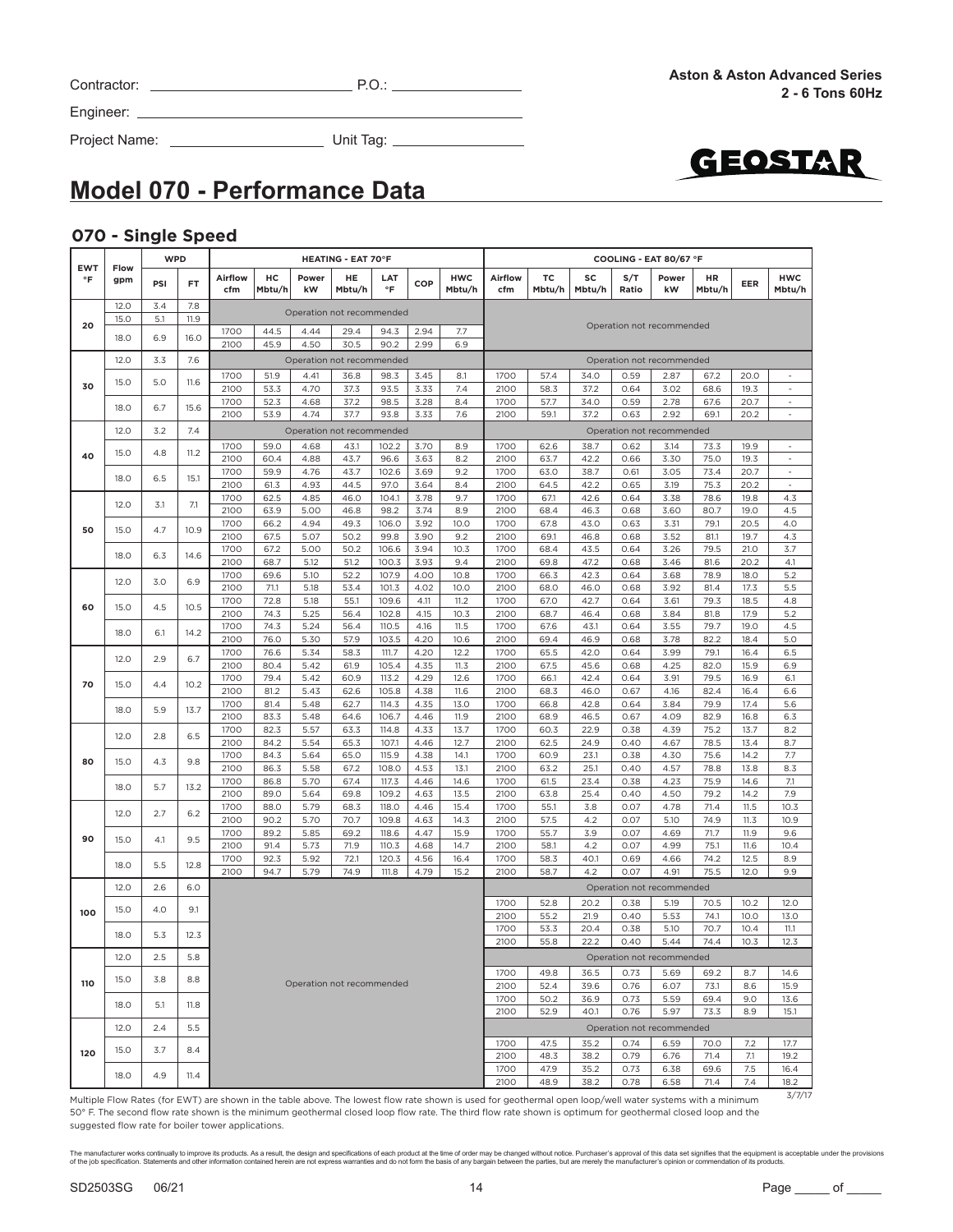Contractor: ______________________ P.O.: ________________

Engineer: ________________________________________

Project Name: ____________________ Unit Tag: ________________

**Aston & Aston Advanced Series**
**2 - 6 Tons 60Hz**

# Model 070 - Performance Data

## 070 - Single Speed

| EWT °F | Flow gpm | WPD PSI | WPD FT | HEATING - EAT 70°F Airflow cfm | HC Mbtu/h | Power kW | HE Mbtu/h | LAT °F | COP | HWC Mbtu/h | COOLING - EAT 80/67 °F Airflow cfm | TC Mbtu/h | SC Mbtu/h | S/T Ratio | Power kW | HR Mbtu/h | EER | HWC Mbtu/h |
|---|---|---|---|---|---|---|---|---|---|---|---|---|---|---|---|---|---|---|
| 20 | 12.0 | 3.4 | 7.8 | Operation not recommended | | | | | | | Operation not recommended | | | | | | | |
| | 15.0 | 5.1 | 11.9 | Operation not recommended | | | | | | | | | | | | | | |
| | 18.0 | 6.9 | 16.0 | 1700 | 44.5 | 4.44 | 29.4 | 94.3 | 2.94 | 7.7 | | | | | | | | |
| | | | | 2100 | 45.9 | 4.50 | 30.5 | 90.2 | 2.99 | 6.9 | | | | | | | | |
| 30 | 12.0 | 3.3 | 7.6 | Operation not recommended | | | | | | | Operation not recommended | | | | | | | |
| | 15.0 | 5.0 | 11.6 | 1700 | 51.9 | 4.41 | 36.8 | 98.3 | 3.45 | 8.1 | 1700 | 57.4 | 34.0 | 0.59 | 2.87 | 67.2 | 20.0 | - |
| | | | | 2100 | 53.3 | 4.70 | 37.3 | 93.5 | 3.33 | 7.4 | 2100 | 58.3 | 37.2 | 0.64 | 3.02 | 68.6 | 19.3 | - |
| | 18.0 | 6.7 | 15.6 | 1700 | 52.3 | 4.68 | 37.2 | 98.5 | 3.28 | 8.4 | 1700 | 57.7 | 34.0 | 0.59 | 2.78 | 67.6 | 20.7 | - |
| | | | | 2100 | 53.9 | 4.74 | 37.7 | 93.8 | 3.33 | 7.6 | 2100 | 59.1 | 37.2 | 0.63 | 2.92 | 69.1 | 20.2 | - |
| 40 | 12.0 | 3.2 | 7.4 | Operation not recommended | | | | | | | Operation not recommended | | | | | | | |
| | 15.0 | 4.8 | 11.2 | 1700 | 59.0 | 4.68 | 43.1 | 102.2 | 3.70 | 8.9 | 1700 | 62.6 | 38.7 | 0.62 | 3.14 | 73.3 | 19.9 | - |
| | | | | 2100 | 60.4 | 4.88 | 43.7 | 96.6 | 3.63 | 8.2 | 2100 | 63.7 | 42.2 | 0.66 | 3.30 | 75.0 | 19.3 | - |
| | 18.0 | 6.5 | 15.1 | 1700 | 59.9 | 4.76 | 43.7 | 102.6 | 3.69 | 9.2 | 1700 | 63.0 | 38.7 | 0.61 | 3.05 | 73.4 | 20.7 | - |
| | | | | 2100 | 61.3 | 4.93 | 44.5 | 97.0 | 3.64 | 8.4 | 2100 | 64.5 | 42.2 | 0.65 | 3.19 | 75.3 | 20.2 | - |
| 50 | 12.0 | 3.1 | 7.1 | 1700 | 62.5 | 4.85 | 46.0 | 104.1 | 3.78 | 9.7 | 1700 | 67.1 | 42.6 | 0.64 | 3.38 | 78.6 | 19.8 | 4.3 |
| | | | | 2100 | 63.9 | 5.00 | 46.8 | 98.2 | 3.74 | 8.9 | 2100 | 68.4 | 46.3 | 0.68 | 3.60 | 80.7 | 19.0 | 4.5 |
| | 15.0 | 4.7 | 10.9 | 1700 | 66.2 | 4.94 | 49.3 | 106.0 | 3.92 | 10.0 | 1700 | 67.8 | 43.0 | 0.63 | 3.31 | 79.1 | 20.5 | 4.0 |
| | | | | 2100 | 67.5 | 5.07 | 50.2 | 99.8 | 3.90 | 9.2 | 2100 | 69.1 | 46.8 | 0.68 | 3.52 | 81.1 | 19.7 | 4.3 |
| | 18.0 | 6.3 | 14.6 | 1700 | 67.2 | 5.00 | 50.2 | 106.6 | 3.94 | 10.3 | 1700 | 68.4 | 43.5 | 0.64 | 3.26 | 79.5 | 21.0 | 3.7 |
| | | | | 2100 | 68.7 | 5.12 | 51.2 | 100.3 | 3.93 | 9.4 | 2100 | 69.8 | 47.2 | 0.68 | 3.46 | 81.6 | 20.2 | 4.1 |
| 60 | 12.0 | 3.0 | 6.9 | 1700 | 69.6 | 5.10 | 52.2 | 107.9 | 4.00 | 10.8 | 1700 | 66.3 | 42.3 | 0.64 | 3.68 | 78.9 | 18.0 | 5.2 |
| | | | | 2100 | 71.1 | 5.18 | 53.4 | 101.3 | 4.02 | 10.0 | 2100 | 68.0 | 46.0 | 0.68 | 3.92 | 81.4 | 17.3 | 5.5 |
| | 15.0 | 4.5 | 10.5 | 1700 | 72.8 | 5.18 | 55.1 | 109.6 | 4.11 | 11.2 | 1700 | 67.0 | 42.7 | 0.64 | 3.61 | 79.3 | 18.5 | 4.8 |
| | | | | 2100 | 74.3 | 5.25 | 56.4 | 102.8 | 4.15 | 10.3 | 2100 | 68.7 | 46.4 | 0.68 | 3.84 | 81.8 | 17.9 | 5.2 |
| | 18.0 | 6.1 | 14.2 | 1700 | 74.3 | 5.24 | 56.4 | 110.5 | 4.16 | 11.5 | 1700 | 67.6 | 43.1 | 0.64 | 3.55 | 79.7 | 19.0 | 4.5 |
| | | | | 2100 | 76.0 | 5.30 | 57.9 | 103.5 | 4.20 | 10.6 | 2100 | 69.4 | 46.9 | 0.68 | 3.78 | 82.2 | 18.4 | 5.0 |
| 70 | 12.0 | 2.9 | 6.7 | 1700 | 76.6 | 5.34 | 58.3 | 111.7 | 4.20 | 12.2 | 1700 | 65.5 | 42.0 | 0.64 | 3.99 | 79.1 | 16.4 | 6.5 |
| | | | | 2100 | 80.4 | 5.42 | 61.9 | 105.4 | 4.35 | 11.3 | 2100 | 67.5 | 45.6 | 0.68 | 4.25 | 82.0 | 15.9 | 6.9 |
| | 15.0 | 4.4 | 10.2 | 1700 | 79.4 | 5.42 | 60.9 | 113.2 | 4.29 | 12.6 | 1700 | 66.1 | 42.4 | 0.64 | 3.91 | 79.5 | 16.9 | 6.1 |
| | | | | 2100 | 81.2 | 5.43 | 62.6 | 105.8 | 4.38 | 11.6 | 2100 | 68.3 | 46.0 | 0.67 | 4.16 | 82.4 | 16.4 | 6.6 |
| | 18.0 | 5.9 | 13.7 | 1700 | 81.4 | 5.48 | 62.7 | 114.3 | 4.35 | 13.0 | 1700 | 66.8 | 42.8 | 0.64 | 3.84 | 79.9 | 17.4 | 5.6 |
| | | | | 2100 | 83.3 | 5.48 | 64.6 | 106.7 | 4.46 | 11.9 | 2100 | 68.9 | 46.5 | 0.67 | 4.09 | 82.9 | 16.8 | 6.3 |
| 80 | 12.0 | 2.8 | 6.5 | 1700 | 82.3 | 5.57 | 63.3 | 114.8 | 4.33 | 13.7 | 1700 | 60.3 | 22.9 | 0.38 | 4.39 | 75.2 | 13.7 | 8.2 |
| | | | | 2100 | 84.2 | 5.54 | 65.3 | 107.1 | 4.46 | 12.7 | 2100 | 62.5 | 24.9 | 0.40 | 4.67 | 78.5 | 13.4 | 8.7 |
| | 15.0 | 4.3 | 9.8 | 1700 | 84.3 | 5.64 | 65.0 | 115.9 | 4.38 | 14.1 | 1700 | 60.9 | 23.1 | 0.38 | 4.30 | 75.6 | 14.2 | 7.7 |
| | | | | 2100 | 86.3 | 5.58 | 67.2 | 108.0 | 4.53 | 13.1 | 2100 | 63.2 | 25.1 | 0.40 | 4.57 | 78.8 | 13.8 | 8.3 |
| | 18.0 | 5.7 | 13.2 | 1700 | 86.8 | 5.70 | 67.4 | 117.3 | 4.46 | 14.6 | 1700 | 61.5 | 23.4 | 0.38 | 4.23 | 75.9 | 14.6 | 7.1 |
| | | | | 2100 | 89.0 | 5.64 | 69.8 | 109.2 | 4.63 | 13.5 | 2100 | 63.8 | 25.4 | 0.40 | 4.50 | 79.2 | 14.2 | 7.9 |
| 90 | 12.0 | 2.7 | 6.2 | 1700 | 88.0 | 5.79 | 68.3 | 118.0 | 4.46 | 15.4 | 1700 | 55.1 | 3.8 | 0.07 | 4.78 | 71.4 | 11.5 | 10.3 |
| | | | | 2100 | 90.2 | 5.70 | 70.7 | 109.8 | 4.63 | 14.3 | 2100 | 57.5 | 4.2 | 0.07 | 5.10 | 74.9 | 11.3 | 10.9 |
| | 15.0 | 4.1 | 9.5 | 1700 | 89.2 | 5.85 | 69.2 | 118.6 | 4.47 | 15.9 | 1700 | 55.7 | 3.9 | 0.07 | 4.69 | 71.7 | 11.9 | 9.6 |
| | | | | 2100 | 91.4 | 5.73 | 71.9 | 110.3 | 4.68 | 14.7 | 2100 | 58.1 | 4.2 | 0.07 | 4.99 | 75.1 | 11.6 | 10.4 |
| | 18.0 | 5.5 | 12.8 | 1700 | 92.3 | 5.92 | 72.1 | 120.3 | 4.56 | 16.4 | 1700 | 58.3 | 40.1 | 0.69 | 4.66 | 74.2 | 12.5 | 8.9 |
| | | | | 2100 | 94.7 | 5.79 | 74.9 | 111.8 | 4.79 | 15.2 | 2100 | 58.7 | 4.2 | 0.07 | 4.91 | 75.5 | 12.0 | 9.9 |
| 100 | 12.0 | 2.6 | 6.0 | Operation not recommended | | | | | | | Operation not recommended | | | | | | | |
| | 15.0 | 4.0 | 9.1 | | | | | | | | 1700 | 52.8 | 20.2 | 0.38 | 5.19 | 70.5 | 10.2 | 12.0 |
| | | | | | | | | | | | 2100 | 55.2 | 21.9 | 0.40 | 5.53 | 74.1 | 10.0 | 13.0 |
| | 18.0 | 5.3 | 12.3 | | | | | | | | 1700 | 53.3 | 20.4 | 0.38 | 5.10 | 70.7 | 10.4 | 11.1 |
| | | | | | | | | | | | 2100 | 55.8 | 22.2 | 0.40 | 5.44 | 74.4 | 10.3 | 12.3 |
| 110 | 12.0 | 2.5 | 5.8 | | | | | | | | Operation not recommended | | | | | | | |
| | 15.0 | 3.8 | 8.8 | | | | | | | | 1700 | 49.8 | 36.5 | 0.73 | 5.69 | 69.2 | 8.7 | 14.6 |
| | | | | | | | | | | | 2100 | 52.4 | 39.6 | 0.76 | 6.07 | 73.1 | 8.6 | 15.9 |
| | 18.0 | 5.1 | 11.8 | | | | | | | | 1700 | 50.2 | 36.9 | 0.73 | 5.59 | 69.4 | 9.0 | 13.6 |
| | | | | | | | | | | | 2100 | 52.9 | 40.1 | 0.76 | 5.97 | 73.3 | 8.9 | 15.1 |
| 120 | 12.0 | 2.4 | 5.5 | | | | | | | | Operation not recommended | | | | | | | |
| | 15.0 | 3.7 | 8.4 | | | | | | | | 1700 | 47.5 | 35.2 | 0.74 | 6.59 | 70.0 | 7.2 | 17.7 |
| | | | | | | | | | | | 2100 | 48.3 | 38.2 | 0.79 | 6.76 | 71.4 | 7.1 | 19.2 |
| | 18.0 | 4.9 | 11.4 | | | | | | | | 1700 | 47.9 | 35.2 | 0.73 | 6.38 | 69.6 | 7.5 | 16.4 |
| | | | | | | | | | | | 2100 | 48.9 | 38.2 | 0.78 | 6.58 | 71.4 | 7.4 | 18.2 |

3/7/17

Multiple Flow Rates (for EWT) are shown in the table above. The lowest flow rate shown is used for geothermal open loop/well water systems with a minimum 50° F. The second flow rate shown is the minimum geothermal closed loop flow rate. The third flow rate shown is optimum for geothermal closed loop and the suggested flow rate for boiler tower applications.

The manufacturer works continually to improve its products. As a result, the design and specifications of each product at the time of order may be changed without notice. Purchaser's approval of this data set signifies that the equipment is acceptable under the provisions of the job specification. Statements and other information contained herein are not express warranties and do not form the basis of any bargain between the parties, but are merely the manufacturer's opinion or commendation of its products.

SD2503SG 06/21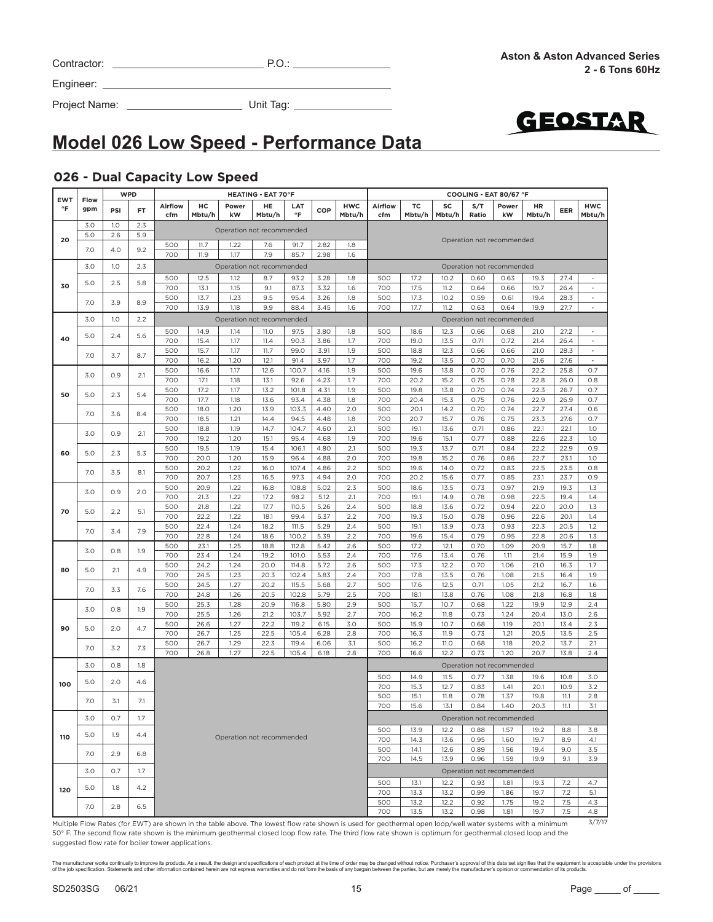Contractor: ____________________ P.O.: ____________

Engineer: ____________________

Project Name: ____________ Unit Tag: ____________

**Aston & Aston Advanced Series**
**2 - 6 Tons 60Hz**

# Model 026 Low Speed - Performance Data

## 026 - Dual Capacity Low Speed

| EWT °F | Flow gpm | WPD PSI | WPD FT | HEATING - EAT 70°F Airflow cfm | HC Mbtu/h | Power kW | HE Mbtu/h | LAT °F | COP | HWC Mbtu/h | COOLING - EAT 80/67 °F Airflow cfm | TC Mbtu/h | SC Mbtu/h | S/T Ratio | Power kW | HR Mbtu/h | EER | HWC Mbtu/h |
|---|---|---|---|---|---|---|---|---|---|---|---|---|---|---|---|---|---|---|
| 20 | 3.0 | 1.0 | 2.3 | Operation not recommended | | | | | | | Operation not recommended | | | | | | | |
| | 5.0 | 2.6 | 5.9 | Operation not recommended | | | | | | | | | | | | | | |
| | 7.0 | 4.0 | 9.2 | 500 | 11.7 | 1.22 | 7.6 | 91.7 | 2.82 | 1.8 | | | | | | | | |
| | | | | 700 | 11.9 | 1.17 | 7.9 | 85.7 | 2.98 | 1.6 | | | | | | | | |
| 30 | 3.0 | 1.0 | 2.3 | Operation not recommended | | | | | | | Operation not recommended | | | | | | | |
| | 5.0 | 2.5 | 5.8 | 500 | 12.5 | 1.12 | 8.7 | 93.2 | 3.28 | 1.8 | 500 | 17.2 | 10.2 | 0.60 | 0.63 | 19.3 | 27.4 | - |
| | | | | 700 | 13.1 | 1.15 | 9.1 | 87.3 | 3.32 | 1.6 | 700 | 17.5 | 11.2 | 0.64 | 0.66 | 19.7 | 26.4 | - |
| | 7.0 | 3.9 | 8.9 | 500 | 13.7 | 1.23 | 9.5 | 95.4 | 3.26 | 1.8 | 500 | 17.3 | 10.2 | 0.59 | 0.61 | 19.4 | 28.3 | - |
| | | | | 700 | 13.9 | 1.18 | 9.9 | 88.4 | 3.45 | 1.6 | 700 | 17.7 | 11.2 | 0.63 | 0.64 | 19.9 | 27.7 | - |
| 40 | 3.0 | 1.0 | 2.2 | Operation not recommended | | | | | | | Operation not recommended | | | | | | | |
| | 5.0 | 2.4 | 5.6 | 500 | 14.9 | 1.14 | 11.0 | 97.5 | 3.80 | 1.8 | 500 | 18.6 | 12.3 | 0.66 | 0.68 | 21.0 | 27.2 | - |
| | | | | 700 | 15.4 | 1.17 | 11.4 | 90.3 | 3.86 | 1.7 | 700 | 19.0 | 13.5 | 0.71 | 0.72 | 21.4 | 26.4 | - |
| | 7.0 | 3.7 | 8.7 | 500 | 15.7 | 1.17 | 11.7 | 99.0 | 3.91 | 1.9 | 500 | 18.8 | 12.3 | 0.66 | 0.66 | 21.0 | 28.3 | - |
| | | | | 700 | 16.2 | 1.20 | 12.1 | 91.4 | 3.97 | 1.7 | 700 | 19.2 | 13.5 | 0.70 | 0.70 | 21.6 | 27.6 | - |
| 50 | 3.0 | 0.9 | 2.1 | 500 | 16.6 | 1.17 | 12.6 | 100.7 | 4.16 | 1.9 | 500 | 19.6 | 13.8 | 0.70 | 0.76 | 22.2 | 25.8 | 0.7 |
| | | | | 700 | 17.1 | 1.18 | 13.1 | 92.6 | 4.23 | 1.7 | 700 | 20.2 | 15.2 | 0.75 | 0.78 | 22.8 | 26.0 | 0.8 |
| | 5.0 | 2.3 | 5.4 | 500 | 17.2 | 1.17 | 13.2 | 101.8 | 4.31 | 1.9 | 500 | 19.8 | 13.8 | 0.70 | 0.74 | 22.3 | 26.7 | 0.7 |
| | | | | 700 | 17.7 | 1.18 | 13.6 | 93.4 | 4.38 | 1.8 | 700 | 20.4 | 15.3 | 0.75 | 0.76 | 22.9 | 26.9 | 0.7 |
| | 7.0 | 3.6 | 8.4 | 500 | 18.0 | 1.20 | 13.9 | 103.3 | 4.40 | 2.0 | 500 | 20.1 | 14.2 | 0.70 | 0.74 | 22.7 | 27.4 | 0.6 |
| | | | | 700 | 18.5 | 1.21 | 14.4 | 94.5 | 4.48 | 1.8 | 700 | 20.7 | 15.7 | 0.76 | 0.75 | 23.3 | 27.6 | 0.7 |
| 60 | 3.0 | 0.9 | 2.1 | 500 | 18.8 | 1.19 | 14.7 | 104.7 | 4.60 | 2.1 | 500 | 19.1 | 13.6 | 0.71 | 0.86 | 22.1 | 22.1 | 1.0 |
| | | | | 700 | 19.2 | 1.20 | 15.1 | 95.4 | 4.68 | 1.9 | 700 | 19.6 | 15.1 | 0.77 | 0.88 | 22.6 | 22.3 | 1.0 |
| | 5.0 | 2.3 | 5.3 | 500 | 19.5 | 1.19 | 15.4 | 106.1 | 4.80 | 2.1 | 500 | 19.3 | 13.7 | 0.71 | 0.84 | 22.2 | 22.9 | 0.9 |
| | | | | 700 | 20.0 | 1.20 | 15.9 | 96.4 | 4.88 | 2.0 | 700 | 19.8 | 15.2 | 0.76 | 0.86 | 22.7 | 23.1 | 1.0 |
| | 7.0 | 3.5 | 8.1 | 500 | 20.2 | 1.22 | 16.0 | 107.4 | 4.86 | 2.2 | 500 | 19.6 | 14.0 | 0.72 | 0.83 | 22.5 | 23.5 | 0.8 |
| | | | | 700 | 20.7 | 1.23 | 16.5 | 97.3 | 4.94 | 2.0 | 700 | 20.2 | 15.6 | 0.77 | 0.85 | 23.1 | 23.7 | 0.9 |
| 70 | 3.0 | 0.9 | 2.0 | 500 | 20.9 | 1.22 | 16.8 | 108.8 | 5.02 | 2.3 | 500 | 18.6 | 13.5 | 0.73 | 0.97 | 21.9 | 19.3 | 1.3 |
| | | | | 700 | 21.3 | 1.22 | 17.2 | 98.2 | 5.12 | 2.1 | 700 | 19.1 | 14.9 | 0.78 | 0.98 | 22.5 | 19.4 | 1.4 |
| | 5.0 | 2.2 | 5.1 | 500 | 21.8 | 1.22 | 17.7 | 110.5 | 5.26 | 2.4 | 500 | 18.8 | 13.6 | 0.72 | 0.94 | 22.0 | 20.0 | 1.3 |
| | | | | 700 | 22.2 | 1.22 | 18.1 | 99.4 | 5.37 | 2.2 | 700 | 19.3 | 15.0 | 0.78 | 0.96 | 22.6 | 20.1 | 1.4 |
| | 7.0 | 3.4 | 7.9 | 500 | 22.4 | 1.24 | 18.2 | 111.5 | 5.29 | 2.4 | 500 | 19.1 | 13.9 | 0.73 | 0.93 | 22.3 | 20.5 | 1.2 |
| | | | | 700 | 22.8 | 1.24 | 18.6 | 100.2 | 5.39 | 2.2 | 700 | 19.6 | 15.4 | 0.79 | 0.95 | 22.8 | 20.6 | 1.3 |
| 80 | 3.0 | 0.8 | 1.9 | 500 | 23.1 | 1.25 | 18.8 | 112.8 | 5.42 | 2.6 | 500 | 17.2 | 12.1 | 0.70 | 1.09 | 20.9 | 15.7 | 1.8 |
| | | | | 700 | 23.4 | 1.24 | 19.2 | 101.0 | 5.53 | 2.4 | 700 | 17.6 | 13.4 | 0.76 | 1.11 | 21.4 | 15.9 | 1.9 |
| | 5.0 | 2.1 | 4.9 | 500 | 24.2 | 1.24 | 20.0 | 114.8 | 5.72 | 2.6 | 500 | 17.3 | 12.2 | 0.70 | 1.06 | 21.0 | 16.3 | 1.7 |
| | | | | 700 | 24.5 | 1.23 | 20.3 | 102.4 | 5.83 | 2.4 | 700 | 17.8 | 13.5 | 0.76 | 1.08 | 21.5 | 16.4 | 1.9 |
| | 7.0 | 3.3 | 7.6 | 500 | 24.5 | 1.27 | 20.2 | 115.5 | 5.68 | 2.7 | 500 | 17.6 | 12.5 | 0.71 | 1.05 | 21.2 | 16.7 | 1.6 |
| | | | | 700 | 24.8 | 1.26 | 20.5 | 102.8 | 5.79 | 2.5 | 700 | 18.1 | 13.8 | 0.76 | 1.08 | 21.8 | 16.8 | 1.8 |
| 90 | 3.0 | 0.8 | 1.9 | 500 | 25.3 | 1.28 | 20.9 | 116.8 | 5.80 | 2.9 | 500 | 15.7 | 10.7 | 0.68 | 1.22 | 19.9 | 12.9 | 2.4 |
| | | | | 700 | 25.5 | 1.26 | 21.2 | 103.7 | 5.92 | 2.7 | 700 | 16.2 | 11.8 | 0.73 | 1.24 | 20.4 | 13.0 | 2.6 |
| | 5.0 | 2.0 | 4.7 | 500 | 26.6 | 1.27 | 22.2 | 119.2 | 6.15 | 3.0 | 500 | 15.9 | 10.7 | 0.68 | 1.19 | 20.1 | 13.4 | 2.3 |
| | | | | 700 | 26.7 | 1.25 | 22.5 | 105.4 | 6.28 | 2.8 | 700 | 16.3 | 11.9 | 0.73 | 1.21 | 20.5 | 13.5 | 2.5 |
| | 7.0 | 3.2 | 7.3 | 500 | 26.7 | 1.29 | 22.3 | 119.4 | 6.06 | 3.1 | 500 | 16.2 | 11.0 | 0.68 | 1.18 | 20.2 | 13.7 | 2.1 |
| | | | | 700 | 26.8 | 1.27 | 22.5 | 105.4 | 6.18 | 2.8 | 700 | 16.6 | 12.2 | 0.73 | 1.20 | 20.7 | 13.8 | 2.4 |
| 100 | 3.0 | 0.8 | 1.8 | Operation not recommended | | | | | | | Operation not recommended | | | | | | | |
| | 5.0 | 2.0 | 4.6 | | | | | | | | 500 | 14.9 | 11.5 | 0.77 | 1.38 | 19.6 | 10.8 | 3.0 |
| | | | | | | | | | | | 700 | 15.3 | 12.7 | 0.83 | 1.41 | 20.1 | 10.9 | 3.2 |
| | 7.0 | 3.1 | 7.1 | | | | | | | | 500 | 15.1 | 11.8 | 0.78 | 1.37 | 19.8 | 11.1 | 2.8 |
| | | | | | | | | | | | 700 | 15.6 | 13.1 | 0.84 | 1.40 | 20.3 | 11.1 | 3.1 |
| 110 | 3.0 | 0.7 | 1.7 | | | | | | | | Operation not recommended | | | | | | | |
| | 5.0 | 1.9 | 4.4 | | | | | | | | 500 | 13.9 | 12.2 | 0.88 | 1.57 | 19.2 | 8.8 | 3.8 |
| | | | | | | | | | | | 700 | 14.3 | 13.6 | 0.95 | 1.60 | 19.7 | 8.9 | 4.1 |
| | 7.0 | 2.9 | 6.8 | | | | | | | | 500 | 14.1 | 12.6 | 0.89 | 1.56 | 19.4 | 9.0 | 3.5 |
| | | | | | | | | | | | 700 | 14.5 | 13.9 | 0.96 | 1.59 | 19.9 | 9.1 | 3.9 |
| 120 | 3.0 | 0.7 | 1.7 | | | | | | | | Operation not recommended | | | | | | | |
| | 5.0 | 1.8 | 4.2 | | | | | | | | 500 | 13.1 | 12.2 | 0.93 | 1.81 | 19.3 | 7.2 | 4.7 |
| | | | | | | | | | | | 700 | 13.3 | 13.2 | 0.99 | 1.86 | 19.7 | 7.2 | 5.1 |
| | 7.0 | 2.8 | 6.5 | | | | | | | | 500 | 13.2 | 12.2 | 0.92 | 1.75 | 19.2 | 7.5 | 4.3 |
| | | | | | | | | | | | 700 | 13.5 | 13.2 | 0.98 | 1.81 | 19.7 | 7.5 | 4.8 |

3/7/17

Multiple Flow Rates (for EWT) are shown in the table above. The lowest flow rate shown is used for geothermal open loop/well water systems with a minimum 50° F. The second flow rate shown is the minimum geothermal closed loop flow rate. The third flow rate shown is optimum for geothermal closed loop and the suggested flow rate for boiler tower applications.

The manufacturer works continually to improve its products. As a result, the design and specifications of each product at the time of order may be changed without notice. Purchaser's approval of this data set signifies that the equipment is acceptable under the provisions of the job specification. Statements and other information contained herein are not express warranties and do not form the basis of any bargain between the parties, but are merely the manufacturer's opinion or commendation of its products.

SD2503SG 06/21

Page _____ of _____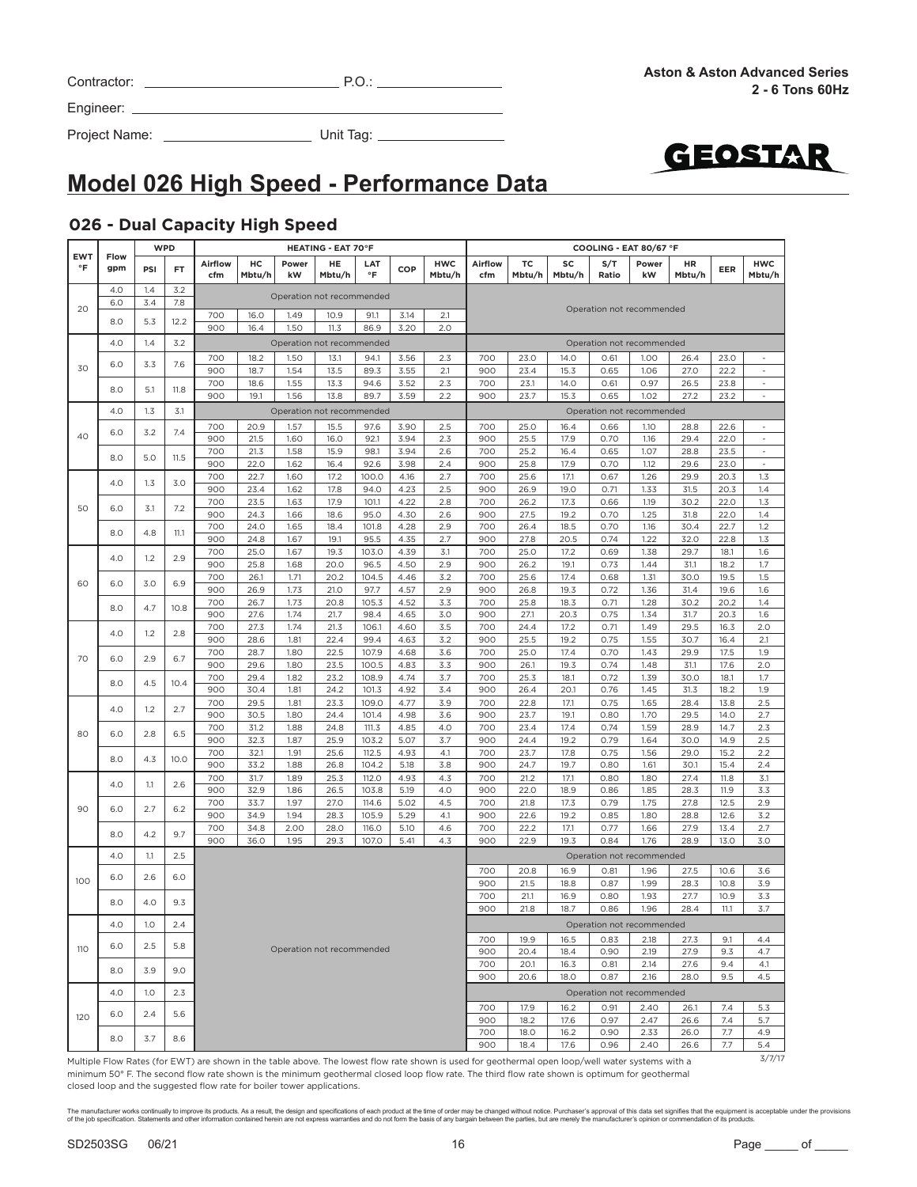Contractor: ______________________ P.O.: ________________

Engineer: ________________________________________________

Project Name: __________________ Unit Tag: _______________

**Aston & Aston Advanced Series**
**2 - 6 Tons 60Hz**

GEOSTAR

# Model 026 High Speed - Performance Data

## 026 - Dual Capacity High Speed

| EWT °F | Flow gpm | WPD PSI | WPD FT | HEATING - EAT 70°F Airflow cfm | HC Mbtu/h | Power kW | HE Mbtu/h | LAT °F | COP | HWC Mbtu/h | COOLING - EAT 80/67 °F Airflow cfm | TC Mbtu/h | SC Mbtu/h | S/T Ratio | Power kW | HR Mbtu/h | EER | HWC Mbtu/h |
|---|---|---|---|---|---|---|---|---|---|---|---|---|---|---|---|---|---|---|
| 20 | 4.0 | 1.4 | 3.2 | Operation not recommended | | | | | | | Operation not recommended | | | | | | | |
| | 6.0 | 3.4 | 7.8 | Operation not recommended | | | | | | | | | | | | | | |
| | 8.0 | 5.3 | 12.2 | 700 | 16.0 | 1.49 | 10.9 | 91.1 | 3.14 | 2.1 | | | | | | | | |
| | | | | 900 | 16.4 | 1.50 | 11.3 | 86.9 | 3.20 | 2.0 | | | | | | | | |
| 30 | 4.0 | 1.4 | 3.2 | Operation not recommended | | | | | | | Operation not recommended | | | | | | | |
| | 6.0 | 3.3 | 7.6 | 700 | 18.2 | 1.50 | 13.1 | 94.1 | 3.56 | 2.3 | 700 | 23.0 | 14.0 | 0.61 | 1.00 | 26.4 | 23.0 | - |
| | | | | 900 | 18.7 | 1.54 | 13.5 | 89.3 | 3.55 | 2.1 | 900 | 23.4 | 15.3 | 0.65 | 1.06 | 27.0 | 22.2 | - |
| | 8.0 | 5.1 | 11.8 | 700 | 18.6 | 1.55 | 13.3 | 94.6 | 3.52 | 2.3 | 700 | 23.1 | 14.0 | 0.61 | 0.97 | 26.5 | 23.8 | - |
| | | | | 900 | 19.1 | 1.56 | 13.8 | 89.7 | 3.59 | 2.2 | 900 | 23.7 | 15.3 | 0.65 | 1.02 | 27.2 | 23.2 | - |
| 40 | 4.0 | 1.3 | 3.1 | Operation not recommended | | | | | | | Operation not recommended | | | | | | | |
| | 6.0 | 3.2 | 7.4 | 700 | 20.9 | 1.57 | 15.5 | 97.6 | 3.90 | 2.5 | 700 | 25.0 | 16.4 | 0.66 | 1.10 | 28.8 | 22.6 | - |
| | | | | 900 | 21.5 | 1.60 | 16.0 | 92.1 | 3.94 | 2.3 | 900 | 25.5 | 17.9 | 0.70 | 1.16 | 29.4 | 22.0 | - |
| | 8.0 | 5.0 | 11.5 | 700 | 21.3 | 1.58 | 15.9 | 98.1 | 3.94 | 2.6 | 700 | 25.2 | 16.4 | 0.65 | 1.07 | 28.8 | 23.5 | - |
| | | | | 900 | 22.0 | 1.62 | 16.4 | 92.6 | 3.98 | 2.4 | 900 | 25.8 | 17.9 | 0.70 | 1.12 | 29.6 | 23.0 | - |
| 50 | 4.0 | 1.3 | 3.0 | 700 | 22.7 | 1.60 | 17.2 | 100.0 | 4.16 | 2.7 | 700 | 25.6 | 17.1 | 0.67 | 1.26 | 29.9 | 20.3 | 1.3 |
| | | | | 900 | 23.4 | 1.62 | 17.8 | 94.0 | 4.23 | 2.5 | 900 | 26.9 | 19.0 | 0.71 | 1.33 | 31.5 | 20.3 | 1.4 |
| | 6.0 | 3.1 | 7.2 | 700 | 23.5 | 1.63 | 17.9 | 101.1 | 4.22 | 2.8 | 700 | 26.2 | 17.3 | 0.66 | 1.19 | 30.2 | 22.0 | 1.3 |
| | | | | 900 | 24.3 | 1.66 | 18.6 | 95.0 | 4.30 | 2.6 | 900 | 27.5 | 19.2 | 0.70 | 1.25 | 31.8 | 22.0 | 1.4 |
| | 8.0 | 4.8 | 11.1 | 700 | 24.0 | 1.65 | 18.4 | 101.8 | 4.28 | 2.9 | 700 | 26.4 | 18.5 | 0.70 | 1.16 | 30.4 | 22.7 | 1.2 |
| | | | | 900 | 24.8 | 1.67 | 19.1 | 95.5 | 4.35 | 2.7 | 900 | 27.8 | 20.5 | 0.74 | 1.22 | 32.0 | 22.8 | 1.3 |
| 60 | 4.0 | 1.2 | 2.9 | 700 | 25.0 | 1.67 | 19.3 | 103.0 | 4.39 | 3.1 | 700 | 25.0 | 17.2 | 0.69 | 1.38 | 29.7 | 18.1 | 1.6 |
| | | | | 900 | 25.8 | 1.68 | 20.0 | 96.5 | 4.50 | 2.9 | 900 | 26.2 | 19.1 | 0.73 | 1.44 | 31.1 | 18.2 | 1.7 |
| | 6.0 | 3.0 | 6.9 | 700 | 26.1 | 1.71 | 20.2 | 104.5 | 4.46 | 3.2 | 700 | 25.6 | 17.4 | 0.68 | 1.31 | 30.0 | 19.5 | 1.5 |
| | | | | 900 | 26.9 | 1.73 | 21.0 | 97.7 | 4.57 | 2.9 | 900 | 26.8 | 19.3 | 0.72 | 1.36 | 31.4 | 19.6 | 1.6 |
| | 8.0 | 4.7 | 10.8 | 700 | 26.7 | 1.73 | 20.8 | 105.3 | 4.52 | 3.3 | 700 | 25.8 | 18.3 | 0.71 | 1.28 | 30.2 | 20.2 | 1.4 |
| | | | | 900 | 27.6 | 1.74 | 21.7 | 98.4 | 4.65 | 3.0 | 900 | 27.1 | 20.3 | 0.75 | 1.34 | 31.7 | 20.3 | 1.6 |
| 70 | 4.0 | 1.2 | 2.8 | 700 | 27.3 | 1.74 | 21.3 | 106.1 | 4.60 | 3.5 | 700 | 24.4 | 17.2 | 0.71 | 1.49 | 29.5 | 16.3 | 2.0 |
| | | | | 900 | 28.6 | 1.81 | 22.4 | 99.4 | 4.63 | 3.2 | 900 | 25.5 | 19.2 | 0.75 | 1.55 | 30.7 | 16.4 | 2.1 |
| | 6.0 | 2.9 | 6.7 | 700 | 28.7 | 1.80 | 22.5 | 107.9 | 4.68 | 3.6 | 700 | 25.0 | 17.4 | 0.70 | 1.43 | 29.9 | 17.5 | 1.9 |
| | | | | 900 | 29.6 | 1.80 | 23.5 | 100.5 | 4.83 | 3.3 | 900 | 26.1 | 19.3 | 0.74 | 1.48 | 31.1 | 17.6 | 2.0 |
| | 8.0 | 4.5 | 10.4 | 700 | 29.4 | 1.82 | 23.2 | 108.9 | 4.74 | 3.7 | 700 | 25.3 | 18.1 | 0.72 | 1.39 | 30.0 | 18.1 | 1.7 |
| | | | | 900 | 30.4 | 1.81 | 24.2 | 101.3 | 4.92 | 3.4 | 900 | 26.4 | 20.1 | 0.76 | 1.45 | 31.3 | 18.2 | 1.9 |
| 80 | 4.0 | 1.2 | 2.7 | 700 | 29.5 | 1.81 | 23.3 | 109.0 | 4.77 | 3.9 | 700 | 22.8 | 17.1 | 0.75 | 1.65 | 28.4 | 13.8 | 2.5 |
| | | | | 900 | 30.5 | 1.80 | 24.4 | 101.4 | 4.98 | 3.6 | 900 | 23.7 | 19.1 | 0.80 | 1.70 | 29.5 | 14.0 | 2.7 |
| | 6.0 | 2.8 | 6.5 | 700 | 31.2 | 1.88 | 24.8 | 111.3 | 4.85 | 4.0 | 700 | 23.4 | 17.4 | 0.74 | 1.59 | 28.9 | 14.7 | 2.3 |
| | | | | 900 | 32.3 | 1.87 | 25.9 | 103.2 | 5.07 | 3.7 | 900 | 24.4 | 19.2 | 0.79 | 1.64 | 30.0 | 14.9 | 2.5 |
| | 8.0 | 4.3 | 10.0 | 700 | 32.1 | 1.91 | 25.6 | 112.5 | 4.93 | 4.1 | 700 | 23.7 | 17.8 | 0.75 | 1.56 | 29.0 | 15.2 | 2.2 |
| | | | | 900 | 33.2 | 1.88 | 26.8 | 104.2 | 5.18 | 3.8 | 900 | 24.7 | 19.7 | 0.80 | 1.61 | 30.1 | 15.4 | 2.4 |
| 90 | 4.0 | 1.1 | 2.6 | 700 | 31.7 | 1.89 | 25.3 | 112.0 | 4.93 | 4.3 | 700 | 21.2 | 17.1 | 0.80 | 1.80 | 27.4 | 11.8 | 3.1 |
| | | | | 900 | 32.9 | 1.86 | 26.5 | 103.8 | 5.19 | 4.0 | 900 | 22.0 | 18.9 | 0.86 | 1.85 | 28.3 | 11.9 | 3.3 |
| | 6.0 | 2.7 | 6.2 | 700 | 33.7 | 1.97 | 27.0 | 114.6 | 5.02 | 4.5 | 700 | 21.8 | 17.3 | 0.79 | 1.75 | 27.8 | 12.5 | 2.9 |
| | | | | 900 | 34.9 | 1.94 | 28.3 | 105.9 | 5.29 | 4.1 | 900 | 22.6 | 19.2 | 0.85 | 1.80 | 28.8 | 12.6 | 3.2 |
| | 8.0 | 4.2 | 9.7 | 700 | 34.8 | 2.00 | 28.0 | 116.0 | 5.10 | 4.6 | 700 | 22.2 | 17.1 | 0.77 | 1.66 | 27.9 | 13.4 | 2.7 |
| | | | | 900 | 36.0 | 1.95 | 29.3 | 107.0 | 5.41 | 4.3 | 900 | 22.9 | 19.3 | 0.84 | 1.76 | 28.9 | 13.0 | 3.0 |
| 100 | 4.0 | 1.1 | 2.5 | Operation not recommended | | | | | | | Operation not recommended | | | | | | | |
| | 6.0 | 2.6 | 6.0 | | | | | | | | 700 | 20.8 | 16.9 | 0.81 | 1.96 | 27.5 | 10.6 | 3.6 |
| | | | | | | | | | | | 900 | 21.5 | 18.8 | 0.87 | 1.99 | 28.3 | 10.8 | 3.9 |
| | 8.0 | 4.0 | 9.3 | | | | | | | | 700 | 21.1 | 16.9 | 0.80 | 1.93 | 27.7 | 10.9 | 3.3 |
| | | | | | | | | | | | 900 | 21.8 | 18.7 | 0.86 | 1.96 | 28.4 | 11.1 | 3.7 |
| 110 | 4.0 | 1.0 | 2.4 | | | | | | | | Operation not recommended | | | | | | | |
| | 6.0 | 2.5 | 5.8 | | | | | | | | 700 | 19.9 | 16.5 | 0.83 | 2.18 | 27.3 | 9.1 | 4.4 |
| | | | | | | | | | | | 900 | 20.4 | 18.4 | 0.90 | 2.19 | 27.9 | 9.3 | 4.7 |
| | 8.0 | 3.9 | 9.0 | | | | | | | | 700 | 20.1 | 16.3 | 0.81 | 2.14 | 27.6 | 9.4 | 4.1 |
| | | | | | | | | | | | 900 | 20.6 | 18.0 | 0.87 | 2.16 | 28.0 | 9.5 | 4.5 |
| 120 | 4.0 | 1.0 | 2.3 | | | | | | | | Operation not recommended | | | | | | | |
| | 6.0 | 2.4 | 5.6 | | | | | | | | 700 | 17.9 | 16.2 | 0.91 | 2.40 | 26.1 | 7.4 | 5.3 |
| | | | | | | | | | | | 900 | 18.2 | 17.6 | 0.97 | 2.47 | 26.6 | 7.4 | 5.7 |
| | 8.0 | 3.7 | 8.6 | | | | | | | | 700 | 18.0 | 16.2 | 0.90 | 2.33 | 26.0 | 7.7 | 4.9 |
| | | | | | | | | | | | 900 | 18.4 | 17.6 | 0.96 | 2.40 | 26.6 | 7.7 | 5.4 |

3/7/17

Multiple Flow Rates (for EWT) are shown in the table above. The lowest flow rate shown is used for geothermal open loop/well water systems with a minimum 50° F. The second flow rate shown is the minimum geothermal closed loop flow rate. The third flow rate shown is optimum for geothermal closed loop and the suggested flow rate for boiler tower applications.

The manufacturer works continually to improve its products. As a result, the design and specifications of each product at the time of order may be changed without notice. Purchaser's approval of this data set signifies that the equipment is acceptable under the provisions of the job specification. Statements and other information contained herein are not express warranties and do not form the basis of any bargain between the parties, but are merely the manufacturer's opinion or commendation of its products.

SD2503SG 06/21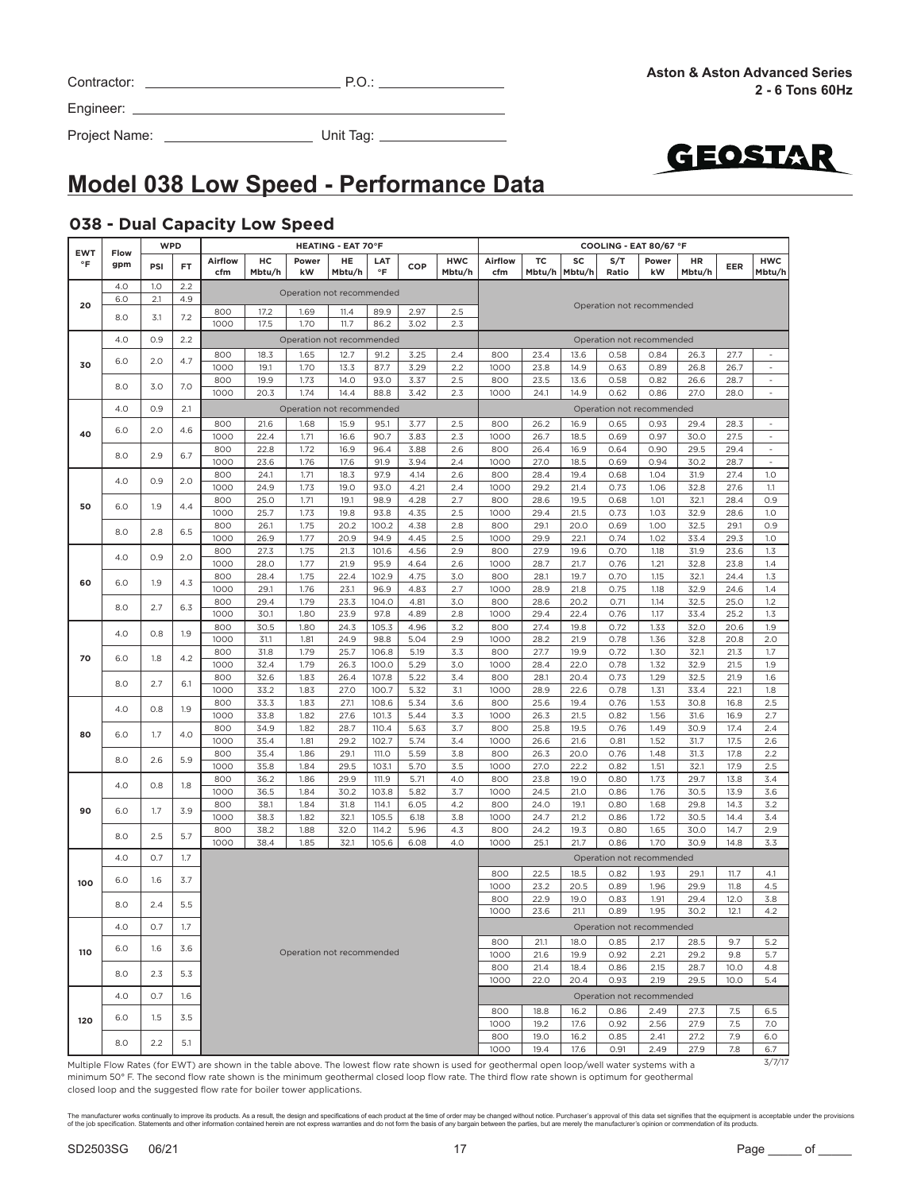Contractor: ___________________________ P.O.: ________________

Engineer: ______________________________________________

Project Name: ____________________ Unit Tag: ________________

**Aston & Aston Advanced Series**
**2 - 6 Tons 60Hz**

GEOSTAR

# Model 038 Low Speed - Performance Data

## 038 - Dual Capacity Low Speed

| EWT °F | Flow gpm | WPD PSI | WPD FT | HEATING - EAT 70°F Airflow cfm | HC Mbtu/h | Power kW | HE Mbtu/h | LAT °F | COP | HWC Mbtu/h | COOLING - EAT 80/67 °F Airflow cfm | TC Mbtu/h | SC Mbtu/h | S/T Ratio | Power kW | HR Mbtu/h | EER | HWC Mbtu/h |
|---|---|---|---|---|---|---|---|---|---|---|---|---|---|---|---|---|---|---|
| 20 | 4.0 | 1.0 | 2.2 | Operation not recommended | | | | | | | Operation not recommended | | | | | | | |
| | 6.0 | 2.1 | 4.9 | | | | | | | | | | | | | | | |
| | 8.0 | 3.1 | 7.2 | 800 | 17.2 | 1.69 | 11.4 | 89.9 | 2.97 | 2.5 | | | | | | | | |
| | | | | 1000 | 17.5 | 1.70 | 11.7 | 86.2 | 3.02 | 2.3 | | | | | | | | |
| 30 | 4.0 | 0.9 | 2.2 | Operation not recommended | | | | | | | Operation not recommended | | | | | | | |
| | 6.0 | 2.0 | 4.7 | 800 | 18.3 | 1.65 | 12.7 | 91.2 | 3.25 | 2.4 | 800 | 23.4 | 13.6 | 0.58 | 0.84 | 26.3 | 27.7 | - |
| | | | | 1000 | 19.1 | 1.70 | 13.3 | 87.7 | 3.29 | 2.2 | 1000 | 23.8 | 14.9 | 0.63 | 0.89 | 26.8 | 26.7 | - |
| | 8.0 | 3.0 | 7.0 | 800 | 19.9 | 1.73 | 14.0 | 93.0 | 3.37 | 2.5 | 800 | 23.5 | 13.6 | 0.58 | 0.82 | 26.6 | 28.7 | - |
| | | | | 1000 | 20.3 | 1.74 | 14.4 | 88.8 | 3.42 | 2.3 | 1000 | 24.1 | 14.9 | 0.62 | 0.86 | 27.0 | 28.0 | - |
| 40 | 4.0 | 0.9 | 2.1 | Operation not recommended | | | | | | | Operation not recommended | | | | | | | |
| | 6.0 | 2.0 | 4.6 | 800 | 21.6 | 1.68 | 15.9 | 95.1 | 3.77 | 2.5 | 800 | 26.2 | 16.9 | 0.65 | 0.93 | 29.4 | 28.3 | - |
| | | | | 1000 | 22.4 | 1.71 | 16.6 | 90.7 | 3.83 | 2.3 | 1000 | 26.7 | 18.5 | 0.69 | 0.97 | 30.0 | 27.5 | - |
| | 8.0 | 2.9 | 6.7 | 800 | 22.8 | 1.72 | 16.9 | 96.4 | 3.88 | 2.6 | 800 | 26.4 | 16.9 | 0.64 | 0.90 | 29.5 | 29.4 | - |
| | | | | 1000 | 23.6 | 1.76 | 17.6 | 91.9 | 3.94 | 2.4 | 1000 | 27.0 | 18.5 | 0.69 | 0.94 | 30.2 | 28.7 | - |
| 50 | 4.0 | 0.9 | 2.0 | 800 | 24.1 | 1.71 | 18.3 | 97.9 | 4.14 | 2.6 | 800 | 28.4 | 19.4 | 0.68 | 1.04 | 31.9 | 27.4 | 1.0 |
| | | | | 1000 | 24.9 | 1.73 | 19.0 | 93.0 | 4.21 | 2.4 | 1000 | 29.2 | 21.4 | 0.73 | 1.06 | 32.8 | 27.6 | 1.1 |
| | 6.0 | 1.9 | 4.4 | 800 | 25.0 | 1.71 | 19.1 | 98.9 | 4.28 | 2.7 | 800 | 28.6 | 19.5 | 0.68 | 1.01 | 32.1 | 28.4 | 0.9 |
| | | | | 1000 | 25.7 | 1.73 | 19.8 | 93.8 | 4.35 | 2.5 | 1000 | 29.4 | 21.5 | 0.73 | 1.03 | 32.9 | 28.6 | 1.0 |
| | 8.0 | 2.8 | 6.5 | 800 | 26.1 | 1.75 | 20.2 | 100.2 | 4.38 | 2.8 | 800 | 29.1 | 20.0 | 0.69 | 1.00 | 32.5 | 29.1 | 0.9 |
| | | | | 1000 | 26.9 | 1.77 | 20.9 | 94.9 | 4.45 | 2.5 | 1000 | 29.9 | 22.1 | 0.74 | 1.02 | 33.4 | 29.3 | 1.0 |
| 60 | 4.0 | 0.9 | 2.0 | 800 | 27.3 | 1.75 | 21.3 | 101.6 | 4.56 | 2.9 | 800 | 27.9 | 19.6 | 0.70 | 1.18 | 31.9 | 23.6 | 1.3 |
| | | | | 1000 | 28.0 | 1.77 | 21.9 | 95.9 | 4.64 | 2.6 | 1000 | 28.7 | 21.7 | 0.76 | 1.21 | 32.8 | 23.8 | 1.4 |
| | 6.0 | 1.9 | 4.3 | 800 | 28.4 | 1.75 | 22.4 | 102.9 | 4.75 | 3.0 | 800 | 28.1 | 19.7 | 0.70 | 1.15 | 32.1 | 24.4 | 1.3 |
| | | | | 1000 | 29.1 | 1.76 | 23.1 | 96.9 | 4.83 | 2.7 | 1000 | 28.9 | 21.8 | 0.75 | 1.18 | 32.9 | 24.6 | 1.4 |
| | 8.0 | 2.7 | 6.3 | 800 | 29.4 | 1.79 | 23.3 | 104.0 | 4.81 | 3.0 | 800 | 28.6 | 20.2 | 0.71 | 1.14 | 32.5 | 25.0 | 1.2 |
| | | | | 1000 | 30.1 | 1.80 | 23.9 | 97.8 | 4.89 | 2.8 | 1000 | 29.4 | 22.4 | 0.76 | 1.17 | 33.4 | 25.2 | 1.3 |
| 70 | 4.0 | 0.8 | 1.9 | 800 | 30.5 | 1.80 | 24.3 | 105.3 | 4.96 | 3.2 | 800 | 27.4 | 19.8 | 0.72 | 1.33 | 32.0 | 20.6 | 1.9 |
| | | | | 1000 | 31.1 | 1.81 | 24.9 | 98.8 | 5.04 | 2.9 | 1000 | 28.2 | 21.9 | 0.78 | 1.36 | 32.8 | 20.8 | 2.0 |
| | 6.0 | 1.8 | 4.2 | 800 | 31.8 | 1.79 | 25.7 | 106.8 | 5.19 | 3.3 | 800 | 27.7 | 19.9 | 0.72 | 1.30 | 32.1 | 21.3 | 1.7 |
| | | | | 1000 | 32.4 | 1.79 | 26.3 | 100.0 | 5.29 | 3.0 | 1000 | 28.4 | 22.0 | 0.78 | 1.32 | 32.9 | 21.5 | 1.9 |
| | 8.0 | 2.7 | 6.1 | 800 | 32.6 | 1.83 | 26.4 | 107.8 | 5.22 | 3.4 | 800 | 28.1 | 20.4 | 0.73 | 1.29 | 32.5 | 21.9 | 1.6 |
| | | | | 1000 | 33.2 | 1.83 | 27.0 | 100.7 | 5.32 | 3.1 | 1000 | 28.9 | 22.6 | 0.78 | 1.31 | 33.4 | 22.1 | 1.8 |
| 80 | 4.0 | 0.8 | 1.9 | 800 | 33.3 | 1.83 | 27.1 | 108.6 | 5.34 | 3.6 | 800 | 25.6 | 19.4 | 0.76 | 1.53 | 30.8 | 16.8 | 2.5 |
| | | | | 1000 | 33.8 | 1.82 | 27.6 | 101.3 | 5.44 | 3.3 | 1000 | 26.3 | 21.5 | 0.82 | 1.56 | 31.6 | 16.9 | 2.7 |
| | 6.0 | 1.7 | 4.0 | 800 | 34.9 | 1.82 | 28.7 | 110.4 | 5.63 | 3.7 | 800 | 25.8 | 19.5 | 0.76 | 1.49 | 30.9 | 17.4 | 2.4 |
| | | | | 1000 | 35.4 | 1.81 | 29.2 | 102.7 | 5.74 | 3.4 | 1000 | 26.6 | 21.6 | 0.81 | 1.52 | 31.7 | 17.5 | 2.6 |
| | 8.0 | 2.6 | 5.9 | 800 | 35.4 | 1.86 | 29.1 | 111.0 | 5.59 | 3.8 | 800 | 26.3 | 20.0 | 0.76 | 1.48 | 31.3 | 17.8 | 2.2 |
| | | | | 1000 | 35.8 | 1.84 | 29.5 | 103.1 | 5.70 | 3.5 | 1000 | 27.0 | 22.2 | 0.82 | 1.51 | 32.1 | 17.9 | 2.5 |
| 90 | 4.0 | 0.8 | 1.8 | 800 | 36.2 | 1.86 | 29.9 | 111.9 | 5.71 | 4.0 | 800 | 23.8 | 19.0 | 0.80 | 1.73 | 29.7 | 13.8 | 3.4 |
| | | | | 1000 | 36.5 | 1.84 | 30.2 | 103.8 | 5.82 | 3.7 | 1000 | 24.5 | 21.0 | 0.86 | 1.76 | 30.5 | 13.9 | 3.6 |
| | 6.0 | 1.7 | 3.9 | 800 | 38.1 | 1.84 | 31.8 | 114.1 | 6.05 | 4.2 | 800 | 24.0 | 19.1 | 0.80 | 1.68 | 29.8 | 14.3 | 3.2 |
| | | | | 1000 | 38.3 | 1.82 | 32.1 | 105.5 | 6.18 | 3.8 | 1000 | 24.7 | 21.2 | 0.86 | 1.72 | 30.5 | 14.4 | 3.4 |
| | 8.0 | 2.5 | 5.7 | 800 | 38.2 | 1.88 | 32.0 | 114.2 | 5.96 | 4.3 | 800 | 24.2 | 19.3 | 0.80 | 1.65 | 30.0 | 14.7 | 2.9 |
| | | | | 1000 | 38.4 | 1.85 | 32.1 | 105.6 | 6.08 | 4.0 | 1000 | 25.1 | 21.7 | 0.86 | 1.70 | 30.9 | 14.8 | 3.3 |
| 100 | 4.0 | 0.7 | 1.7 | Operation not recommended | | | | | | | Operation not recommended | | | | | | | |
| | 6.0 | 1.6 | 3.7 | | | | | | | | 800 | 22.5 | 18.5 | 0.82 | 1.93 | 29.1 | 11.7 | 4.1 |
| | | | | | | | | | | | 1000 | 23.2 | 20.5 | 0.89 | 1.96 | 29.9 | 11.8 | 4.5 |
| | 8.0 | 2.4 | 5.5 | | | | | | | | 800 | 22.9 | 19.0 | 0.83 | 1.91 | 29.4 | 12.0 | 3.8 |
| | | | | | | | | | | | 1000 | 23.6 | 21.1 | 0.89 | 1.95 | 30.2 | 12.1 | 4.2 |
| 110 | 4.0 | 0.7 | 1.7 | | | | | | | | Operation not recommended | | | | | | | |
| | 6.0 | 1.6 | 3.6 | | | | | | | | 800 | 21.1 | 18.0 | 0.85 | 2.17 | 28.5 | 9.7 | 5.2 |
| | | | | | | | | | | | 1000 | 21.6 | 19.9 | 0.92 | 2.21 | 29.2 | 9.8 | 5.7 |
| | 8.0 | 2.3 | 5.3 | | | | | | | | 800 | 21.4 | 18.4 | 0.86 | 2.15 | 28.7 | 10.0 | 4.8 |
| | | | | | | | | | | | 1000 | 22.0 | 20.4 | 0.93 | 2.19 | 29.5 | 10.0 | 5.4 |
| 120 | 4.0 | 0.7 | 1.6 | | | | | | | | Operation not recommended | | | | | | | |
| | 6.0 | 1.5 | 3.5 | | | | | | | | 800 | 18.8 | 16.2 | 0.86 | 2.49 | 27.3 | 7.5 | 6.5 |
| | | | | | | | | | | | 1000 | 19.2 | 17.6 | 0.92 | 2.56 | 27.9 | 7.5 | 7.0 |
| | 8.0 | 2.2 | 5.1 | | | | | | | | 800 | 19.0 | 16.2 | 0.85 | 2.41 | 27.2 | 7.9 | 6.0 |
| | | | | | | | | | | | 1000 | 19.4 | 17.6 | 0.91 | 2.49 | 27.9 | 7.8 | 6.7 |

3/7/17

Multiple Flow Rates (for EWT) are shown in the table above. The lowest flow rate shown is used for geothermal open loop/well water systems with a minimum 50° F. The second flow rate shown is the minimum geothermal closed loop flow rate. The third flow rate shown is optimum for geothermal closed loop and the suggested flow rate for boiler tower applications.

The manufacturer works continually to improve its products. As a result, the design and specifications of each product at the time of order may be changed without notice. Purchaser's approval of this data set signifies that the equipment is acceptable under the provisions of the job specification. Statements and other information contained herein are not express warranties and do not form the basis of any bargain between the parties, but are merely the manufacturer's opinion or commendation of its products.

SD2503SG 06/21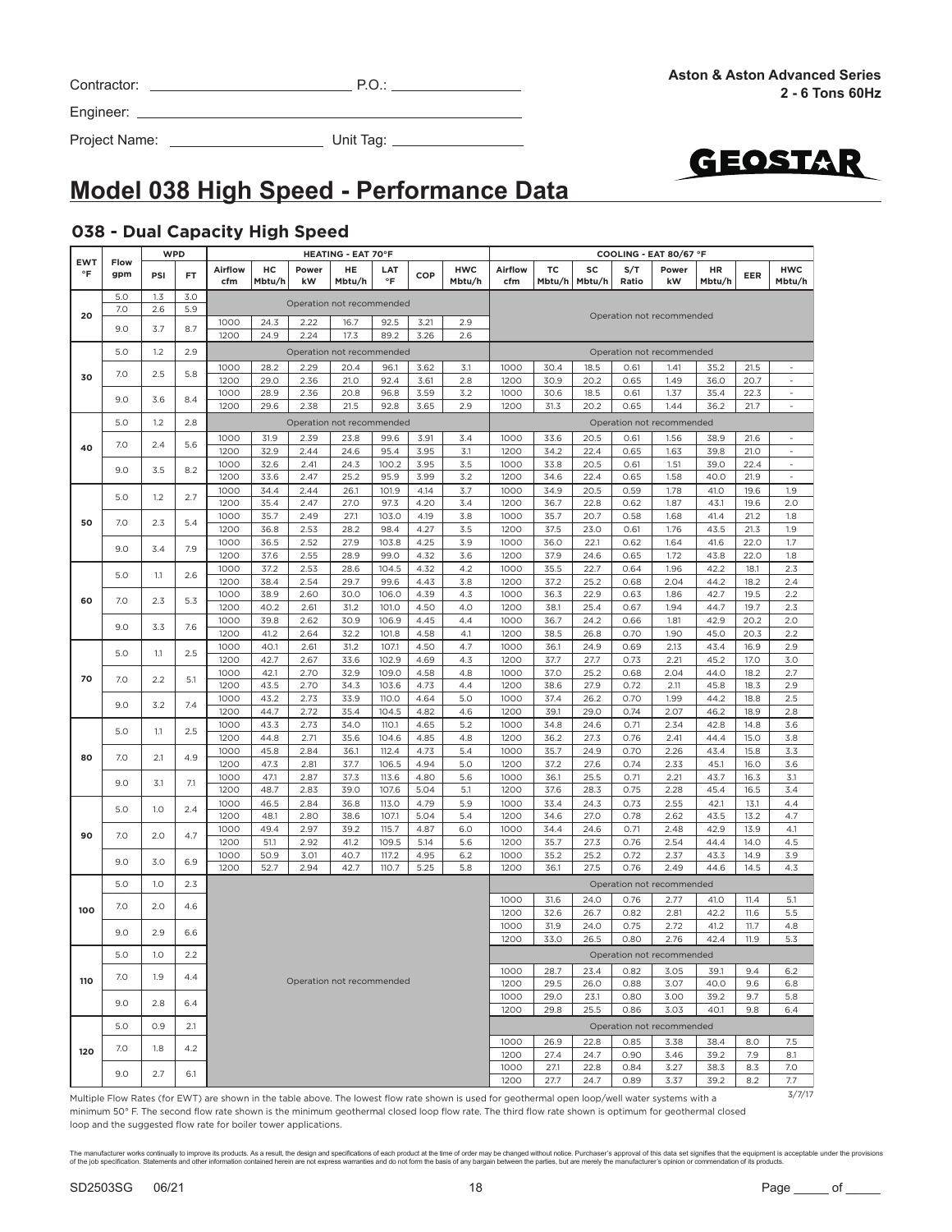Contractor: ____________________ P.O.: ____________

Engineer: ____________________

Project Name: ____________________ Unit Tag: ____________

**Aston & Aston Advanced Series**
**2 - 6 Tons 60Hz**

# Model 038 High Speed - Performance Data

## 038 - Dual Capacity High Speed

| EWT °F | Flow gpm | WPD PSI | WPD FT | HEATING - EAT 70°F Airflow cfm | HC Mbtu/h | Power kW | HE Mbtu/h | LAT °F | COP | HWC Mbtu/h | COOLING - EAT 80/67 °F Airflow cfm | TC Mbtu/h | SC Mbtu/h | S/T Ratio | Power kW | HR Mbtu/h | EER | HWC Mbtu/h |
|---|---|---|---|---|---|---|---|---|---|---|---|---|---|---|---|---|---|---|
| 20 | 5.0 | 1.3 | 3.0 | Operation not recommended | | | | | | | Operation not recommended | | | | | | | |
| | 7.0 | 2.6 | 5.9 | Operation not recommended | | | | | | | | | | | | | | |
| | 9.0 | 3.7 | 8.7 | 1000 | 24.3 | 2.22 | 16.7 | 92.5 | 3.21 | 2.9 | | | | | | | | |
| | | | | 1200 | 24.9 | 2.24 | 17.3 | 89.2 | 3.26 | 2.6 | | | | | | | | |
| 30 | 5.0 | 1.2 | 2.9 | Operation not recommended | | | | | | | Operation not recommended | | | | | | | |
| | 7.0 | 2.5 | 5.8 | 1000 | 28.2 | 2.29 | 20.4 | 96.1 | 3.62 | 3.1 | 1000 | 30.4 | 18.5 | 0.61 | 1.41 | 35.2 | 21.5 | - |
| | | | | 1200 | 29.0 | 2.36 | 21.0 | 92.4 | 3.61 | 2.8 | 1200 | 30.9 | 20.2 | 0.65 | 1.49 | 36.0 | 20.7 | - |
| | 9.0 | 3.6 | 8.4 | 1000 | 28.9 | 2.36 | 20.8 | 96.8 | 3.59 | 3.2 | 1000 | 30.6 | 18.5 | 0.61 | 1.37 | 35.4 | 22.3 | - |
| | | | | 1200 | 29.6 | 2.38 | 21.5 | 92.8 | 3.65 | 2.9 | 1200 | 31.3 | 20.2 | 0.65 | 1.44 | 36.2 | 21.7 | - |
| 40 | 5.0 | 1.2 | 2.8 | Operation not recommended | | | | | | | Operation not recommended | | | | | | | |
| | 7.0 | 2.4 | 5.6 | 1000 | 31.9 | 2.39 | 23.8 | 99.6 | 3.91 | 3.4 | 1000 | 33.6 | 20.5 | 0.61 | 1.56 | 38.9 | 21.6 | - |
| | | | | 1200 | 32.9 | 2.44 | 24.6 | 95.4 | 3.95 | 3.1 | 1200 | 34.2 | 22.4 | 0.65 | 1.63 | 39.8 | 21.0 | - |
| | 9.0 | 3.5 | 8.2 | 1000 | 32.6 | 2.41 | 24.3 | 100.2 | 3.95 | 3.5 | 1000 | 33.8 | 20.5 | 0.61 | 1.51 | 39.0 | 22.4 | - |
| | | | | 1200 | 33.6 | 2.47 | 25.2 | 95.9 | 3.99 | 3.2 | 1200 | 34.6 | 22.4 | 0.65 | 1.58 | 40.0 | 21.9 | - |
| 50 | 5.0 | 1.2 | 2.7 | 1000 | 34.4 | 2.44 | 26.1 | 101.9 | 4.14 | 3.7 | 1000 | 34.9 | 20.5 | 0.59 | 1.78 | 41.0 | 19.6 | 1.9 |
| | | | | 1200 | 35.4 | 2.47 | 27.0 | 97.3 | 4.20 | 3.4 | 1200 | 36.7 | 22.8 | 0.62 | 1.87 | 43.1 | 19.6 | 2.0 |
| | 7.0 | 2.3 | 5.4 | 1000 | 35.7 | 2.49 | 27.1 | 103.0 | 4.19 | 3.8 | 1000 | 35.7 | 20.7 | 0.58 | 1.68 | 41.4 | 21.2 | 1.8 |
| | | | | 1200 | 36.8 | 2.53 | 28.2 | 98.4 | 4.27 | 3.5 | 1200 | 37.5 | 23.0 | 0.61 | 1.76 | 43.5 | 21.3 | 1.9 |
| | 9.0 | 3.4 | 7.9 | 1000 | 36.5 | 2.52 | 27.9 | 103.8 | 4.25 | 3.9 | 1000 | 36.0 | 22.1 | 0.62 | 1.64 | 41.6 | 22.0 | 1.7 |
| | | | | 1200 | 37.6 | 2.55 | 28.9 | 99.0 | 4.32 | 3.6 | 1200 | 37.9 | 24.6 | 0.65 | 1.72 | 43.8 | 22.0 | 1.8 |
| 60 | 5.0 | 1.1 | 2.6 | 1000 | 37.2 | 2.53 | 28.6 | 104.5 | 4.32 | 4.2 | 1000 | 35.5 | 22.7 | 0.64 | 1.96 | 42.2 | 18.1 | 2.3 |
| | | | | 1200 | 38.4 | 2.54 | 29.7 | 99.6 | 4.43 | 3.8 | 1200 | 37.2 | 25.2 | 0.68 | 2.04 | 44.2 | 18.2 | 2.4 |
| | 7.0 | 2.3 | 5.3 | 1000 | 38.9 | 2.60 | 30.0 | 106.0 | 4.39 | 4.3 | 1000 | 36.3 | 22.9 | 0.63 | 1.86 | 42.7 | 19.5 | 2.2 |
| | | | | 1200 | 40.2 | 2.61 | 31.2 | 101.0 | 4.50 | 4.0 | 1200 | 38.1 | 25.4 | 0.67 | 1.94 | 44.7 | 19.7 | 2.3 |
| | 9.0 | 3.3 | 7.6 | 1000 | 39.8 | 2.62 | 30.9 | 106.9 | 4.45 | 4.4 | 1000 | 36.7 | 24.2 | 0.66 | 1.81 | 42.9 | 20.2 | 2.0 |
| | | | | 1200 | 41.2 | 2.64 | 32.2 | 101.8 | 4.58 | 4.1 | 1200 | 38.5 | 26.8 | 0.70 | 1.90 | 45.0 | 20.3 | 2.2 |
| 70 | 5.0 | 1.1 | 2.5 | 1000 | 40.1 | 2.61 | 31.2 | 107.1 | 4.50 | 4.7 | 1000 | 36.1 | 24.9 | 0.69 | 2.13 | 43.4 | 16.9 | 2.9 |
| | | | | 1200 | 42.7 | 2.67 | 33.6 | 102.9 | 4.69 | 4.3 | 1200 | 37.7 | 27.7 | 0.73 | 2.21 | 45.2 | 17.0 | 3.0 |
| | 7.0 | 2.2 | 5.1 | 1000 | 42.1 | 2.70 | 32.9 | 109.0 | 4.58 | 4.8 | 1000 | 37.0 | 25.2 | 0.68 | 2.04 | 44.0 | 18.2 | 2.7 |
| | | | | 1200 | 43.5 | 2.70 | 34.3 | 103.6 | 4.73 | 4.4 | 1200 | 38.6 | 27.9 | 0.72 | 2.11 | 45.8 | 18.3 | 2.9 |
| | 9.0 | 3.2 | 7.4 | 1000 | 43.2 | 2.73 | 33.9 | 110.0 | 4.64 | 5.0 | 1000 | 37.4 | 26.2 | 0.70 | 1.99 | 44.2 | 18.8 | 2.5 |
| | | | | 1200 | 44.7 | 2.72 | 35.4 | 104.5 | 4.82 | 4.6 | 1200 | 39.1 | 29.0 | 0.74 | 2.07 | 46.2 | 18.9 | 2.8 |
| 80 | 5.0 | 1.1 | 2.5 | 1000 | 43.3 | 2.73 | 34.0 | 110.1 | 4.65 | 5.2 | 1000 | 34.8 | 24.6 | 0.71 | 2.34 | 42.8 | 14.8 | 3.6 |
| | | | | 1200 | 44.8 | 2.71 | 35.6 | 104.6 | 4.85 | 4.8 | 1200 | 36.2 | 27.3 | 0.76 | 2.41 | 44.4 | 15.0 | 3.8 |
| | 7.0 | 2.1 | 4.9 | 1000 | 45.8 | 2.84 | 36.1 | 112.4 | 4.73 | 5.4 | 1000 | 35.7 | 24.9 | 0.70 | 2.26 | 43.4 | 15.8 | 3.3 |
| | | | | 1200 | 47.3 | 2.81 | 37.7 | 106.5 | 4.94 | 5.0 | 1200 | 37.2 | 27.6 | 0.74 | 2.33 | 45.1 | 16.0 | 3.6 |
| | 9.0 | 3.1 | 7.1 | 1000 | 47.1 | 2.87 | 37.3 | 113.6 | 4.80 | 5.6 | 1000 | 36.1 | 25.5 | 0.71 | 2.21 | 43.7 | 16.3 | 3.1 |
| | | | | 1200 | 48.7 | 2.83 | 39.0 | 107.6 | 5.04 | 5.1 | 1200 | 37.6 | 28.3 | 0.75 | 2.28 | 45.4 | 16.5 | 3.4 |
| 90 | 5.0 | 1.0 | 2.4 | 1000 | 46.5 | 2.84 | 36.8 | 113.0 | 4.79 | 5.9 | 1000 | 33.4 | 24.3 | 0.73 | 2.55 | 42.1 | 13.1 | 4.4 |
| | | | | 1200 | 48.1 | 2.80 | 38.6 | 107.1 | 5.04 | 5.4 | 1200 | 34.6 | 27.0 | 0.78 | 2.62 | 43.5 | 13.2 | 4.7 |
| | 7.0 | 2.0 | 4.7 | 1000 | 49.4 | 2.97 | 39.2 | 115.7 | 4.87 | 6.0 | 1000 | 34.4 | 24.6 | 0.71 | 2.48 | 42.9 | 13.9 | 4.1 |
| | | | | 1200 | 51.1 | 2.92 | 41.2 | 109.5 | 5.14 | 5.6 | 1200 | 35.7 | 27.3 | 0.76 | 2.54 | 44.4 | 14.0 | 4.5 |
| | 9.0 | 3.0 | 6.9 | 1000 | 50.9 | 3.01 | 40.7 | 117.2 | 4.95 | 6.2 | 1000 | 35.2 | 25.2 | 0.72 | 2.37 | 43.3 | 14.9 | 3.9 |
| | | | | 1200 | 52.7 | 2.94 | 42.7 | 110.7 | 5.25 | 5.8 | 1200 | 36.1 | 27.5 | 0.76 | 2.49 | 44.6 | 14.5 | 4.3 |
| 100 | 5.0 | 1.0 | 2.3 | Operation not recommended | | | | | | | Operation not recommended | | | | | | | |
| | 7.0 | 2.0 | 4.6 | | | | | | | | 1000 | 31.6 | 24.0 | 0.76 | 2.77 | 41.0 | 11.4 | 5.1 |
| | | | | | | | | | | | 1200 | 32.6 | 26.7 | 0.82 | 2.81 | 42.2 | 11.6 | 5.5 |
| | 9.0 | 2.9 | 6.6 | | | | | | | | 1000 | 31.9 | 24.0 | 0.75 | 2.72 | 41.2 | 11.7 | 4.8 |
| | | | | | | | | | | | 1200 | 33.0 | 26.5 | 0.80 | 2.76 | 42.4 | 11.9 | 5.3 |
| 110 | 5.0 | 1.0 | 2.2 | | | | | | | | Operation not recommended | | | | | | | |
| | 7.0 | 1.9 | 4.4 | | | | | | | | 1000 | 28.7 | 23.4 | 0.82 | 3.05 | 39.1 | 9.4 | 6.2 |
| | | | | | | | | | | | 1200 | 29.5 | 26.0 | 0.88 | 3.07 | 40.0 | 9.6 | 6.8 |
| | 9.0 | 2.8 | 6.4 | | | | | | | | 1000 | 29.0 | 23.1 | 0.80 | 3.00 | 39.2 | 9.7 | 5.8 |
| | | | | | | | | | | | 1200 | 29.8 | 25.5 | 0.86 | 3.03 | 40.1 | 9.8 | 6.4 |
| 120 | 5.0 | 0.9 | 2.1 | | | | | | | | Operation not recommended | | | | | | | |
| | 7.0 | 1.8 | 4.2 | | | | | | | | 1000 | 26.9 | 22.8 | 0.85 | 3.38 | 38.4 | 8.0 | 7.5 |
| | | | | | | | | | | | 1200 | 27.4 | 24.7 | 0.90 | 3.46 | 39.2 | 7.9 | 8.1 |
| | 9.0 | 2.7 | 6.1 | | | | | | | | 1000 | 27.1 | 22.8 | 0.84 | 3.27 | 38.3 | 8.3 | 7.0 |
| | | | | | | | | | | | 1200 | 27.7 | 24.7 | 0.89 | 3.37 | 39.2 | 8.2 | 7.7 |

3/7/17

Multiple Flow Rates (for EWT) are shown in the table above. The lowest flow rate shown is used for geothermal open loop/well water systems with a minimum 50° F. The second flow rate shown is the minimum geothermal closed loop flow rate. The third flow rate shown is optimum for geothermal closed loop and the suggested flow rate for boiler tower applications.

The manufacturer works continually to improve its products. As a result, the design and specifications of each product at the time of order may be changed without notice. Purchaser's approval of this data set signifies that the equipment is acceptable under the provisions of the job specification. Statements and other information contained herein are not express warranties and do not form the basis of any bargain between the parties, but are merely the manufacturer's opinion or commendation of its products.

SD2503SG 06/21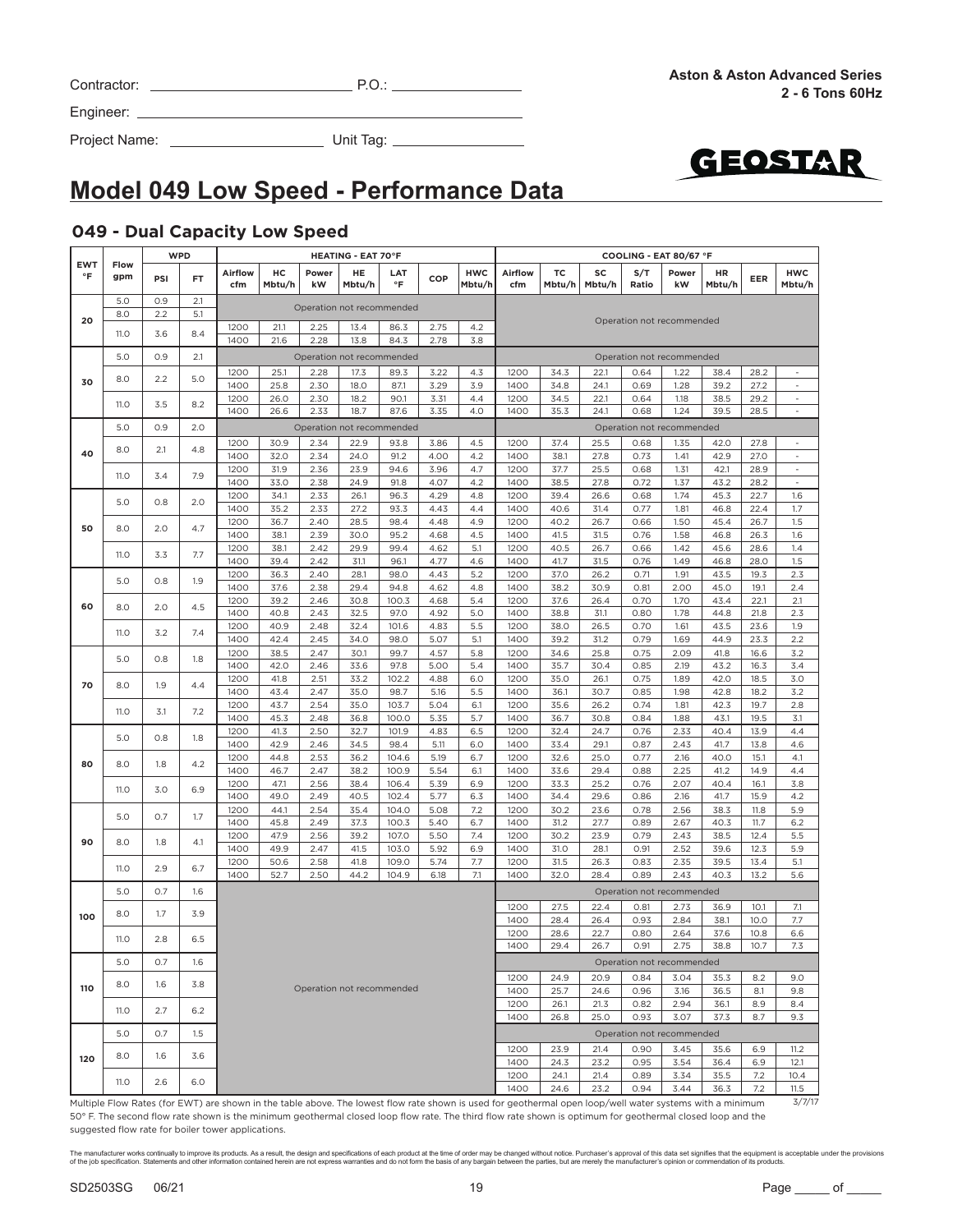Contractor: ______________________ P.O.: ______________

Engineer: ______________________________________

Project Name: __________________ Unit Tag: ______________

Aston & Aston Advanced Series
2 - 6 Tons 60Hz

GEOSTAR

# Model 049 Low Speed - Performance Data

## 049 - Dual Capacity Low Speed

| EWT °F | Flow gpm | WPD PSI | WPD FT | HEATING - EAT 70°F Airflow cfm | HC Mbtu/h | Power kW | HE Mbtu/h | LAT °F | COP | HWC Mbtu/h | COOLING - EAT 80/67 °F Airflow cfm | TC Mbtu/h | SC Mbtu/h | S/T Ratio | Power kW | HR Mbtu/h | EER | HWC Mbtu/h |
|---|---|---|---|---|---|---|---|---|---|---|---|---|---|---|---|---|---|---|
| 20 | 5.0 | 0.9 | 2.1 | Operation not recommended | | | | | | | Operation not recommended | | | | | | | |
| | 8.0 | 2.2 | 5.1 | | | | | | | | | | | | | | | |
| | 11.0 | 3.6 | 8.4 | 1200 | 21.1 | 2.25 | 13.4 | 86.3 | 2.75 | 4.2 | | | | | | | | |
| | | | | 1400 | 21.6 | 2.28 | 13.8 | 84.3 | 2.78 | 3.8 | | | | | | | | |
| 30 | 5.0 | 0.9 | 2.1 | Operation not recommended | | | | | | | Operation not recommended | | | | | | | |
| | 8.0 | 2.2 | 5.0 | 1200 | 25.1 | 2.28 | 17.3 | 89.3 | 3.22 | 4.3 | 1200 | 34.3 | 22.1 | 0.64 | 1.22 | 38.4 | 28.2 | - |
| | | | | 1400 | 25.8 | 2.30 | 18.0 | 87.1 | 3.29 | 3.9 | 1400 | 34.8 | 24.1 | 0.69 | 1.28 | 39.2 | 27.2 | - |
| | 11.0 | 3.5 | 8.2 | 1200 | 26.0 | 2.30 | 18.2 | 90.1 | 3.31 | 4.4 | 1200 | 34.5 | 22.1 | 0.64 | 1.18 | 38.5 | 29.2 | - |
| | | | | 1400 | 26.6 | 2.33 | 18.7 | 87.6 | 3.35 | 4.0 | 1400 | 35.3 | 24.1 | 0.68 | 1.24 | 39.5 | 28.5 | - |
| 40 | 5.0 | 0.9 | 2.0 | Operation not recommended | | | | | | | Operation not recommended | | | | | | | |
| | 8.0 | 2.1 | 4.8 | 1200 | 30.9 | 2.34 | 22.9 | 93.8 | 3.86 | 4.5 | 1200 | 37.4 | 25.5 | 0.68 | 1.35 | 42.0 | 27.8 | - |
| | | | | 1400 | 32.0 | 2.34 | 24.0 | 91.2 | 4.00 | 4.2 | 1400 | 38.1 | 27.8 | 0.73 | 1.41 | 42.9 | 27.0 | - |
| | 11.0 | 3.4 | 7.9 | 1200 | 31.9 | 2.36 | 23.9 | 94.6 | 3.96 | 4.7 | 1200 | 37.7 | 25.5 | 0.68 | 1.31 | 42.1 | 28.9 | - |
| | | | | 1400 | 33.0 | 2.38 | 24.9 | 91.8 | 4.07 | 4.2 | 1400 | 38.5 | 27.8 | 0.72 | 1.37 | 43.2 | 28.2 | - |
| 50 | 5.0 | 0.8 | 2.0 | 1200 | 34.1 | 2.33 | 26.1 | 96.3 | 4.29 | 4.8 | 1200 | 39.4 | 26.6 | 0.68 | 1.74 | 45.3 | 22.7 | 1.6 |
| | | | | 1400 | 35.2 | 2.33 | 27.2 | 93.3 | 4.43 | 4.4 | 1400 | 40.6 | 31.4 | 0.77 | 1.81 | 46.8 | 22.4 | 1.7 |
| | 8.0 | 2.0 | 4.7 | 1200 | 36.7 | 2.40 | 28.5 | 98.4 | 4.48 | 4.9 | 1200 | 40.2 | 26.7 | 0.66 | 1.50 | 45.4 | 26.7 | 1.5 |
| | | | | 1400 | 38.1 | 2.39 | 30.0 | 95.2 | 4.68 | 4.5 | 1400 | 41.5 | 31.5 | 0.76 | 1.58 | 46.8 | 26.3 | 1.6 |
| | 11.0 | 3.3 | 7.7 | 1200 | 38.1 | 2.42 | 29.9 | 99.4 | 4.62 | 5.1 | 1200 | 40.5 | 26.7 | 0.66 | 1.42 | 45.6 | 28.6 | 1.4 |
| | | | | 1400 | 39.4 | 2.42 | 31.1 | 96.1 | 4.77 | 4.6 | 1400 | 41.7 | 31.5 | 0.76 | 1.49 | 46.8 | 28.0 | 1.5 |
| 60 | 5.0 | 0.8 | 1.9 | 1200 | 36.3 | 2.40 | 28.1 | 98.0 | 4.43 | 5.2 | 1200 | 37.0 | 26.2 | 0.71 | 1.91 | 43.5 | 19.3 | 2.3 |
| | | | | 1400 | 37.6 | 2.38 | 29.4 | 94.8 | 4.62 | 4.8 | 1400 | 38.2 | 30.9 | 0.81 | 2.00 | 45.0 | 19.1 | 2.4 |
| | 8.0 | 2.0 | 4.5 | 1200 | 39.2 | 2.46 | 30.8 | 100.3 | 4.68 | 5.4 | 1200 | 37.6 | 26.4 | 0.70 | 1.70 | 43.4 | 22.1 | 2.1 |
| | | | | 1400 | 40.8 | 2.43 | 32.5 | 97.0 | 4.92 | 5.0 | 1400 | 38.8 | 31.1 | 0.80 | 1.78 | 44.8 | 21.8 | 2.3 |
| | 11.0 | 3.2 | 7.4 | 1200 | 40.9 | 2.48 | 32.4 | 101.6 | 4.83 | 5.5 | 1200 | 38.0 | 26.5 | 0.70 | 1.61 | 43.5 | 23.6 | 1.9 |
| | | | | 1400 | 42.4 | 2.45 | 34.0 | 98.0 | 5.07 | 5.1 | 1400 | 39.2 | 31.2 | 0.79 | 1.69 | 44.9 | 23.3 | 2.2 |
| 70 | 5.0 | 0.8 | 1.8 | 1200 | 38.5 | 2.47 | 30.1 | 99.7 | 4.57 | 5.8 | 1200 | 34.6 | 25.8 | 0.75 | 2.09 | 41.8 | 16.6 | 3.2 |
| | | | | 1400 | 42.0 | 2.46 | 33.6 | 97.8 | 5.00 | 5.4 | 1400 | 35.7 | 30.4 | 0.85 | 2.19 | 43.2 | 16.3 | 3.4 |
| | 8.0 | 1.9 | 4.4 | 1200 | 41.8 | 2.51 | 33.2 | 102.2 | 4.88 | 6.0 | 1200 | 35.0 | 26.1 | 0.75 | 1.89 | 42.0 | 18.5 | 3.0 |
| | | | | 1400 | 43.4 | 2.47 | 35.0 | 98.7 | 5.16 | 5.5 | 1400 | 36.1 | 30.7 | 0.85 | 1.98 | 42.8 | 18.2 | 3.2 |
| | 11.0 | 3.1 | 7.2 | 1200 | 43.7 | 2.54 | 35.0 | 103.7 | 5.04 | 6.1 | 1200 | 35.6 | 26.2 | 0.74 | 1.81 | 42.3 | 19.7 | 2.8 |
| | | | | 1400 | 45.3 | 2.48 | 36.8 | 100.0 | 5.35 | 5.7 | 1400 | 36.7 | 30.8 | 0.84 | 1.88 | 43.1 | 19.5 | 3.1 |
| 80 | 5.0 | 0.8 | 1.8 | 1200 | 41.3 | 2.50 | 32.7 | 101.9 | 4.83 | 6.5 | 1200 | 32.4 | 24.7 | 0.76 | 2.33 | 40.4 | 13.9 | 4.4 |
| | | | | 1400 | 42.9 | 2.46 | 34.5 | 98.4 | 5.11 | 6.0 | 1400 | 33.4 | 29.1 | 0.87 | 2.43 | 41.7 | 13.8 | 4.6 |
| | 8.0 | 1.8 | 4.2 | 1200 | 44.8 | 2.53 | 36.2 | 104.6 | 5.19 | 6.7 | 1200 | 32.6 | 25.0 | 0.77 | 2.16 | 40.0 | 15.1 | 4.1 |
| | | | | 1400 | 46.7 | 2.47 | 38.2 | 100.9 | 5.54 | 6.1 | 1400 | 33.6 | 29.4 | 0.88 | 2.25 | 41.2 | 14.9 | 4.4 |
| | 11.0 | 3.0 | 6.9 | 1200 | 47.1 | 2.56 | 38.4 | 106.4 | 5.39 | 6.9 | 1200 | 33.3 | 25.2 | 0.76 | 2.07 | 40.4 | 16.1 | 3.8 |
| | | | | 1400 | 49.0 | 2.49 | 40.5 | 102.4 | 5.77 | 6.3 | 1400 | 34.4 | 29.6 | 0.86 | 2.16 | 41.7 | 15.9 | 4.2 |
| 90 | 5.0 | 0.7 | 1.7 | 1200 | 44.1 | 2.54 | 35.4 | 104.0 | 5.08 | 7.2 | 1200 | 30.2 | 23.6 | 0.78 | 2.56 | 38.3 | 11.8 | 5.9 |
| | | | | 1400 | 45.8 | 2.49 | 37.3 | 100.3 | 5.40 | 6.7 | 1400 | 31.2 | 27.7 | 0.89 | 2.67 | 40.3 | 11.7 | 6.2 |
| | 8.0 | 1.8 | 4.1 | 1200 | 47.9 | 2.56 | 39.2 | 107.0 | 5.50 | 7.4 | 1200 | 30.2 | 23.9 | 0.79 | 2.43 | 38.5 | 12.4 | 5.5 |
| | | | | 1400 | 49.9 | 2.47 | 41.5 | 103.0 | 5.92 | 6.9 | 1400 | 31.0 | 28.1 | 0.91 | 2.52 | 39.6 | 12.3 | 5.9 |
| | 11.0 | 2.9 | 6.7 | 1200 | 50.6 | 2.58 | 41.8 | 109.0 | 5.74 | 7.7 | 1200 | 31.5 | 26.3 | 0.83 | 2.35 | 39.5 | 13.4 | 5.1 |
| | | | | 1400 | 52.7 | 2.50 | 44.2 | 104.9 | 6.18 | 7.1 | 1400 | 32.0 | 28.4 | 0.89 | 2.43 | 40.3 | 13.2 | 5.6 |
| 100 | 5.0 | 0.7 | 1.6 | Operation not recommended | | | | | | | Operation not recommended | | | | | | | |
| | 8.0 | 1.7 | 3.9 | | | | | | | | 1200 | 27.5 | 22.4 | 0.81 | 2.73 | 36.9 | 10.1 | 7.1 |
| | | | | | | | | | | | 1400 | 28.4 | 26.4 | 0.93 | 2.84 | 38.1 | 10.0 | 7.7 |
| | 11.0 | 2.8 | 6.5 | | | | | | | | 1200 | 28.6 | 22.7 | 0.80 | 2.64 | 37.6 | 10.8 | 6.6 |
| | | | | | | | | | | | 1400 | 29.4 | 26.7 | 0.91 | 2.75 | 38.8 | 10.7 | 7.3 |
| 110 | 5.0 | 0.7 | 1.6 | | | | | | | | Operation not recommended | | | | | | | |
| | 8.0 | 1.6 | 3.8 | | | | | | | | 1200 | 24.9 | 20.9 | 0.84 | 3.04 | 35.3 | 8.2 | 9.0 |
| | | | | | | | | | | | 1400 | 25.7 | 24.6 | 0.96 | 3.16 | 36.5 | 8.1 | 9.8 |
| | 11.0 | 2.7 | 6.2 | | | | | | | | 1200 | 26.1 | 21.3 | 0.82 | 2.94 | 36.1 | 8.9 | 8.4 |
| | | | | | | | | | | | 1400 | 26.8 | 25.0 | 0.93 | 3.07 | 37.3 | 8.7 | 9.3 |
| 120 | 5.0 | 0.7 | 1.5 | | | | | | | | Operation not recommended | | | | | | | |
| | 8.0 | 1.6 | 3.6 | | | | | | | | 1200 | 23.9 | 21.4 | 0.90 | 3.45 | 35.6 | 6.9 | 11.2 |
| | | | | | | | | | | | 1400 | 24.3 | 23.2 | 0.95 | 3.54 | 36.4 | 6.9 | 12.1 |
| | 11.0 | 2.6 | 6.0 | | | | | | | | 1200 | 24.1 | 21.4 | 0.89 | 3.34 | 35.5 | 7.2 | 10.4 |
| | | | | | | | | | | | 1400 | 24.6 | 23.2 | 0.94 | 3.44 | 36.3 | 7.2 | 11.5 |

Multiple Flow Rates (for EWT) are shown in the table above. The lowest flow rate shown is used for geothermal open loop/well water systems with a minimum 50° F. The second flow rate shown is the minimum geothermal closed loop flow rate. The third flow rate shown is optimum for geothermal closed loop and the suggested flow rate for boiler tower applications.

3/7/17

The manufacturer works continually to improve its products. As a result, the design and specifications of each product at the time of order may be changed without notice. Purchaser's approval of this data set signifies that the equipment is acceptable under the provisions of the job specification. Statements and other information contained herein are not express warranties and do not form the basis of any bargain between the parties, but are merely the manufacturer's opinion or commendation of its products.

SD2503SG 06/21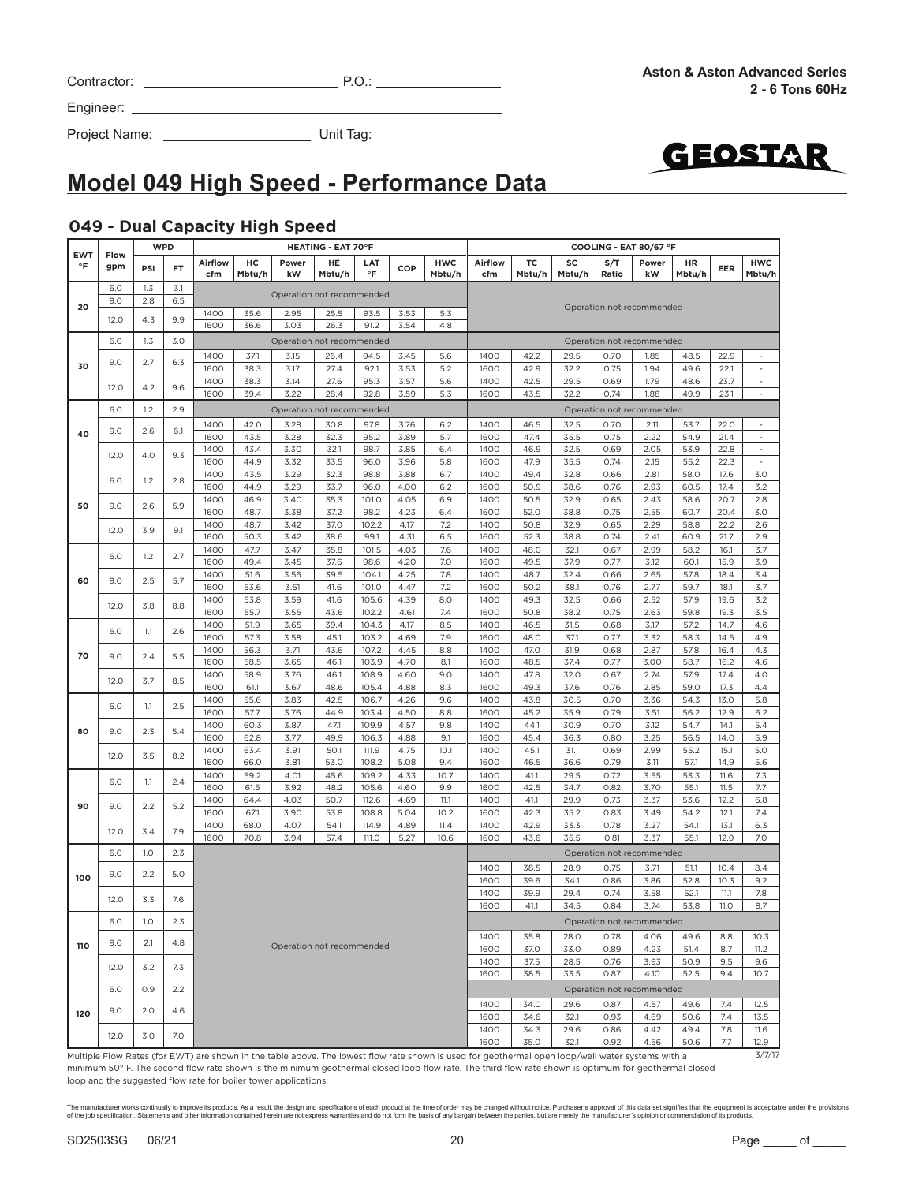Contractor: _______________ P.O.: _______________

Engineer: _______________

Project Name: _______________ Unit Tag: _______________

**Aston & Aston Advanced Series**
**2 - 6 Tons 60Hz**

# Model 049 High Speed - Performance Data

## 049 - Dual Capacity High Speed

| EWT °F | Flow gpm | WPD PSI | WPD FT | HEATING - EAT 70°F Airflow cfm | HC Mbtu/h | Power kW | HE Mbtu/h | LAT °F | COP | HWC Mbtu/h | COOLING - EAT 80/67 °F Airflow cfm | TC Mbtu/h | SC Mbtu/h | S/T Ratio | Power kW | HR Mbtu/h | EER | HWC Mbtu/h |
|---|---|---|---|---|---|---|---|---|---|---|---|---|---|---|---|---|---|---|
| 20 | 6.0 | 1.3 | 3.1 | Operation not recommended | | | | | | | Operation not recommended | | | | | | | |
| | 9.0 | 2.8 | 6.5 | | | | | | | | | | | | | | | |
| | 12.0 | 4.3 | 9.9 | 1400 | 35.6 | 2.95 | 25.5 | 93.5 | 3.53 | 5.3 | | | | | | | | |
| | | | | 1600 | 36.6 | 3.03 | 26.3 | 91.2 | 3.54 | 4.8 | | | | | | | | |
| 30 | 6.0 | 1.3 | 3.0 | Operation not recommended | | | | | | | Operation not recommended | | | | | | | |
| | 9.0 | 2.7 | 6.3 | 1400 | 37.1 | 3.15 | 26.4 | 94.5 | 3.45 | 5.6 | 1400 | 42.2 | 29.5 | 0.70 | 1.85 | 48.5 | 22.9 | - |
| | | | | 1600 | 38.3 | 3.17 | 27.4 | 92.1 | 3.53 | 5.2 | 1600 | 42.9 | 32.2 | 0.75 | 1.94 | 49.6 | 22.1 | - |
| | 12.0 | 4.2 | 9.6 | 1400 | 38.3 | 3.14 | 27.6 | 95.3 | 3.57 | 5.6 | 1400 | 42.5 | 29.5 | 0.69 | 1.79 | 48.6 | 23.7 | - |
| | | | | 1600 | 39.4 | 3.22 | 28.4 | 92.8 | 3.59 | 5.3 | 1600 | 43.5 | 32.2 | 0.74 | 1.88 | 49.9 | 23.1 | - |
| 40 | 6.0 | 1.2 | 2.9 | Operation not recommended | | | | | | | Operation not recommended | | | | | | | |
| | 9.0 | 2.6 | 6.1 | 1400 | 42.0 | 3.28 | 30.8 | 97.8 | 3.76 | 6.2 | 1400 | 46.5 | 32.5 | 0.70 | 2.11 | 53.7 | 22.0 | - |
| | | | | 1600 | 43.5 | 3.28 | 32.3 | 95.2 | 3.89 | 5.7 | 1600 | 47.4 | 35.5 | 0.75 | 2.22 | 54.9 | 21.4 | - |
| | 12.0 | 4.0 | 9.3 | 1400 | 43.4 | 3.30 | 32.1 | 98.7 | 3.85 | 6.4 | 1400 | 46.9 | 32.5 | 0.69 | 2.05 | 53.9 | 22.8 | - |
| | | | | 1600 | 44.9 | 3.32 | 33.5 | 96.0 | 3.96 | 5.8 | 1600 | 47.9 | 35.5 | 0.74 | 2.15 | 55.2 | 22.3 | - |
| 50 | 6.0 | 1.2 | 2.8 | 1400 | 43.5 | 3.29 | 32.3 | 98.8 | 3.88 | 6.7 | 1400 | 49.4 | 32.8 | 0.66 | 2.81 | 58.0 | 17.6 | 3.0 |
| | | | | 1600 | 44.9 | 3.29 | 33.7 | 96.0 | 4.00 | 6.2 | 1600 | 50.9 | 38.6 | 0.76 | 2.93 | 60.5 | 17.4 | 3.2 |
| | 9.0 | 2.6 | 5.9 | 1400 | 46.9 | 3.40 | 35.3 | 101.0 | 4.05 | 6.9 | 1400 | 50.5 | 32.9 | 0.65 | 2.43 | 58.6 | 20.7 | 2.8 |
| | | | | 1600 | 48.7 | 3.38 | 37.2 | 98.2 | 4.23 | 6.4 | 1600 | 52.0 | 38.8 | 0.75 | 2.55 | 60.7 | 20.4 | 3.0 |
| | 12.0 | 3.9 | 9.1 | 1400 | 48.7 | 3.42 | 37.0 | 102.2 | 4.17 | 7.2 | 1400 | 50.8 | 32.9 | 0.65 | 2.29 | 58.8 | 22.2 | 2.6 |
| | | | | 1600 | 50.3 | 3.42 | 38.6 | 99.1 | 4.31 | 6.5 | 1600 | 52.3 | 38.8 | 0.74 | 2.41 | 60.9 | 21.7 | 2.9 |
| 60 | 6.0 | 1.2 | 2.7 | 1400 | 47.7 | 3.47 | 35.8 | 101.5 | 4.03 | 7.6 | 1400 | 48.0 | 32.1 | 0.67 | 2.99 | 58.2 | 16.1 | 3.7 |
| | | | | 1600 | 49.4 | 3.45 | 37.6 | 98.6 | 4.20 | 7.0 | 1600 | 49.5 | 37.9 | 0.77 | 3.12 | 60.1 | 15.9 | 3.9 |
| | 9.0 | 2.5 | 5.7 | 1400 | 51.6 | 3.56 | 39.5 | 104.1 | 4.25 | 7.8 | 1400 | 48.7 | 32.4 | 0.66 | 2.65 | 57.8 | 18.4 | 3.4 |
| | | | | 1600 | 53.6 | 3.51 | 41.6 | 101.0 | 4.47 | 7.2 | 1600 | 50.2 | 38.1 | 0.76 | 2.77 | 59.7 | 18.1 | 3.7 |
| | 12.0 | 3.8 | 8.8 | 1400 | 53.8 | 3.59 | 41.6 | 105.6 | 4.39 | 8.0 | 1400 | 49.3 | 32.5 | 0.66 | 2.52 | 57.9 | 19.6 | 3.2 |
| | | | | 1600 | 55.7 | 3.55 | 43.6 | 102.2 | 4.61 | 7.4 | 1600 | 50.8 | 38.2 | 0.75 | 2.63 | 59.8 | 19.3 | 3.5 |
| 70 | 6.0 | 1.1 | 2.6 | 1400 | 51.9 | 3.65 | 39.4 | 104.3 | 4.17 | 8.5 | 1400 | 46.5 | 31.5 | 0.68 | 3.17 | 57.2 | 14.7 | 4.6 |
| | | | | 1600 | 57.3 | 3.58 | 45.1 | 103.2 | 4.69 | 7.9 | 1600 | 48.0 | 37.1 | 0.77 | 3.32 | 58.3 | 14.5 | 4.9 |
| | 9.0 | 2.4 | 5.5 | 1400 | 56.3 | 3.71 | 43.6 | 107.2 | 4.45 | 8.8 | 1400 | 47.0 | 31.9 | 0.68 | 2.87 | 57.8 | 16.4 | 4.3 |
| | | | | 1600 | 58.5 | 3.65 | 46.1 | 103.9 | 4.70 | 8.1 | 1600 | 48.5 | 37.4 | 0.77 | 3.00 | 58.7 | 16.2 | 4.6 |
| | 12.0 | 3.7 | 8.5 | 1400 | 58.9 | 3.76 | 46.1 | 108.9 | 4.60 | 9.0 | 1400 | 47.8 | 32.0 | 0.67 | 2.74 | 57.9 | 17.4 | 4.0 |
| | | | | 1600 | 61.1 | 3.67 | 48.6 | 105.4 | 4.88 | 8.3 | 1600 | 49.3 | 37.6 | 0.76 | 2.85 | 59.0 | 17.3 | 4.4 |
| 80 | 6.0 | 1.1 | 2.5 | 1400 | 55.6 | 3.83 | 42.5 | 106.7 | 4.26 | 9.6 | 1400 | 43.8 | 30.5 | 0.70 | 3.36 | 54.3 | 13.0 | 5.8 |
| | | | | 1600 | 57.7 | 3.76 | 44.9 | 103.4 | 4.50 | 8.8 | 1600 | 45.2 | 35.9 | 0.79 | 3.51 | 56.2 | 12.9 | 6.2 |
| | 9.0 | 2.3 | 5.4 | 1400 | 60.3 | 3.87 | 47.1 | 109.9 | 4.57 | 9.8 | 1400 | 44.1 | 30.9 | 0.70 | 3.12 | 54.7 | 14.1 | 5.4 |
| | | | | 1600 | 62.8 | 3.77 | 49.9 | 106.3 | 4.88 | 9.1 | 1600 | 45.4 | 36.3 | 0.80 | 3.25 | 56.5 | 14.0 | 5.9 |
| | 12.0 | 3.5 | 8.2 | 1400 | 63.4 | 3.91 | 50.1 | 111.9 | 4.75 | 10.1 | 1400 | 45.1 | 31.1 | 0.69 | 2.99 | 55.2 | 15.1 | 5.0 |
| | | | | 1600 | 66.0 | 3.81 | 53.0 | 108.2 | 5.08 | 9.4 | 1600 | 46.5 | 36.6 | 0.79 | 3.11 | 57.1 | 14.9 | 5.6 |
| 90 | 6.0 | 1.1 | 2.4 | 1400 | 59.2 | 4.01 | 45.6 | 109.2 | 4.33 | 10.7 | 1400 | 41.1 | 29.5 | 0.72 | 3.55 | 53.3 | 11.6 | 7.3 |
| | | | | 1600 | 61.5 | 3.92 | 48.2 | 105.6 | 4.60 | 9.9 | 1600 | 42.5 | 34.7 | 0.82 | 3.70 | 55.1 | 11.5 | 7.7 |
| | 9.0 | 2.2 | 5.2 | 1400 | 64.4 | 4.03 | 50.7 | 112.6 | 4.69 | 11.1 | 1400 | 41.1 | 29.9 | 0.73 | 3.37 | 53.6 | 12.2 | 6.8 |
| | | | | 1600 | 67.1 | 3.90 | 53.8 | 108.8 | 5.04 | 10.2 | 1600 | 42.3 | 35.2 | 0.83 | 3.49 | 54.2 | 12.1 | 7.4 |
| | 12.0 | 3.4 | 7.9 | 1400 | 68.0 | 4.07 | 54.1 | 114.9 | 4.89 | 11.4 | 1400 | 42.9 | 33.3 | 0.78 | 3.27 | 54.1 | 13.1 | 6.3 |
| | | | | 1600 | 70.8 | 3.94 | 57.4 | 111.0 | 5.27 | 10.6 | 1600 | 43.6 | 35.5 | 0.81 | 3.37 | 55.1 | 12.9 | 7.0 |
| 100 | 6.0 | 1.0 | 2.3 | Operation not recommended | | | | | | | Operation not recommended | | | | | | | |
| | 9.0 | 2.2 | 5.0 | | | | | | | | 1400 | 38.5 | 28.9 | 0.75 | 3.71 | 51.1 | 10.4 | 8.4 |
| | | | | | | | | | | | 1600 | 39.6 | 34.1 | 0.86 | 3.86 | 52.8 | 10.3 | 9.2 |
| | 12.0 | 3.3 | 7.6 | | | | | | | | 1400 | 39.9 | 29.4 | 0.74 | 3.58 | 52.1 | 11.1 | 7.8 |
| | | | | | | | | | | | 1600 | 41.1 | 34.5 | 0.84 | 3.74 | 53.8 | 11.0 | 8.7 |
| 110 | 6.0 | 1.0 | 2.3 | | | | | | | | Operation not recommended | | | | | | | |
| | 9.0 | 2.1 | 4.8 | | | | | | | | 1400 | 35.8 | 28.0 | 0.78 | 4.06 | 49.6 | 8.8 | 10.3 |
| | | | | | | | | | | | 1600 | 37.0 | 33.0 | 0.89 | 4.23 | 51.4 | 8.7 | 11.2 |
| | 12.0 | 3.2 | 7.3 | | | | | | | | 1400 | 37.5 | 28.5 | 0.76 | 3.93 | 50.9 | 9.5 | 9.6 |
| | | | | | | | | | | | 1600 | 38.5 | 33.5 | 0.87 | 4.10 | 52.5 | 9.4 | 10.7 |
| 120 | 6.0 | 0.9 | 2.2 | | | | | | | | Operation not recommended | | | | | | | |
| | 9.0 | 2.0 | 4.6 | | | | | | | | 1400 | 34.0 | 29.6 | 0.87 | 4.57 | 49.6 | 7.4 | 12.5 |
| | | | | | | | | | | | 1600 | 34.6 | 32.1 | 0.93 | 4.69 | 50.6 | 7.4 | 13.5 |
| | 12.0 | 3.0 | 7.0 | | | | | | | | 1400 | 34.3 | 29.6 | 0.86 | 4.42 | 49.4 | 7.8 | 11.6 |
| | | | | | | | | | | | 1600 | 35.0 | 32.1 | 0.92 | 4.56 | 50.6 | 7.7 | 12.9 |

Multiple Flow Rates (for EWT) are shown in the table above. The lowest flow rate shown is used for geothermal open loop/well water systems with a minimum 50° F. The second flow rate shown is the minimum geothermal closed loop flow rate. The third flow rate shown is optimum for geothermal closed loop and the suggested flow rate for boiler tower applications.

3/7/17

The manufacturer works continually to improve its products. As a result, the design and specifications of each product at the time of order may be changed without notice. Purchaser's approval of this data set signifies that the equipment is acceptable under the provisions of the job specification. Statements and other information contained herein are not express warranties and do not form the basis of any bargain between the parties, but are merely the manufacturer's opinion or commendation of its products.

SD2503SG 06/21

Page _____ of _____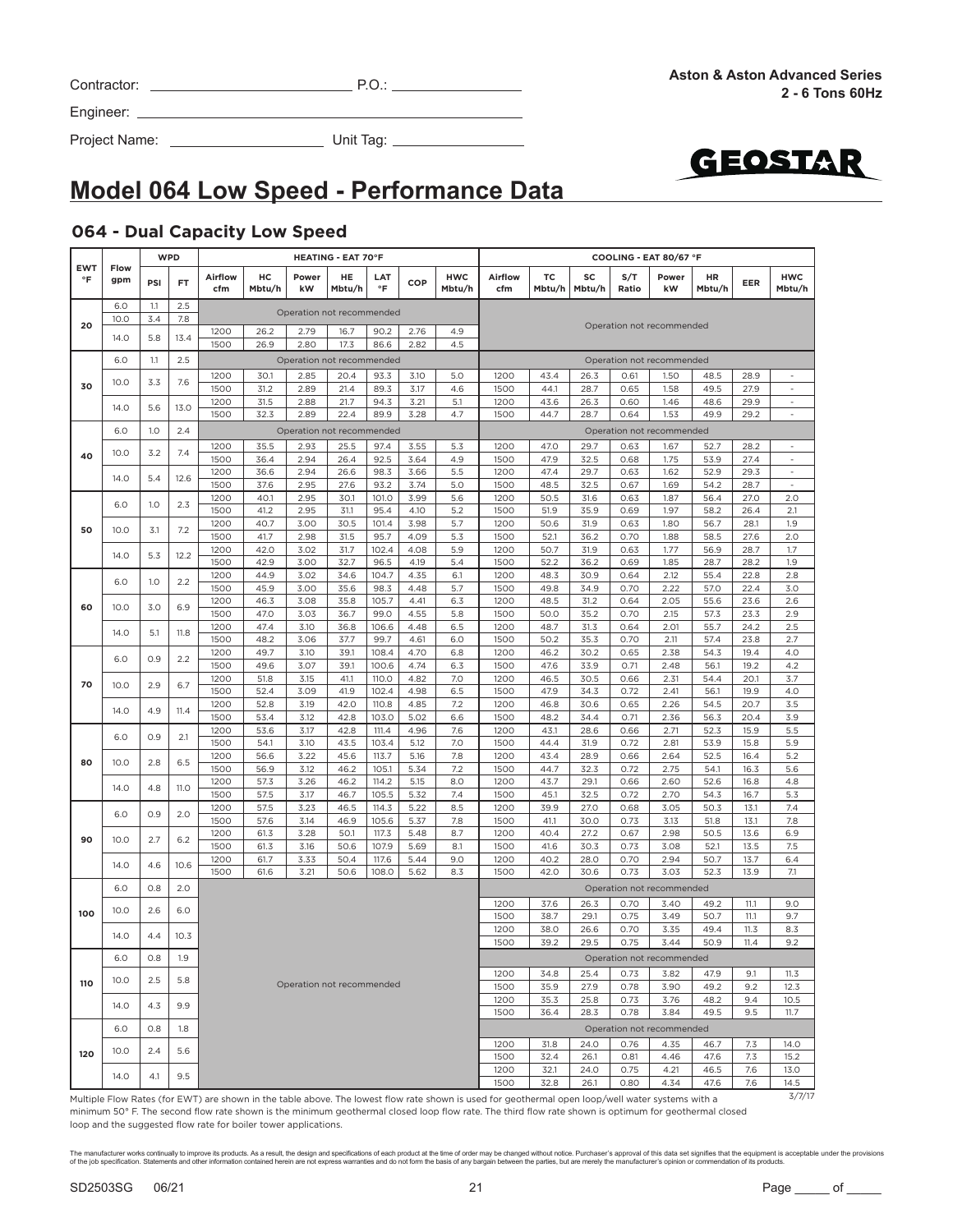Contractor: ____________________ P.O.: ________________

Engineer: ____________________

Project Name: ____________________ Unit Tag: ________________

**Aston & Aston Advanced Series**
**2 - 6 Tons 60Hz**

# Model 064 Low Speed - Performance Data

## 064 - Dual Capacity Low Speed

| EWT °F | Flow gpm | WPD | | HEATING - EAT 70°F | | | | | | | COOLING - EAT 80/67 °F | | | | | | | |
|---|---|---|---|---|---|---|---|---|---|---|---|---|---|---|---|---|---|---|
| | | PSI | FT | Airflow cfm | HC Mbtu/h | Power kW | HE Mbtu/h | LAT °F | COP | HWC Mbtu/h | Airflow cfm | TC Mbtu/h | SC Mbtu/h | S/T Ratio | Power kW | HR Mbtu/h | EER | HWC Mbtu/h |
| 20 | 6.0 | 1.1 | 2.5 | Operation not recommended | | | | | | | Operation not recommended | | | | | | | |
| | 10.0 | 3.4 | 7.8 | | | | | | | | | | | | | | | |
| | 14.0 | 5.8 | 13.4 | 1200 | 26.2 | 2.79 | 16.7 | 90.2 | 2.76 | 4.9 | | | | | | | | |
| | | | | 1500 | 26.9 | 2.80 | 17.3 | 86.6 | 2.82 | 4.5 | | | | | | | | |
| 30 | 6.0 | 1.1 | 2.5 | Operation not recommended | | | | | | | Operation not recommended | | | | | | | |
| | 10.0 | 3.3 | 7.6 | 1200 | 30.1 | 2.85 | 20.4 | 93.3 | 3.10 | 5.0 | 1200 | 43.4 | 26.3 | 0.61 | 1.50 | 48.5 | 28.9 | - |
| | | | | 1500 | 31.2 | 2.89 | 21.4 | 89.3 | 3.17 | 4.6 | 1500 | 44.1 | 28.7 | 0.65 | 1.58 | 49.5 | 27.9 | - |
| | 14.0 | 5.6 | 13.0 | 1200 | 31.5 | 2.88 | 21.7 | 94.3 | 3.21 | 5.1 | 1200 | 43.6 | 26.3 | 0.60 | 1.46 | 48.6 | 29.9 | - |
| | | | | 1500 | 32.3 | 2.89 | 22.4 | 89.9 | 3.28 | 4.7 | 1500 | 44.7 | 28.7 | 0.64 | 1.53 | 49.9 | 29.2 | - |
| 40 | 6.0 | 1.0 | 2.4 | Operation not recommended | | | | | | | Operation not recommended | | | | | | | |
| | 10.0 | 3.2 | 7.4 | 1200 | 35.5 | 2.93 | 25.5 | 97.4 | 3.55 | 5.3 | 1200 | 47.0 | 29.7 | 0.63 | 1.67 | 52.7 | 28.2 | - |
| | | | | 1500 | 36.4 | 2.94 | 26.4 | 92.5 | 3.64 | 4.9 | 1500 | 47.9 | 32.5 | 0.68 | 1.75 | 53.9 | 27.4 | - |
| | 14.0 | 5.4 | 12.6 | 1200 | 36.6 | 2.94 | 26.6 | 98.3 | 3.66 | 5.5 | 1200 | 47.4 | 29.7 | 0.63 | 1.62 | 52.9 | 29.3 | - |
| | | | | 1500 | 37.6 | 2.95 | 27.6 | 93.2 | 3.74 | 5.0 | 1500 | 48.5 | 32.5 | 0.67 | 1.69 | 54.2 | 28.7 | - |
| 50 | 6.0 | 1.0 | 2.3 | 1200 | 40.1 | 2.95 | 30.1 | 101.0 | 3.99 | 5.6 | 1200 | 50.5 | 31.6 | 0.63 | 1.87 | 56.4 | 27.0 | 2.0 |
| | | | | 1500 | 41.2 | 2.95 | 31.1 | 95.4 | 4.10 | 5.2 | 1500 | 51.9 | 35.9 | 0.69 | 1.97 | 58.2 | 26.4 | 2.1 |
| | 10.0 | 3.1 | 7.2 | 1200 | 40.7 | 3.00 | 30.5 | 101.4 | 3.98 | 5.7 | 1200 | 50.6 | 31.9 | 0.63 | 1.80 | 56.7 | 28.1 | 1.9 |
| | | | | 1500 | 41.7 | 2.98 | 31.5 | 95.7 | 4.09 | 5.3 | 1500 | 52.1 | 36.2 | 0.70 | 1.88 | 58.5 | 27.6 | 2.0 |
| | 14.0 | 5.3 | 12.2 | 1200 | 42.0 | 3.02 | 31.7 | 102.4 | 4.08 | 5.9 | 1200 | 50.7 | 31.9 | 0.63 | 1.77 | 56.9 | 28.7 | 1.7 |
| | | | | 1500 | 42.9 | 3.00 | 32.7 | 96.5 | 4.19 | 5.4 | 1500 | 52.2 | 36.2 | 0.69 | 1.85 | 58.5 | 28.2 | 1.9 |
| 60 | 6.0 | 1.0 | 2.2 | 1200 | 44.9 | 3.02 | 34.6 | 104.7 | 4.35 | 6.1 | 1200 | 48.3 | 30.9 | 0.64 | 2.12 | 55.4 | 22.8 | 2.8 |
| | | | | 1500 | 45.9 | 3.00 | 35.6 | 98.3 | 4.48 | 5.7 | 1500 | 49.8 | 34.9 | 0.70 | 2.22 | 57.0 | 22.4 | 3.0 |
| | 10.0 | 3.0 | 6.9 | 1200 | 46.3 | 3.08 | 35.8 | 105.7 | 4.41 | 6.3 | 1200 | 48.5 | 31.2 | 0.64 | 2.05 | 55.6 | 23.6 | 2.6 |
| | | | | 1500 | 47.0 | 3.03 | 36.7 | 99.0 | 4.55 | 5.8 | 1500 | 50.0 | 35.2 | 0.70 | 2.15 | 57.3 | 23.3 | 2.9 |
| | 14.0 | 5.1 | 11.8 | 1200 | 47.4 | 3.10 | 36.8 | 106.6 | 4.48 | 6.5 | 1200 | 48.7 | 31.3 | 0.64 | 2.01 | 55.7 | 24.2 | 2.5 |
| | | | | 1500 | 48.2 | 3.06 | 37.7 | 99.7 | 4.61 | 6.0 | 1500 | 50.2 | 35.3 | 0.70 | 2.11 | 57.4 | 23.8 | 2.7 |
| 70 | 6.0 | 0.9 | 2.2 | 1200 | 49.7 | 3.10 | 39.1 | 108.4 | 4.70 | 6.8 | 1200 | 46.2 | 30.2 | 0.65 | 2.38 | 54.3 | 19.4 | 4.0 |
| | | | | 1500 | 49.6 | 3.07 | 39.1 | 100.6 | 4.74 | 6.3 | 1500 | 47.6 | 33.9 | 0.71 | 2.48 | 56.1 | 19.2 | 4.2 |
| | 10.0 | 2.9 | 6.7 | 1200 | 51.8 | 3.15 | 41.1 | 110.0 | 4.82 | 7.0 | 1200 | 46.5 | 30.5 | 0.66 | 2.31 | 54.4 | 20.1 | 3.7 |
| | | | | 1500 | 52.4 | 3.09 | 41.9 | 102.4 | 4.98 | 6.5 | 1500 | 47.9 | 34.3 | 0.72 | 2.41 | 56.1 | 19.9 | 4.0 |
| | 14.0 | 4.9 | 11.4 | 1200 | 52.8 | 3.19 | 42.0 | 110.8 | 4.85 | 7.2 | 1200 | 46.8 | 30.6 | 0.65 | 2.26 | 54.5 | 20.7 | 3.5 |
| | | | | 1500 | 53.4 | 3.12 | 42.8 | 103.0 | 5.02 | 6.6 | 1500 | 48.2 | 34.4 | 0.71 | 2.36 | 56.3 | 20.4 | 3.9 |
| 80 | 6.0 | 0.9 | 2.1 | 1200 | 53.6 | 3.17 | 42.8 | 111.4 | 4.96 | 7.6 | 1200 | 43.1 | 28.6 | 0.66 | 2.71 | 52.3 | 15.9 | 5.5 |
| | | | | 1500 | 54.1 | 3.10 | 43.5 | 103.4 | 5.12 | 7.0 | 1500 | 44.4 | 31.9 | 0.72 | 2.81 | 53.9 | 15.8 | 5.9 |
| | 10.0 | 2.8 | 6.5 | 1200 | 56.6 | 3.22 | 45.6 | 113.7 | 5.16 | 7.8 | 1200 | 43.4 | 28.9 | 0.66 | 2.64 | 52.5 | 16.4 | 5.2 |
| | | | | 1500 | 56.9 | 3.12 | 46.2 | 105.1 | 5.34 | 7.2 | 1500 | 44.7 | 32.3 | 0.72 | 2.75 | 54.1 | 16.3 | 5.6 |
| | 14.0 | 4.8 | 11.0 | 1200 | 57.3 | 3.26 | 46.2 | 114.2 | 5.15 | 8.0 | 1200 | 43.7 | 29.1 | 0.66 | 2.60 | 52.6 | 16.8 | 4.8 |
| | | | | 1500 | 57.5 | 3.17 | 46.7 | 105.5 | 5.32 | 7.4 | 1500 | 45.1 | 32.5 | 0.72 | 2.70 | 54.3 | 16.7 | 5.3 |
| 90 | 6.0 | 0.9 | 2.0 | 1200 | 57.5 | 3.23 | 46.5 | 114.3 | 5.22 | 8.5 | 1200 | 39.9 | 27.0 | 0.68 | 3.05 | 50.3 | 13.1 | 7.4 |
| | | | | 1500 | 57.6 | 3.14 | 46.9 | 105.6 | 5.37 | 7.8 | 1500 | 41.1 | 30.0 | 0.73 | 3.13 | 51.8 | 13.1 | 7.8 |
| | 10.0 | 2.7 | 6.2 | 1200 | 61.3 | 3.28 | 50.1 | 117.3 | 5.48 | 8.7 | 1200 | 40.4 | 27.2 | 0.67 | 2.98 | 50.5 | 13.6 | 6.9 |
| | | | | 1500 | 61.3 | 3.16 | 50.6 | 107.9 | 5.69 | 8.1 | 1500 | 41.6 | 30.3 | 0.73 | 3.08 | 52.1 | 13.5 | 7.5 |
| | 14.0 | 4.6 | 10.6 | 1200 | 61.7 | 3.33 | 50.4 | 117.6 | 5.44 | 9.0 | 1200 | 40.2 | 28.0 | 0.70 | 2.94 | 50.7 | 13.7 | 6.4 |
| | | | | 1500 | 61.6 | 3.21 | 50.6 | 108.0 | 5.62 | 8.3 | 1500 | 42.0 | 30.6 | 0.73 | 3.03 | 52.3 | 13.9 | 7.1 |
| 100 | 6.0 | 0.8 | 2.0 | Operation not recommended | | | | | | | Operation not recommended | | | | | | | |
| | 10.0 | 2.6 | 6.0 | | | | | | | | 1200 | 37.6 | 26.3 | 0.70 | 3.40 | 49.2 | 11.1 | 9.0 |
| | | | | | | | | | | | 1500 | 38.7 | 29.1 | 0.75 | 3.49 | 50.7 | 11.1 | 9.7 |
| | 14.0 | 4.4 | 10.3 | | | | | | | | 1200 | 38.0 | 26.6 | 0.70 | 3.35 | 49.4 | 11.3 | 8.3 |
| | | | | | | | | | | | 1500 | 39.2 | 29.5 | 0.75 | 3.44 | 50.9 | 11.4 | 9.2 |
| 110 | 6.0 | 0.8 | 1.9 | | | | | | | | Operation not recommended | | | | | | | |
| | 10.0 | 2.5 | 5.8 | | | | | | | | 1200 | 34.8 | 25.4 | 0.73 | 3.82 | 47.9 | 9.1 | 11.3 |
| | | | | | | | | | | | 1500 | 35.9 | 27.9 | 0.78 | 3.90 | 49.2 | 9.2 | 12.3 |
| | 14.0 | 4.3 | 9.9 | | | | | | | | 1200 | 35.3 | 25.8 | 0.73 | 3.76 | 48.2 | 9.4 | 10.5 |
| | | | | | | | | | | | 1500 | 36.4 | 28.3 | 0.78 | 3.84 | 49.5 | 9.5 | 11.7 |
| 120 | 6.0 | 0.8 | 1.8 | | | | | | | | Operation not recommended | | | | | | | |
| | 10.0 | 2.4 | 5.6 | | | | | | | | 1200 | 31.8 | 24.0 | 0.76 | 4.35 | 46.7 | 7.3 | 14.0 |
| | | | | | | | | | | | 1500 | 32.4 | 26.1 | 0.81 | 4.46 | 47.6 | 7.3 | 15.2 |
| | 14.0 | 4.1 | 9.5 | | | | | | | | 1200 | 32.1 | 24.0 | 0.75 | 4.21 | 46.5 | 7.6 | 13.0 |
| | | | | | | | | | | | 1500 | 32.8 | 26.1 | 0.80 | 4.34 | 47.6 | 7.6 | 14.5 |

3/7/17

Multiple Flow Rates (for EWT) are shown in the table above. The lowest flow rate shown is used for geothermal open loop/well water systems with a minimum 50° F. The second flow rate shown is the minimum geothermal closed loop flow rate. The third flow rate shown is optimum for geothermal closed loop and the suggested flow rate for boiler tower applications.

The manufacturer works continually to improve its products. As a result, the design and specifications of each product at the time of order may be changed without notice. Purchaser's approval of this data set signifies that the equipment is acceptable under the provisions of the job specification. Statements and other information contained herein are not express warranties and do not form the basis of any bargain between the parties, but are merely the manufacturer's opinion or commendation of its products.

SD2503SG 06/21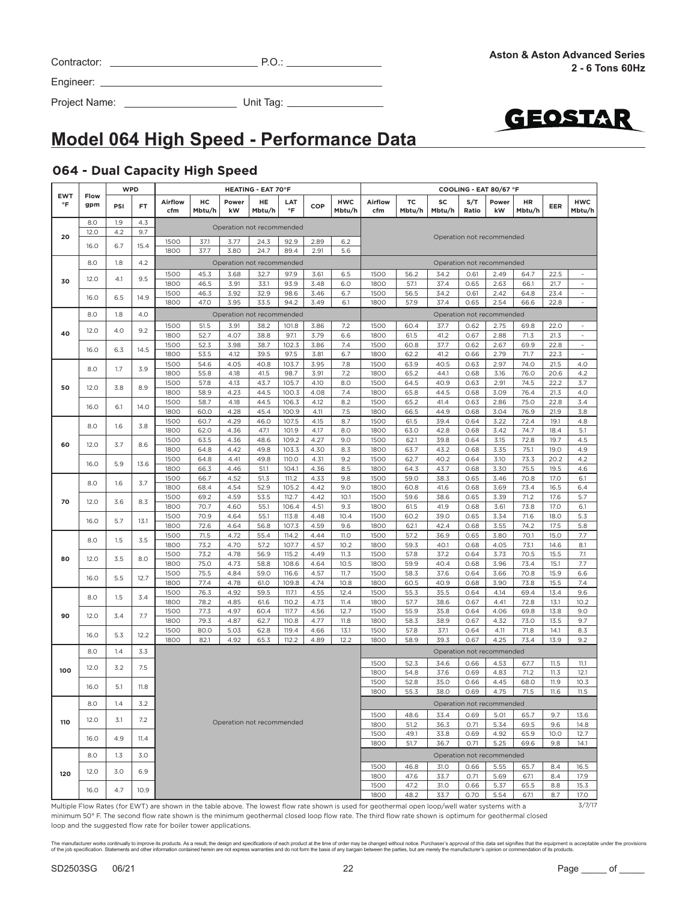Contractor: ______________________ P.O.: ______________

Engineer: ______________________________________

Project Name: __________________ Unit Tag: ______________

Aston & Aston Advanced Series
2 - 6 Tons 60Hz

GEOSTAR

# Model 064 High Speed - Performance Data

## 064 - Dual Capacity High Speed

| EWT °F | Flow gpm | WPD PSI | WPD FT | HEATING - EAT 70°F Airflow cfm | HC Mbtu/h | Power kW | HE Mbtu/h | LAT °F | COP | HWC Mbtu/h | COOLING - EAT 80/67 °F Airflow cfm | TC Mbtu/h | SC Mbtu/h | S/T Ratio | Power kW | HR Mbtu/h | EER | HWC Mbtu/h |
|---|---|---|---|---|---|---|---|---|---|---|---|---|---|---|---|---|---|---|
| 20 | 8.0 | 1.9 | 4.3 | Operation not recommended | | | | | | | Operation not recommended | | | | | | | |
| | 12.0 | 4.2 | 9.7 | Operation not recommended | | | | | | | | | | | | | | |
| | 16.0 | 6.7 | 15.4 | 1500 | 37.1 | 3.77 | 24.3 | 92.9 | 2.89 | 6.2 | | | | | | | | |
| | | | | 1800 | 37.7 | 3.80 | 24.7 | 89.4 | 2.91 | 5.6 | | | | | | | | |
| 30 | 8.0 | 1.8 | 4.2 | Operation not recommended | | | | | | | Operation not recommended | | | | | | | |
| | 12.0 | 4.1 | 9.5 | 1500 | 45.3 | 3.68 | 32.7 | 97.9 | 3.61 | 6.5 | 1500 | 56.2 | 34.2 | 0.61 | 2.49 | 64.7 | 22.5 | - |
| | | | | 1800 | 46.5 | 3.91 | 33.1 | 93.9 | 3.48 | 6.0 | 1800 | 57.1 | 37.4 | 0.65 | 2.63 | 66.1 | 21.7 | - |
| | 16.0 | 6.5 | 14.9 | 1500 | 46.3 | 3.92 | 32.9 | 98.6 | 3.46 | 6.7 | 1500 | 56.5 | 34.2 | 0.61 | 2.42 | 64.8 | 23.4 | - |
| | | | | 1800 | 47.0 | 3.95 | 33.5 | 94.2 | 3.49 | 6.1 | 1800 | 57.9 | 37.4 | 0.65 | 2.54 | 66.6 | 22.8 | - |
| 40 | 8.0 | 1.8 | 4.0 | Operation not recommended | | | | | | | Operation not recommended | | | | | | | |
| | 12.0 | 4.0 | 9.2 | 1500 | 51.5 | 3.91 | 38.2 | 101.8 | 3.86 | 7.2 | 1500 | 60.4 | 37.7 | 0.62 | 2.75 | 69.8 | 22.0 | - |
| | | | | 1800 | 52.7 | 4.07 | 38.8 | 97.1 | 3.79 | 6.6 | 1800 | 61.5 | 41.2 | 0.67 | 2.88 | 71.3 | 21.3 | - |
| | 16.0 | 6.3 | 14.5 | 1500 | 52.3 | 3.98 | 38.7 | 102.3 | 3.86 | 7.4 | 1500 | 60.8 | 37.7 | 0.62 | 2.67 | 69.9 | 22.8 | - |
| | | | | 1800 | 53.5 | 4.12 | 39.5 | 97.5 | 3.81 | 6.7 | 1800 | 62.2 | 41.2 | 0.66 | 2.79 | 71.7 | 22.3 | - |
| 50 | 8.0 | 1.7 | 3.9 | 1500 | 54.6 | 4.05 | 40.8 | 103.7 | 3.95 | 7.8 | 1500 | 63.9 | 40.5 | 0.63 | 2.97 | 74.0 | 21.5 | 4.0 |
| | | | | 1800 | 55.8 | 4.18 | 41.5 | 98.7 | 3.91 | 7.2 | 1800 | 65.2 | 44.1 | 0.68 | 3.16 | 76.0 | 20.6 | 4.2 |
| | 12.0 | 3.8 | 8.9 | 1500 | 57.8 | 4.13 | 43.7 | 105.7 | 4.10 | 8.0 | 1500 | 64.5 | 40.9 | 0.63 | 2.91 | 74.5 | 22.2 | 3.7 |
| | | | | 1800 | 58.9 | 4.23 | 44.5 | 100.3 | 4.08 | 7.4 | 1800 | 65.8 | 44.5 | 0.68 | 3.09 | 76.4 | 21.3 | 4.0 |
| | 16.0 | 6.1 | 14.0 | 1500 | 58.7 | 4.18 | 44.5 | 106.3 | 4.12 | 8.2 | 1500 | 65.2 | 41.4 | 0.63 | 2.86 | 75.0 | 22.8 | 3.4 |
| | | | | 1800 | 60.0 | 4.28 | 45.4 | 100.9 | 4.11 | 7.5 | 1800 | 66.5 | 44.9 | 0.68 | 3.04 | 76.9 | 21.9 | 3.8 |
| 60 | 8.0 | 1.6 | 3.8 | 1500 | 60.7 | 4.29 | 46.0 | 107.5 | 4.15 | 8.7 | 1500 | 61.5 | 39.4 | 0.64 | 3.22 | 72.4 | 19.1 | 4.8 |
| | | | | 1800 | 62.0 | 4.36 | 47.1 | 101.9 | 4.17 | 8.0 | 1800 | 63.0 | 42.8 | 0.68 | 3.42 | 74.7 | 18.4 | 5.1 |
| | 12.0 | 3.7 | 8.6 | 1500 | 63.5 | 4.36 | 48.6 | 109.2 | 4.27 | 9.0 | 1500 | 62.1 | 39.8 | 0.64 | 3.15 | 72.8 | 19.7 | 4.5 |
| | | | | 1800 | 64.8 | 4.42 | 49.8 | 103.3 | 4.30 | 8.3 | 1800 | 63.7 | 43.2 | 0.68 | 3.35 | 75.1 | 19.0 | 4.9 |
| | 16.0 | 5.9 | 13.6 | 1500 | 64.8 | 4.41 | 49.8 | 110.0 | 4.31 | 9.2 | 1500 | 62.7 | 40.2 | 0.64 | 3.10 | 73.3 | 20.2 | 4.2 |
| | | | | 1800 | 66.3 | 4.46 | 51.1 | 104.1 | 4.36 | 8.5 | 1800 | 64.3 | 43.7 | 0.68 | 3.30 | 75.5 | 19.5 | 4.6 |
| 70 | 8.0 | 1.6 | 3.7 | 1500 | 66.7 | 4.52 | 51.3 | 111.2 | 4.33 | 9.8 | 1500 | 59.0 | 38.3 | 0.65 | 3.46 | 70.8 | 17.0 | 6.1 |
| | | | | 1800 | 68.4 | 4.54 | 52.9 | 105.2 | 4.42 | 9.0 | 1800 | 60.8 | 41.6 | 0.68 | 3.69 | 73.4 | 16.5 | 6.4 |
| | 12.0 | 3.6 | 8.3 | 1500 | 69.2 | 4.59 | 53.5 | 112.7 | 4.42 | 10.1 | 1500 | 59.6 | 38.6 | 0.65 | 3.39 | 71.2 | 17.6 | 5.7 |
| | | | | 1800 | 70.7 | 4.60 | 55.1 | 106.4 | 4.51 | 9.3 | 1800 | 61.5 | 41.9 | 0.68 | 3.61 | 73.8 | 17.0 | 6.1 |
| | 16.0 | 5.7 | 13.1 | 1500 | 70.9 | 4.64 | 55.1 | 113.8 | 4.48 | 10.4 | 1500 | 60.2 | 39.0 | 0.65 | 3.34 | 71.6 | 18.0 | 5.3 |
| | | | | 1800 | 72.6 | 4.64 | 56.8 | 107.3 | 4.59 | 9.6 | 1800 | 62.1 | 42.4 | 0.68 | 3.55 | 74.2 | 17.5 | 5.8 |
| 80 | 8.0 | 1.5 | 3.5 | 1500 | 71.5 | 4.72 | 55.4 | 114.2 | 4.44 | 11.0 | 1500 | 57.2 | 36.9 | 0.65 | 3.80 | 70.1 | 15.0 | 7.7 |
| | | | | 1800 | 73.2 | 4.70 | 57.2 | 107.7 | 4.57 | 10.2 | 1800 | 59.3 | 40.1 | 0.68 | 4.05 | 73.1 | 14.6 | 8.1 |
| | 12.0 | 3.5 | 8.0 | 1500 | 73.2 | 4.78 | 56.9 | 115.2 | 4.49 | 11.3 | 1500 | 57.8 | 37.2 | 0.64 | 3.73 | 70.5 | 15.5 | 7.1 |
| | | | | 1800 | 75.0 | 4.73 | 58.8 | 108.6 | 4.64 | 10.5 | 1800 | 59.9 | 40.4 | 0.68 | 3.96 | 73.4 | 15.1 | 7.7 |
| | 16.0 | 5.5 | 12.7 | 1500 | 75.5 | 4.84 | 59.0 | 116.6 | 4.57 | 11.7 | 1500 | 58.3 | 37.6 | 0.64 | 3.66 | 70.8 | 15.9 | 6.6 |
| | | | | 1800 | 77.4 | 4.78 | 61.0 | 109.8 | 4.74 | 10.8 | 1800 | 60.5 | 40.9 | 0.68 | 3.90 | 73.8 | 15.5 | 7.4 |
| 90 | 8.0 | 1.5 | 3.4 | 1500 | 76.3 | 4.92 | 59.5 | 117.1 | 4.55 | 12.4 | 1500 | 55.3 | 35.5 | 0.64 | 4.14 | 69.4 | 13.4 | 9.6 |
| | | | | 1800 | 78.2 | 4.85 | 61.6 | 110.2 | 4.73 | 11.4 | 1800 | 57.7 | 38.6 | 0.67 | 4.41 | 72.8 | 13.1 | 10.2 |
| | 12.0 | 3.4 | 7.7 | 1500 | 77.3 | 4.97 | 60.4 | 117.7 | 4.56 | 12.7 | 1500 | 55.9 | 35.8 | 0.64 | 4.06 | 69.8 | 13.8 | 9.0 |
| | | | | 1800 | 79.3 | 4.87 | 62.7 | 110.8 | 4.77 | 11.8 | 1800 | 58.3 | 38.9 | 0.67 | 4.32 | 73.0 | 13.5 | 9.7 |
| | 16.0 | 5.3 | 12.2 | 1500 | 80.0 | 5.03 | 62.8 | 119.4 | 4.66 | 13.1 | 1500 | 57.8 | 37.1 | 0.64 | 4.11 | 71.8 | 14.1 | 8.3 |
| | | | | 1800 | 82.1 | 4.92 | 65.3 | 112.2 | 4.89 | 12.2 | 1800 | 58.9 | 39.3 | 0.67 | 4.25 | 73.4 | 13.9 | 9.2 |
| 100 | 8.0 | 1.4 | 3.3 | Operation not recommended | | | | | | | Operation not recommended | | | | | | | |
| | 12.0 | 3.2 | 7.5 | | | | | | | | 1500 | 52.3 | 34.6 | 0.66 | 4.53 | 67.7 | 11.5 | 11.1 |
| | | | | | | | | | | | 1800 | 54.8 | 37.6 | 0.69 | 4.83 | 71.2 | 11.3 | 12.1 |
| | 16.0 | 5.1 | 11.8 | | | | | | | | 1500 | 52.8 | 35.0 | 0.66 | 4.45 | 68.0 | 11.9 | 10.3 |
| | | | | | | | | | | | 1800 | 55.3 | 38.0 | 0.69 | 4.75 | 71.5 | 11.6 | 11.5 |
| 110 | 8.0 | 1.4 | 3.2 | | | | | | | | Operation not recommended | | | | | | | |
| | 12.0 | 3.1 | 7.2 | | | | | | | | 1500 | 48.6 | 33.4 | 0.69 | 5.01 | 65.7 | 9.7 | 13.6 |
| | | | | | | | | | | | 1800 | 51.2 | 36.3 | 0.71 | 5.34 | 69.5 | 9.6 | 14.8 |
| | 16.0 | 4.9 | 11.4 | | | | | | | | 1500 | 49.1 | 33.8 | 0.69 | 4.92 | 65.9 | 10.0 | 12.7 |
| | | | | | | | | | | | 1800 | 51.7 | 36.7 | 0.71 | 5.25 | 69.6 | 9.8 | 14.1 |
| 120 | 8.0 | 1.3 | 3.0 | | | | | | | | Operation not recommended | | | | | | | |
| | 12.0 | 3.0 | 6.9 | | | | | | | | 1500 | 46.8 | 31.0 | 0.66 | 5.55 | 65.7 | 8.4 | 16.5 |
| | | | | | | | | | | | 1800 | 47.6 | 33.7 | 0.71 | 5.69 | 67.1 | 8.4 | 17.9 |
| | 16.0 | 4.7 | 10.9 | | | | | | | | 1500 | 47.2 | 31.0 | 0.66 | 5.37 | 65.5 | 8.8 | 15.3 |
| | | | | | | | | | | | 1800 | 48.2 | 33.7 | 0.70 | 5.54 | 67.1 | 8.7 | 17.0 |

Multiple Flow Rates (for EWT) are shown in the table above. The lowest flow rate shown is used for geothermal open loop/well water systems with a minimum 50° F. The second flow rate shown is the minimum geothermal closed loop flow rate. The third flow rate shown is optimum for geothermal closed loop and the suggested flow rate for boiler tower applications.

3/7/17

The manufacturer works continually to improve its products. As a result, the design and specifications of each product at the time of order may be changed without notice. Purchaser's approval of this data set signifies that the equipment is acceptable under the provisions of the job specification. Statements and other information contained herein are not express warranties and do not form the basis of any bargain between the parties, but are merely the manufacturer's opinion or commendation of its products.

SD2503SG 06/21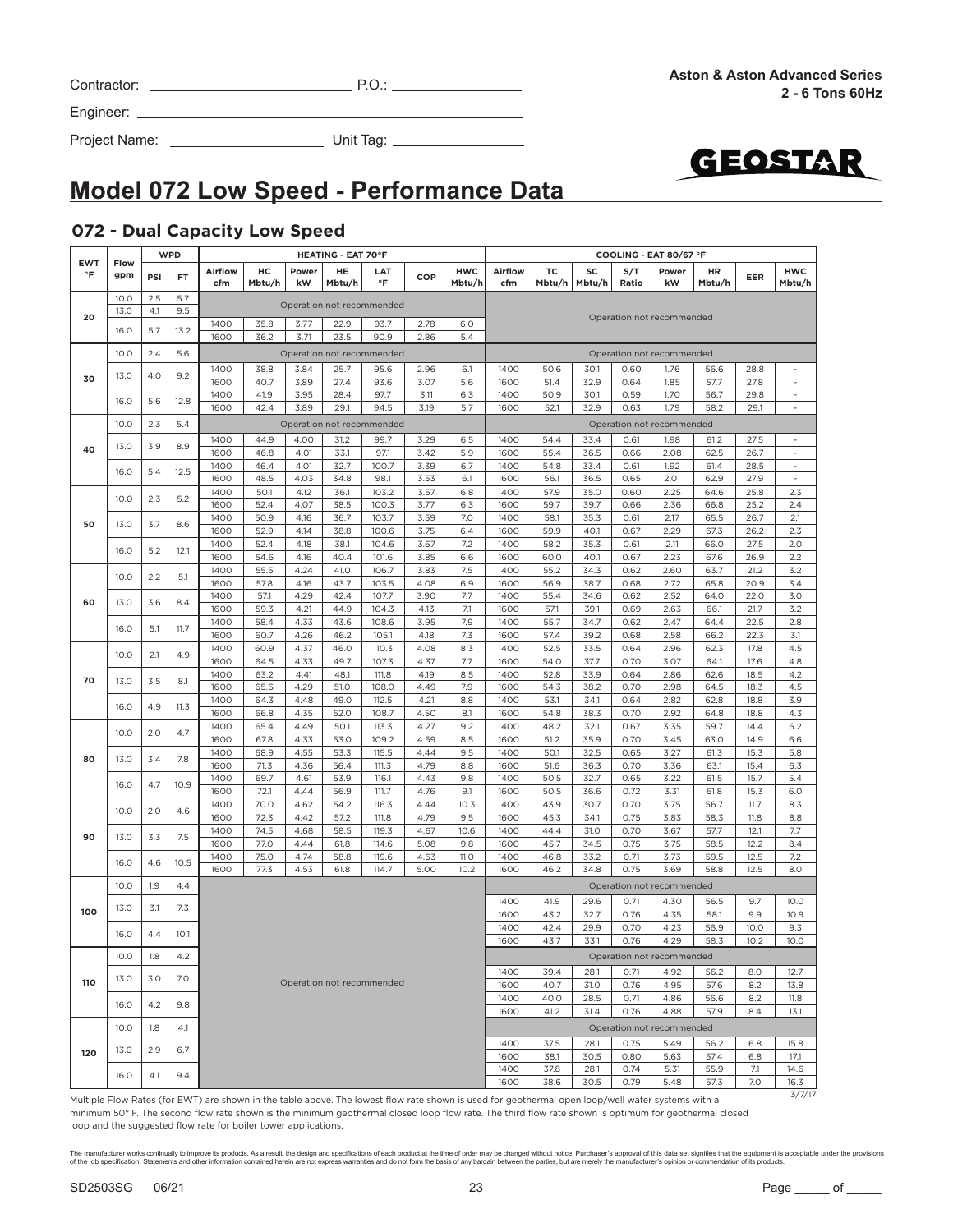Contractor: _______________ P.O.: _______________

Engineer: _______________

Project Name: _______________ Unit Tag: _______________

**Aston & Aston Advanced Series**
**2 - 6 Tons 60Hz**

GEOSTAR

# Model 072 Low Speed - Performance Data

## 072 - Dual Capacity Low Speed

| EWT °F | Flow gpm | WPD | | HEATING - EAT 70°F | | | | | | | COOLING - EAT 80/67 °F | | | | | | | |
|---|---|---|---|---|---|---|---|---|---|---|---|---|---|---|---|---|---|---|
| | | PSI | FT | Airflow cfm | HC Mbtu/h | Power kW | HE Mbtu/h | LAT °F | COP | HWC Mbtu/h | Airflow cfm | TC Mbtu/h | SC Mbtu/h | S/T Ratio | Power kW | HR Mbtu/h | EER | HWC Mbtu/h |
| 20 | 10.0 | 2.5 | 5.7 | Operation not recommended | | | | | | | Operation not recommended | | | | | | | |
| | 13.0 | 4.1 | 9.5 | | | | | | | | | | | | | | | |
| | 16.0 | 5.7 | 13.2 | 1400 | 35.8 | 3.77 | 22.9 | 93.7 | 2.78 | 6.0 | | | | | | | | |
| | | | | 1600 | 36.2 | 3.71 | 23.5 | 90.9 | 2.86 | 5.4 | | | | | | | | |
| 30 | 10.0 | 2.4 | 5.6 | Operation not recommended | | | | | | | Operation not recommended | | | | | | | |
| | 13.0 | 4.0 | 9.2 | 1400 | 38.8 | 3.84 | 25.7 | 95.6 | 2.96 | 6.1 | 1400 | 50.6 | 30.1 | 0.60 | 1.76 | 56.6 | 28.8 | - |
| | | | | 1600 | 40.7 | 3.89 | 27.4 | 93.6 | 3.07 | 5.6 | 1600 | 51.4 | 32.9 | 0.64 | 1.85 | 57.7 | 27.8 | - |
| | 16.0 | 5.6 | 12.8 | 1400 | 41.9 | 3.95 | 28.4 | 97.7 | 3.11 | 6.3 | 1400 | 50.9 | 30.1 | 0.59 | 1.70 | 56.7 | 29.8 | - |
| | | | | 1600 | 42.4 | 3.89 | 29.1 | 94.5 | 3.19 | 5.7 | 1600 | 52.1 | 32.9 | 0.63 | 1.79 | 58.2 | 29.1 | - |
| 40 | 10.0 | 2.3 | 5.4 | Operation not recommended | | | | | | | Operation not recommended | | | | | | | |
| | 13.0 | 3.9 | 8.9 | 1400 | 44.9 | 4.00 | 31.2 | 99.7 | 3.29 | 6.5 | 1400 | 54.4 | 33.4 | 0.61 | 1.98 | 61.2 | 27.5 | - |
| | | | | 1600 | 46.8 | 4.01 | 33.1 | 97.1 | 3.42 | 5.9 | 1600 | 55.4 | 36.5 | 0.66 | 2.08 | 62.5 | 26.7 | - |
| | 16.0 | 5.4 | 12.5 | 1400 | 46.4 | 4.01 | 32.7 | 100.7 | 3.39 | 6.7 | 1400 | 54.8 | 33.4 | 0.61 | 1.92 | 61.4 | 28.5 | - |
| | | | | 1600 | 48.5 | 4.03 | 34.8 | 98.1 | 3.53 | 6.1 | 1600 | 56.1 | 36.5 | 0.65 | 2.01 | 62.9 | 27.9 | - |
| 50 | 10.0 | 2.3 | 5.2 | 1400 | 50.1 | 4.12 | 36.1 | 103.2 | 3.57 | 6.8 | 1400 | 57.9 | 35.0 | 0.60 | 2.25 | 64.6 | 25.8 | 2.3 |
| | | | | 1600 | 52.4 | 4.07 | 38.5 | 100.3 | 3.77 | 6.3 | 1600 | 59.7 | 39.7 | 0.66 | 2.36 | 66.8 | 25.2 | 2.4 |
| | 13.0 | 3.7 | 8.6 | 1400 | 50.9 | 4.16 | 36.7 | 103.7 | 3.59 | 7.0 | 1400 | 58.1 | 35.3 | 0.61 | 2.17 | 65.5 | 26.7 | 2.1 |
| | | | | 1600 | 52.9 | 4.14 | 38.8 | 100.6 | 3.75 | 6.4 | 1600 | 59.9 | 40.1 | 0.67 | 2.29 | 67.3 | 26.2 | 2.3 |
| | 16.0 | 5.2 | 12.1 | 1400 | 52.4 | 4.18 | 38.1 | 104.6 | 3.67 | 7.2 | 1400 | 58.2 | 35.3 | 0.61 | 2.11 | 66.0 | 27.5 | 2.0 |
| | | | | 1600 | 54.6 | 4.16 | 40.4 | 101.6 | 3.85 | 6.6 | 1600 | 60.0 | 40.1 | 0.67 | 2.23 | 67.6 | 26.9 | 2.2 |
| 60 | 10.0 | 2.2 | 5.1 | 1400 | 55.5 | 4.24 | 41.0 | 106.7 | 3.83 | 7.5 | 1400 | 55.2 | 34.3 | 0.62 | 2.60 | 63.7 | 21.2 | 3.2 |
| | | | | 1600 | 57.8 | 4.16 | 43.7 | 103.5 | 4.08 | 6.9 | 1600 | 56.9 | 38.7 | 0.68 | 2.72 | 65.8 | 20.9 | 3.4 |
| | 13.0 | 3.6 | 8.4 | 1400 | 57.1 | 4.29 | 42.4 | 107.7 | 3.90 | 7.7 | 1400 | 55.4 | 34.6 | 0.62 | 2.52 | 64.0 | 22.0 | 3.0 |
| | | | | 1600 | 59.3 | 4.21 | 44.9 | 104.3 | 4.13 | 7.1 | 1600 | 57.1 | 39.1 | 0.69 | 2.63 | 66.1 | 21.7 | 3.2 |
| | 16.0 | 5.1 | 11.7 | 1400 | 58.4 | 4.33 | 43.6 | 108.6 | 3.95 | 7.9 | 1400 | 55.7 | 34.7 | 0.62 | 2.47 | 64.4 | 22.5 | 2.8 |
| | | | | 1600 | 60.7 | 4.26 | 46.2 | 105.1 | 4.18 | 7.3 | 1600 | 57.4 | 39.2 | 0.68 | 2.58 | 66.2 | 22.3 | 3.1 |
| 70 | 10.0 | 2.1 | 4.9 | 1400 | 60.9 | 4.37 | 46.0 | 110.3 | 4.08 | 8.3 | 1400 | 52.5 | 33.5 | 0.64 | 2.96 | 62.3 | 17.8 | 4.5 |
| | | | | 1600 | 64.5 | 4.33 | 49.7 | 107.3 | 4.37 | 7.7 | 1600 | 54.0 | 37.7 | 0.70 | 3.07 | 64.1 | 17.6 | 4.8 |
| | 13.0 | 3.5 | 8.1 | 1400 | 63.2 | 4.41 | 48.1 | 111.8 | 4.19 | 8.5 | 1400 | 52.8 | 33.9 | 0.64 | 2.86 | 62.6 | 18.5 | 4.2 |
| | | | | 1600 | 65.6 | 4.29 | 51.0 | 108.0 | 4.49 | 7.9 | 1600 | 54.3 | 38.2 | 0.70 | 2.98 | 64.5 | 18.3 | 4.5 |
| | 16.0 | 4.9 | 11.3 | 1400 | 64.3 | 4.48 | 49.0 | 112.5 | 4.21 | 8.8 | 1400 | 53.1 | 34.1 | 0.64 | 2.82 | 62.8 | 18.8 | 3.9 |
| | | | | 1600 | 66.8 | 4.35 | 52.0 | 108.7 | 4.50 | 8.1 | 1600 | 54.8 | 38.3 | 0.70 | 2.92 | 64.8 | 18.8 | 4.3 |
| 80 | 10.0 | 2.0 | 4.7 | 1400 | 65.4 | 4.49 | 50.1 | 113.3 | 4.27 | 9.2 | 1400 | 48.2 | 32.1 | 0.67 | 3.35 | 59.7 | 14.4 | 6.2 |
| | | | | 1600 | 67.8 | 4.33 | 53.0 | 109.2 | 4.59 | 8.5 | 1600 | 51.2 | 35.9 | 0.70 | 3.45 | 63.0 | 14.9 | 6.6 |
| | 13.0 | 3.4 | 7.8 | 1400 | 68.9 | 4.55 | 53.3 | 115.5 | 4.44 | 9.5 | 1400 | 50.1 | 32.5 | 0.65 | 3.27 | 61.3 | 15.3 | 5.8 |
| | | | | 1600 | 71.3 | 4.36 | 56.4 | 111.3 | 4.79 | 8.8 | 1600 | 51.6 | 36.3 | 0.70 | 3.36 | 63.1 | 15.4 | 6.3 |
| | 16.0 | 4.7 | 10.9 | 1400 | 69.7 | 4.61 | 53.9 | 116.1 | 4.43 | 9.8 | 1400 | 50.5 | 32.7 | 0.65 | 3.22 | 61.5 | 15.7 | 5.4 |
| | | | | 1600 | 72.1 | 4.44 | 56.9 | 111.7 | 4.76 | 9.1 | 1600 | 50.5 | 36.6 | 0.72 | 3.31 | 61.8 | 15.3 | 6.0 |
| 90 | 10.0 | 2.0 | 4.6 | 1400 | 70.0 | 4.62 | 54.2 | 116.3 | 4.44 | 10.3 | 1400 | 43.9 | 30.7 | 0.70 | 3.75 | 56.7 | 11.7 | 8.3 |
| | | | | 1600 | 72.3 | 4.42 | 57.2 | 111.8 | 4.79 | 9.5 | 1600 | 45.3 | 34.1 | 0.75 | 3.83 | 58.3 | 11.8 | 8.8 |
| | 13.0 | 3.3 | 7.5 | 1400 | 74.5 | 4.68 | 58.5 | 119.3 | 4.67 | 10.6 | 1400 | 44.4 | 31.0 | 0.70 | 3.67 | 57.7 | 12.1 | 7.7 |
| | | | | 1600 | 77.0 | 4.44 | 61.8 | 114.6 | 5.08 | 9.8 | 1600 | 45.7 | 34.5 | 0.75 | 3.75 | 58.5 | 12.2 | 8.4 |
| | 16.0 | 4.6 | 10.5 | 1400 | 75.0 | 4.74 | 58.8 | 119.6 | 4.63 | 11.0 | 1400 | 46.8 | 33.2 | 0.71 | 3.73 | 59.5 | 12.5 | 7.2 |
| | | | | 1600 | 77.3 | 4.53 | 61.8 | 114.7 | 5.00 | 10.2 | 1600 | 46.2 | 34.8 | 0.75 | 3.69 | 58.8 | 12.5 | 8.0 |
| 100 | 10.0 | 1.9 | 4.4 | Operation not recommended | | | | | | | Operation not recommended | | | | | | | |
| | 13.0 | 3.1 | 7.3 | | | | | | | | 1400 | 41.9 | 29.6 | 0.71 | 4.30 | 56.5 | 9.7 | 10.0 |
| | | | | | | | | | | | 1600 | 43.2 | 32.7 | 0.76 | 4.35 | 58.1 | 9.9 | 10.9 |
| | 16.0 | 4.4 | 10.1 | | | | | | | | 1400 | 42.4 | 29.9 | 0.70 | 4.23 | 56.9 | 10.0 | 9.3 |
| | | | | | | | | | | | 1600 | 43.7 | 33.1 | 0.76 | 4.29 | 58.3 | 10.2 | 10.0 |
| 110 | 10.0 | 1.8 | 4.2 | | | | | | | | Operation not recommended | | | | | | | |
| | 13.0 | 3.0 | 7.0 | | | | | | | | 1400 | 39.4 | 28.1 | 0.71 | 4.92 | 56.2 | 8.0 | 12.7 |
| | | | | | | | | | | | 1600 | 40.7 | 31.0 | 0.76 | 4.95 | 57.6 | 8.2 | 13.8 |
| | 16.0 | 4.2 | 9.8 | | | | | | | | 1400 | 40.0 | 28.5 | 0.71 | 4.86 | 56.6 | 8.2 | 11.8 |
| | | | | | | | | | | | 1600 | 41.2 | 31.4 | 0.76 | 4.88 | 57.9 | 8.4 | 13.1 |
| 120 | 10.0 | 1.8 | 4.1 | | | | | | | | Operation not recommended | | | | | | | |
| | 13.0 | 2.9 | 6.7 | | | | | | | | 1400 | 37.5 | 28.1 | 0.75 | 5.49 | 56.2 | 6.8 | 15.8 |
| | | | | | | | | | | | 1600 | 38.1 | 30.5 | 0.80 | 5.63 | 57.4 | 6.8 | 17.1 |
| | 16.0 | 4.1 | 9.4 | | | | | | | | 1400 | 37.8 | 28.1 | 0.74 | 5.31 | 55.9 | 7.1 | 14.6 |
| | | | | | | | | | | | 1600 | 38.6 | 30.5 | 0.79 | 5.48 | 57.3 | 7.0 | 16.3 |

3/7/17

Multiple Flow Rates (for EWT) are shown in the table above. The lowest flow rate shown is used for geothermal open loop/well water systems with a minimum 50° F. The second flow rate shown is the minimum geothermal closed loop flow rate. The third flow rate shown is optimum for geothermal closed loop and the suggested flow rate for boiler tower applications.

The manufacturer works continually to improve its products. As a result, the design and specifications of each product at the time of order may be changed without notice. Purchaser's approval of this data set signifies that the equipment is acceptable under the provisions of the job specification. Statements and other information contained herein are not express warranties and do not form the basis of any bargain between the parties, but are merely the manufacturer's opinion or commendation of its products.

SD2503SG 06/21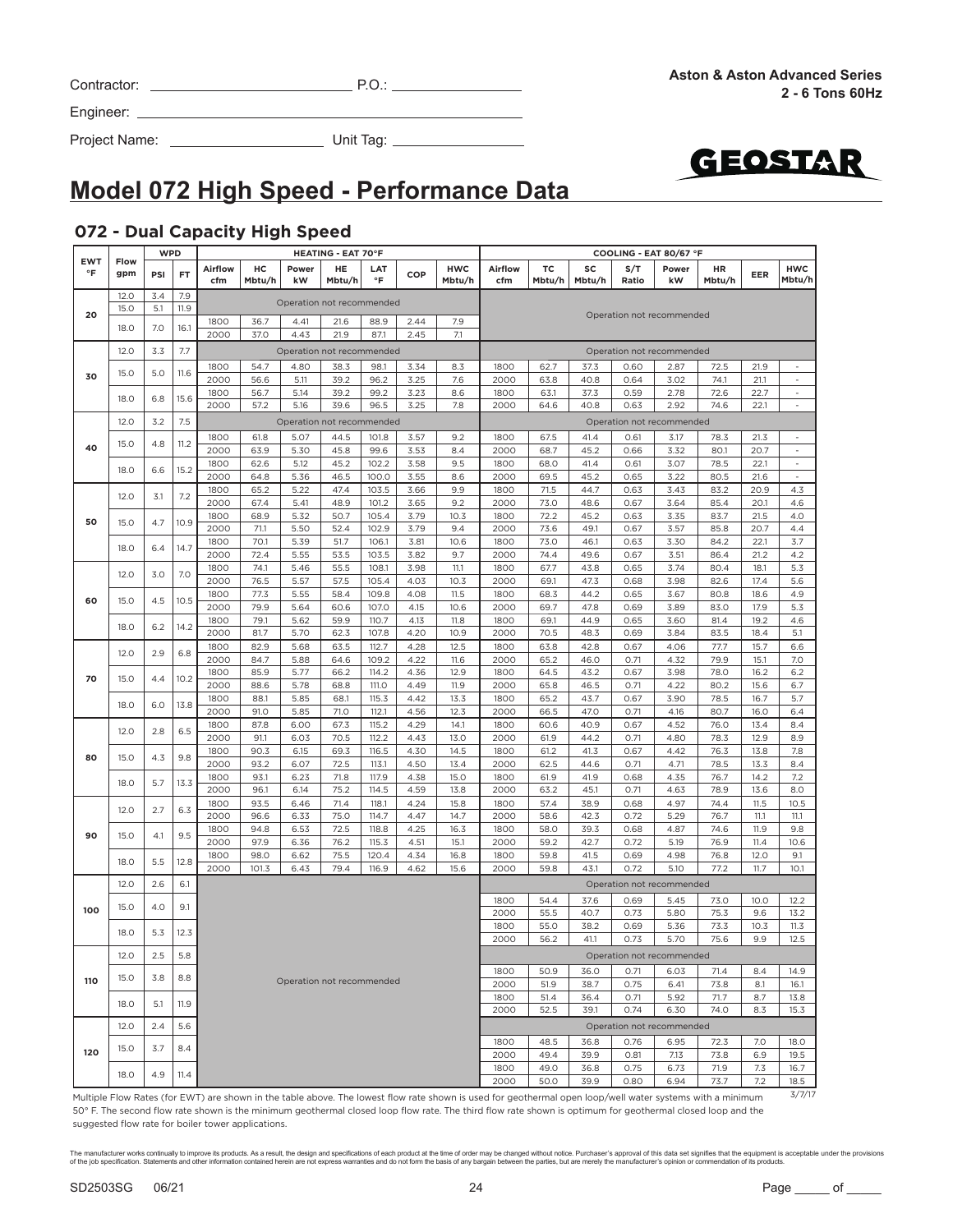Contractor: ___________________ P.O.: ______________

Engineer: ___________________________________

Project Name: _______________ Unit Tag: ______________

**Aston & Aston Advanced Series**
**2 - 6 Tons 60Hz**

GEOSTAR

# Model 072 High Speed - Performance Data

## 072 - Dual Capacity High Speed

| EWT °F | Flow gpm | WPD PSI | WPD FT | HEATING - EAT 70°F Airflow cfm | HC Mbtu/h | Power kW | HE Mbtu/h | LAT °F | COP | HWC Mbtu/h | COOLING - EAT 80/67 °F Airflow cfm | TC Mbtu/h | SC Mbtu/h | S/T Ratio | Power kW | HR Mbtu/h | EER | HWC Mbtu/h |
|---|---|---|---|---|---|---|---|---|---|---|---|---|---|---|---|---|---|---|
| 20 | 12.0 | 3.4 | 7.9 | Operation not recommended | | | | | | | Operation not recommended | | | | | | | |
| | 15.0 | 5.1 | 11.9 | Operation not recommended | | | | | | | | | | | | | | |
| | 18.0 | 7.0 | 16.1 | 1800 | 36.7 | 4.41 | 21.6 | 88.9 | 2.44 | 7.9 | | | | | | | | |
| | | | | 2000 | 37.0 | 4.43 | 21.9 | 87.1 | 2.45 | 7.1 | | | | | | | | |
| 30 | 12.0 | 3.3 | 7.7 | Operation not recommended | | | | | | | Operation not recommended | | | | | | | |
| | 15.0 | 5.0 | 11.6 | 1800 | 54.7 | 4.80 | 38.3 | 98.1 | 3.34 | 8.3 | 1800 | 62.7 | 37.3 | 0.60 | 2.87 | 72.5 | 21.9 | - |
| | | | | 2000 | 56.6 | 5.11 | 39.2 | 96.2 | 3.25 | 7.6 | 2000 | 63.8 | 40.8 | 0.64 | 3.02 | 74.1 | 21.1 | - |
| | 18.0 | 6.8 | 15.6 | 1800 | 56.7 | 5.14 | 39.2 | 99.2 | 3.23 | 8.6 | 1800 | 63.1 | 37.3 | 0.59 | 2.78 | 72.6 | 22.7 | - |
| | | | | 2000 | 57.2 | 5.16 | 39.6 | 96.5 | 3.25 | 7.8 | 2000 | 64.6 | 40.8 | 0.63 | 2.92 | 74.6 | 22.1 | - |
| 40 | 12.0 | 3.2 | 7.5 | Operation not recommended | | | | | | | Operation not recommended | | | | | | | |
| | 15.0 | 4.8 | 11.2 | 1800 | 61.8 | 5.07 | 44.5 | 101.8 | 3.57 | 9.2 | 1800 | 67.5 | 41.4 | 0.61 | 3.17 | 78.3 | 21.3 | - |
| | | | | 2000 | 63.9 | 5.30 | 45.8 | 99.6 | 3.53 | 8.4 | 2000 | 68.7 | 45.2 | 0.66 | 3.32 | 80.1 | 20.7 | - |
| | 18.0 | 6.6 | 15.2 | 1800 | 62.6 | 5.12 | 45.2 | 102.2 | 3.58 | 9.5 | 1800 | 68.0 | 41.4 | 0.61 | 3.07 | 78.5 | 22.1 | - |
| | | | | 2000 | 64.8 | 5.36 | 46.5 | 100.0 | 3.55 | 8.6 | 2000 | 69.5 | 45.2 | 0.65 | 3.22 | 80.5 | 21.6 | - |
| 50 | 12.0 | 3.1 | 7.2 | 1800 | 65.2 | 5.22 | 47.4 | 103.5 | 3.66 | 9.9 | 1800 | 71.5 | 44.7 | 0.63 | 3.43 | 83.2 | 20.9 | 4.3 |
| | | | | 2000 | 67.4 | 5.41 | 48.9 | 101.2 | 3.65 | 9.2 | 2000 | 73.0 | 48.6 | 0.67 | 3.64 | 85.4 | 20.1 | 4.6 |
| | 15.0 | 4.7 | 10.9 | 1800 | 68.9 | 5.32 | 50.7 | 105.4 | 3.79 | 10.3 | 1800 | 72.2 | 45.2 | 0.63 | 3.35 | 83.7 | 21.5 | 4.0 |
| | | | | 2000 | 71.1 | 5.50 | 52.4 | 102.9 | 3.79 | 9.4 | 2000 | 73.6 | 49.1 | 0.67 | 3.57 | 85.8 | 20.7 | 4.4 |
| | 18.0 | 6.4 | 14.7 | 1800 | 70.1 | 5.39 | 51.7 | 106.1 | 3.81 | 10.6 | 1800 | 73.0 | 46.1 | 0.63 | 3.30 | 84.2 | 22.1 | 3.7 |
| | | | | 2000 | 72.4 | 5.55 | 53.5 | 103.5 | 3.82 | 9.7 | 2000 | 74.4 | 49.6 | 0.67 | 3.51 | 86.4 | 21.2 | 4.2 |
| 60 | 12.0 | 3.0 | 7.0 | 1800 | 74.1 | 5.46 | 55.5 | 108.1 | 3.98 | 11.1 | 1800 | 67.7 | 43.8 | 0.65 | 3.74 | 80.4 | 18.1 | 5.3 |
| | | | | 2000 | 76.5 | 5.57 | 57.5 | 105.4 | 4.03 | 10.3 | 2000 | 69.1 | 47.3 | 0.68 | 3.98 | 82.6 | 17.4 | 5.6 |
| | 15.0 | 4.5 | 10.5 | 1800 | 77.3 | 5.55 | 58.4 | 109.8 | 4.08 | 11.5 | 1800 | 68.3 | 44.2 | 0.65 | 3.67 | 80.8 | 18.6 | 4.9 |
| | | | | 2000 | 79.9 | 5.64 | 60.6 | 107.0 | 4.15 | 10.6 | 2000 | 69.7 | 47.8 | 0.69 | 3.89 | 83.0 | 17.9 | 5.3 |
| | 18.0 | 6.2 | 14.2 | 1800 | 79.1 | 5.62 | 59.9 | 110.7 | 4.13 | 11.8 | 1800 | 69.1 | 44.9 | 0.65 | 3.60 | 81.4 | 19.2 | 4.6 |
| | | | | 2000 | 81.7 | 5.70 | 62.3 | 107.8 | 4.20 | 10.9 | 2000 | 70.5 | 48.3 | 0.69 | 3.84 | 83.5 | 18.4 | 5.1 |
| 70 | 12.0 | 2.9 | 6.8 | 1800 | 82.9 | 5.68 | 63.5 | 112.7 | 4.28 | 12.5 | 1800 | 63.8 | 42.8 | 0.67 | 4.06 | 77.7 | 15.7 | 6.6 |
| | | | | 2000 | 84.7 | 5.88 | 64.6 | 109.2 | 4.22 | 11.6 | 2000 | 65.2 | 46.0 | 0.71 | 4.32 | 79.9 | 15.1 | 7.0 |
| | 15.0 | 4.4 | 10.2 | 1800 | 85.9 | 5.77 | 66.2 | 114.2 | 4.36 | 12.9 | 1800 | 64.5 | 43.2 | 0.67 | 3.98 | 78.0 | 16.2 | 6.2 |
| | | | | 2000 | 88.6 | 5.78 | 68.8 | 111.0 | 4.49 | 11.9 | 2000 | 65.8 | 46.5 | 0.71 | 4.22 | 80.2 | 15.6 | 6.7 |
| | 18.0 | 6.0 | 13.8 | 1800 | 88.1 | 5.85 | 68.1 | 115.3 | 4.42 | 13.3 | 1800 | 65.2 | 43.7 | 0.67 | 3.90 | 78.5 | 16.7 | 5.7 |
| | | | | 2000 | 91.0 | 5.85 | 71.0 | 112.1 | 4.56 | 12.3 | 2000 | 66.5 | 47.0 | 0.71 | 4.16 | 80.7 | 16.0 | 6.4 |
| 80 | 12.0 | 2.8 | 6.5 | 1800 | 87.8 | 6.00 | 67.3 | 115.2 | 4.29 | 14.1 | 1800 | 60.6 | 40.9 | 0.67 | 4.52 | 76.0 | 13.4 | 8.4 |
| | | | | 2000 | 91.1 | 6.03 | 70.5 | 112.2 | 4.43 | 13.0 | 2000 | 61.9 | 44.2 | 0.71 | 4.80 | 78.3 | 12.9 | 8.9 |
| | 15.0 | 4.3 | 9.8 | 1800 | 90.3 | 6.15 | 69.3 | 116.5 | 4.30 | 14.5 | 1800 | 61.2 | 41.3 | 0.67 | 4.42 | 76.3 | 13.8 | 7.8 |
| | | | | 2000 | 93.2 | 6.07 | 72.5 | 113.1 | 4.50 | 13.4 | 2000 | 62.5 | 44.6 | 0.71 | 4.71 | 78.5 | 13.3 | 8.4 |
| | 18.0 | 5.7 | 13.3 | 1800 | 93.1 | 6.23 | 71.8 | 117.9 | 4.38 | 15.0 | 1800 | 61.9 | 41.9 | 0.68 | 4.35 | 76.7 | 14.2 | 7.2 |
| | | | | 2000 | 96.1 | 6.14 | 75.2 | 114.5 | 4.59 | 13.8 | 2000 | 63.2 | 45.1 | 0.71 | 4.63 | 78.9 | 13.6 | 8.0 |
| 90 | 12.0 | 2.7 | 6.3 | 1800 | 93.5 | 6.46 | 71.4 | 118.1 | 4.24 | 15.8 | 1800 | 57.4 | 38.9 | 0.68 | 4.97 | 74.4 | 11.5 | 10.5 |
| | | | | 2000 | 96.6 | 6.33 | 75.0 | 114.7 | 4.47 | 14.7 | 2000 | 58.6 | 42.3 | 0.72 | 5.29 | 76.7 | 11.1 | 11.1 |
| | 15.0 | 4.1 | 9.5 | 1800 | 94.8 | 6.53 | 72.5 | 118.8 | 4.25 | 16.3 | 1800 | 58.0 | 39.3 | 0.68 | 4.87 | 74.6 | 11.9 | 9.8 |
| | | | | 2000 | 97.9 | 6.36 | 76.2 | 115.3 | 4.51 | 15.1 | 2000 | 59.2 | 42.7 | 0.72 | 5.19 | 76.9 | 11.4 | 10.6 |
| | 18.0 | 5.5 | 12.8 | 1800 | 98.0 | 6.62 | 75.5 | 120.4 | 4.34 | 16.8 | 1800 | 59.8 | 41.5 | 0.69 | 4.98 | 76.8 | 12.0 | 9.1 |
| | | | | 2000 | 101.3 | 6.43 | 79.4 | 116.9 | 4.62 | 15.6 | 2000 | 59.8 | 43.1 | 0.72 | 5.10 | 77.2 | 11.7 | 10.1 |
| 100 | 12.0 | 2.6 | 6.1 | Operation not recommended | | | | | | | Operation not recommended | | | | | | | |
| | 15.0 | 4.0 | 9.1 | | | | | | | | 1800 | 54.4 | 37.6 | 0.69 | 5.45 | 73.0 | 10.0 | 12.2 |
| | | | | | | | | | | | 2000 | 55.5 | 40.7 | 0.73 | 5.80 | 75.3 | 9.6 | 13.2 |
| | 18.0 | 5.3 | 12.3 | | | | | | | | 1800 | 55.0 | 38.2 | 0.69 | 5.36 | 73.3 | 10.3 | 11.3 |
| | | | | | | | | | | | 2000 | 56.2 | 41.1 | 0.73 | 5.70 | 75.6 | 9.9 | 12.5 |
| 110 | 12.0 | 2.5 | 5.8 | | | | | | | | Operation not recommended | | | | | | | |
| | 15.0 | 3.8 | 8.8 | | | | | | | | 1800 | 50.9 | 36.0 | 0.71 | 6.03 | 71.4 | 8.4 | 14.9 |
| | | | | | | | | | | | 2000 | 51.9 | 38.7 | 0.75 | 6.41 | 73.8 | 8.1 | 16.1 |
| | 18.0 | 5.1 | 11.9 | | | | | | | | 1800 | 51.4 | 36.4 | 0.71 | 5.92 | 71.7 | 8.7 | 13.8 |
| | | | | | | | | | | | 2000 | 52.5 | 39.1 | 0.74 | 6.30 | 74.0 | 8.3 | 15.3 |
| 120 | 12.0 | 2.4 | 5.6 | | | | | | | | Operation not recommended | | | | | | | |
| | 15.0 | 3.7 | 8.4 | | | | | | | | 1800 | 48.5 | 36.8 | 0.76 | 6.95 | 72.3 | 7.0 | 18.0 |
| | | | | | | | | | | | 2000 | 49.4 | 39.9 | 0.81 | 7.13 | 73.8 | 6.9 | 19.5 |
| | 18.0 | 4.9 | 11.4 | | | | | | | | 1800 | 49.0 | 36.8 | 0.75 | 6.73 | 71.9 | 7.3 | 16.7 |
| | | | | | | | | | | | 2000 | 50.0 | 39.9 | 0.80 | 6.94 | 73.7 | 7.2 | 18.5 |

3/7/17

Multiple Flow Rates (for EWT) are shown in the table above. The lowest flow rate shown is used for geothermal open loop/well water systems with a minimum 50° F. The second flow rate shown is the minimum geothermal closed loop flow rate. The third flow rate shown is optimum for geothermal closed loop and the suggested flow rate for boiler tower applications.

The manufacturer works continually to improve its products. As a result, the design and specifications of each product at the time of order may be changed without notice. Purchaser's approval of this data set signifies that the equipment is acceptable under the provisions of the job specification. Statements and other information contained herein are not express warranties and do not form the basis of any bargain between the parties, but are merely the manufacturer's opinion or commendation of its products.

SD2503SG 06/21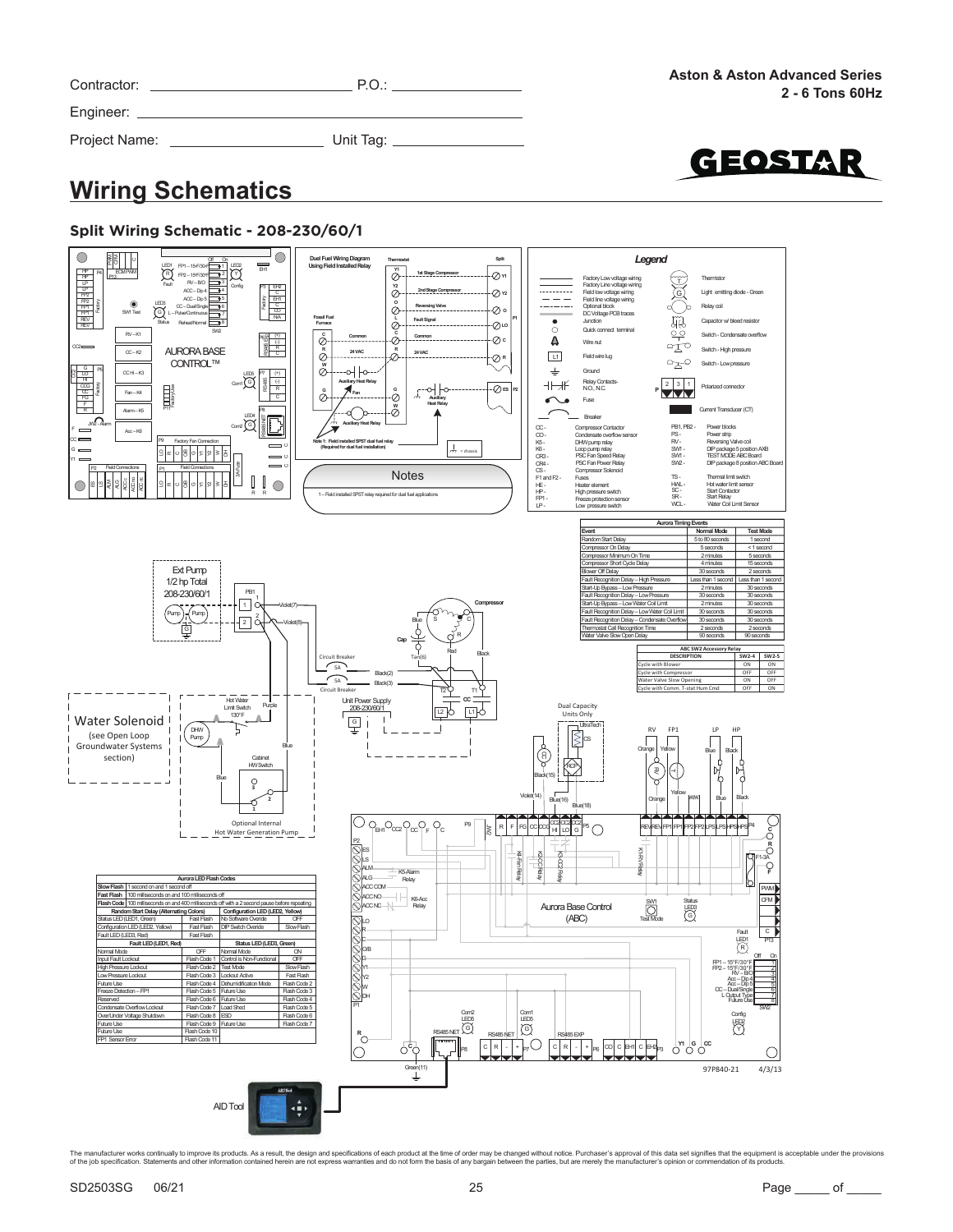Contractor: ___________________________ P.O.: ___________________

Engineer: ___________________________________________________

Project Name: ___________________ Unit Tag: _________________

**Aston & Aston Advanced Series**
**2 - 6 Tons 60Hz**

# Wiring Schematics

## Split Wiring Schematic - 208-230/60/1

### Legend

- Factory Low voltage wiring
- Factory Line voltage wiring
- Field low voltage wiring
- Field line voltage wiring
- Optional block
- DC Voltage PCB traces
- Junction
- Quick connect terminal
- Wire nut
- Field wire lug
- Ground
- Relay Contacts- N.O., N.C.
- Fuse
- Breaker
- Thermistor
- Light emitting diode - Green
- Relay coil
- Capacitor w/ bleed resistor
- Switch - Condensate overflow
- Switch - High pressure
- Switch - Low pressure
- Polarized connector
- Current Transducer (CT)

CC - Compressor Contactor
CO - Condensate overflow sensor
K5 - DHW pump relay
K6 - Loop pump relay
CR3 - PSC Fan Speed Relay
CR4 - PSC Fan Power Relay
CS - Compressor Solenoid
F1 and F2 - Fuses
HE - Heater element
HP - High pressure switch
FP1 - Freeze protection sensor
LP - Low pressure switch
PB1, PB2 - Power blocks
PS - Power strip
RV - Reversing Valve coil
SW1 - DIP package 5 position AXB
SW1 - TEST MODE ABC Board
SW2 - DIP package 8 position ABC Board
TS - Thermal limit switch
HWL - Hot water limit sensor
SC - Start Contactor
SR - Start Relay
WCL - Water Coil Limit Sensor

### Notes

1 – Field installed SPST relay required for dual fuel applications

Note 1: Field installed SPST dual fuel relay (Required for dual fuel installation)

| Aurora Timing Events | | |
|---|---|---|
| Event | Normal Mode | Test Mode |
| Random Start Delay | 5 to 80 seconds | 1 second |
| Compressor On Delay | 5 seconds | < 1 second |
| Compressor Minimum On Time | 2 minutes | 5 seconds |
| Compressor Short Cycle Delay | 4 minutes | 15 seconds |
| Blower Off Delay | 30 seconds | 2 seconds |
| Fault Recognition Delay – High Pressure | Less than 1 second | Less than 1 second |
| Start-Up Bypass – Low Pressure | 2 minutes | 30 seconds |
| Fault Recognition Delay – Low Pressure | 30 seconds | 30 seconds |
| Start-Up Bypass – Low Water Coil Limit | 2 minutes | 30 seconds |
| Fault Recognition Delay – Low Water Coil Limit | 30 seconds | 30 seconds |
| Fault Recognition Delay – Condensate Overflow | 30 seconds | 30 seconds |
| Thermostat Call Recognition Time | 2 seconds | 2 seconds |
| Water Valve Slow Open Delay | 90 seconds | 90 seconds |

| ABC SW2 Accessory Relay | | |
|---|---|---|
| DESCRIPTION | SW2-4 | SW2-5 |
| Cycle with Blower | ON | ON |
| Cycle with Compressor | OFF | OFF |
| Water Valve Slow Opening | ON | OFF |
| Cycle with Comm. T-stat Hum Cmd | OFF | ON |

| Aurora LED Flash Codes | | | |
|---|---|---|---|
| Slow Flash | 1 second on and 1 second off | | |
| Fast Flash | 100 milliseconds on and 100 milliseconds off | | |
| Flash Code | 100 milliseconds on and 400 milliseconds off with a 2 second pause before repeating | | |
| Random Start Delay (Alternating Colors) | | Configuration LED (LED2, Yellow) | |
| Status LED (LED3, Green) | Fast Flash | No Software Overide | OFF |
| Configuration LED (LED2, Yellow) | Fast Flash | DIP Switch Overide | Slow Flash |
| Fault LED (LED3, Red) | Fast Flash | | |
| Fault LED (LED1, Red) | | Status LED (LED3, Green) | |
| Normal Mode | OFF | Normal Mode | ON |
| Input Fault Lockout | Flash Code 1 | Control is Non-Functional | OFF |
| High Pressure Lockout | Flash Code 2 | Test Mode | Slow Flash |
| Low Pressure Lockout | Flash Code 3 | Lockout Active | Fast Flash |
| Future Use | Flash Code 4 | Dehumidification Mode | Flash Code 2 |
| Freeze Detection – FP1 | Flash Code 5 | Future Use | Flash Code 3 |
| Reserved | Flash Code 6 | Future Use | Flash Code 4 |
| Condensate Overflow Lockout | Flash Code 7 | Load Shed | Flash Code 5 |
| Over/Under Voltage Shutdown | Flash Code 8 | ESD | Flash Code 6 |
| Future Use | Flash Code 9 | Future Use | Flash Code 7 |
| Future Use | Flash Code 10 | | |
| FP1 Sensor Error | Flash Code 11 | | |

Ext Pump 1/2 hp Total 208-230/60/1

Water Solenoid (see Open Loop Groundwater Systems section)

Optional Internal Hot Water Generation Pump

Dual Capacity Units Only

Unit Power Supply 208-230/60/1

AID Tool

97P840-21 4/3/13

The manufacturer works continually to improve its products. As a result, the design and specifications of each product at the time of order may be changed without notice. Purchaser's approval of this data set signifies that the equipment is acceptable under the provisions of the job specification. Statements and other information contained herein are not express warranties and do not form the basis of any bargain between the parties, but are merely the manufacturer's opinion or commendation of its products.

SD2503SG 06/21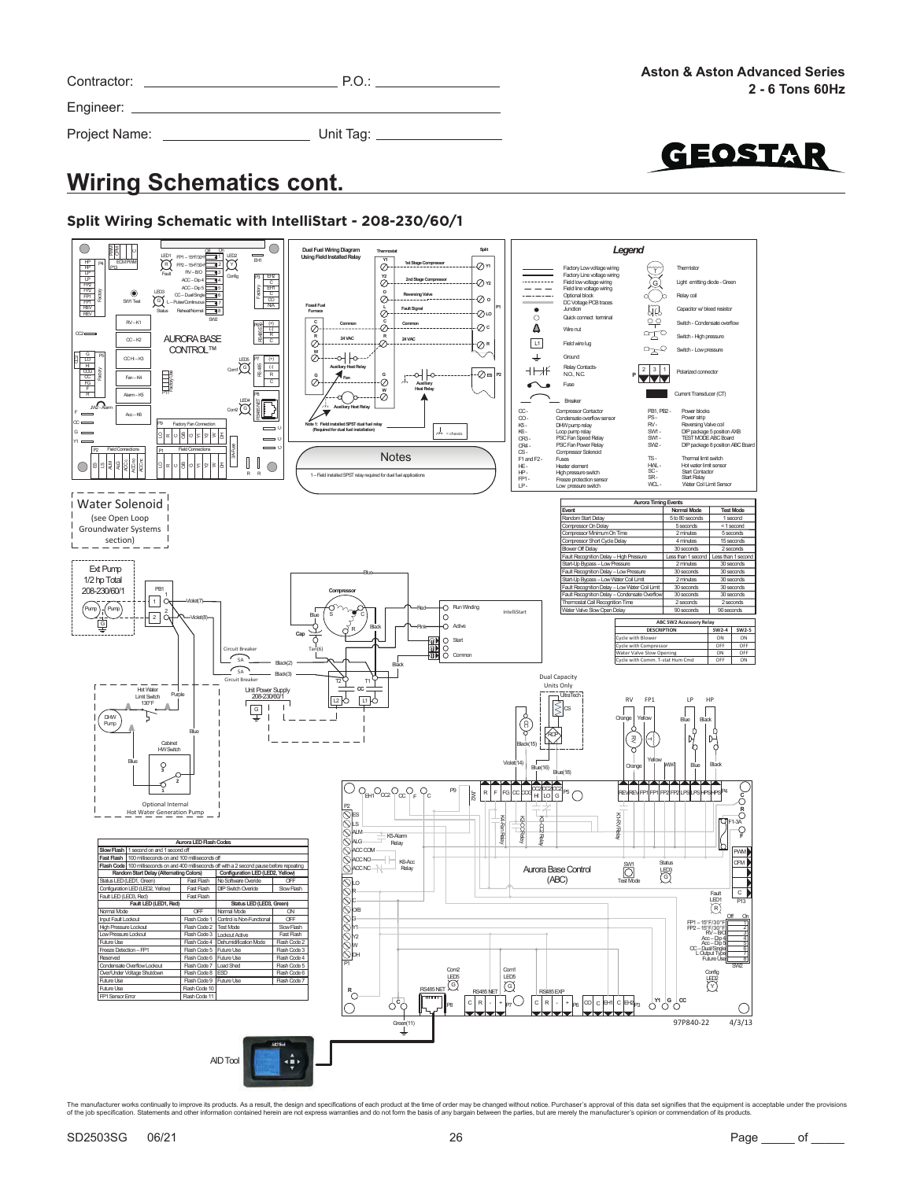Contractor: ______________________ P.O.: ____________________

Engineer: ____________________________________________

Project Name: ____________________ Unit Tag: ________________

**Aston & Aston Advanced Series**
**2 - 6 Tons 60Hz**

# Wiring Schematics cont.

## Split Wiring Schematic with IntelliStart - 208-230/60/1

### Legend

| Abbreviation | Description | Abbreviation | Description |
|---|---|---|---|
| CC - | Compressor Contactor | PB1, PB2 - | Power blocks |
| CO - | Condensate overflow sensor | PS - | Power strip |
| K5 - | DHW pump relay | RV - | Reversing Valve coil |
| K6 - | Loop pump relay | SW1 - | DIP package 5 position AXB |
| CR3 - | PSC Fan Speed Relay | SW1 - | TEST MODE ABC Board |
| CR4 - | PSC Fan Power Relay | SW2 - | DIP package 8 position ABC Board |
| CS - | Compressor Solenoid | | |
| F1 and F2 - | Fuses | TS - | Thermal limit switch |
| HE - | Heater element | HWL - | Hot water limit sensor |
| HP - | High pressure switch | SC - | Start Contactor |
| FP1 - | Freeze protection sensor | SR - | Start Relay |
| LP - | Low pressure switch | WCL - | Water Coil Limit Sensor |

### Notes

1 – Field installed SPST relay required for dual fuel applications

Note 1: Field installed SPST dual fuel relay (Required for dual fuel installation)

### Aurora Timing Events

| Event | Normal Mode | Test Mode |
|---|---|---|
| Random Start Delay | 5 to 80 seconds | 1 second |
| Compressor On Delay | 5 seconds | < 1 second |
| Compressor Minimum On Time | 2 minutes | 5 seconds |
| Compressor Short Cycle Delay | 4 minutes | 15 seconds |
| Blower Off Delay | 30 seconds | 2 seconds |
| Fault Recognition Delay – High Pressure | Less than 1 second | Less than 1 second |
| Start-Up Bypass – Low Pressure | 2 minutes | 30 seconds |
| Fault Recognition Delay – Low Pressure | 30 seconds | 30 seconds |
| Start-Up Bypass – Low Water Coil Limit | 2 minutes | 30 seconds |
| Fault Recognition Delay – Low Water Coil Limit | 30 seconds | 30 seconds |
| Fault Recognition Delay – Condensate Overflow | 30 seconds | 30 seconds |
| Thermostat Call Recognition Time | 2 seconds | 2 seconds |
| Water Valve Slow Open Delay | 90 seconds | 90 seconds |

### ABC SW2 Accessory Relay

| DESCRIPTION | SW2-4 | SW2-5 |
|---|---|---|
| Cycle with Blower | ON | ON |
| Cycle with Compressor | OFF | OFF |
| Water Valve Slow Opening | ON | OFF |
| Cycle with Comm. T-stat Hum Cmd | OFF | ON |

### Aurora LED Flash Codes

| | |
|---|---|
| Slow Flash | 1 second on and 1 second off |
| Fast Flash | 100 milliseconds on and 100 milliseconds off |
| Flash Code | 100 milliseconds on and 400 milliseconds off with a 2 second pause before repeating |

| Random Start Delay (Alternating Colors) | | Configuration LED (LED2, Yellow) | |
|---|---|---|---|
| Status LED (LED1, Green) | Fast Flash | No Software Overide | OFF |
| Configuration LED (LED2, Yellow) | Fast Flash | DIP Switch Overide | Slow Flash |
| Fault LED (LED3, Red) | Fast Flash | | |
| **Fault LED (LED1, Red)** | | **Status LED (LED3, Green)** | |
| Normal Mode | OFF | Normal Mode | ON |
| Input Fault Lockout | Flash Code 1 | Control is Non-Functional | OFF |
| High Pressure Lockout | Flash Code 2 | Test Mode | Slow Flash |
| Low Pressure Lockout | Flash Code 3 | Lockout Active | Fast Flash |
| Future Use | Flash Code 4 | Dehumidification Mode | Flash Code 2 |
| Freeze Detection – FP1 | Flash Code 5 | Future Use | Flash Code 3 |
| Reserved | Flash Code 6 | Future Use | Flash Code 4 |
| Condensate Overflow Lockout | Flash Code 7 | Load Shed | Flash Code 5 |
| Over/Under Voltage Shutdown | Flash Code 8 | ESD | Flash Code 6 |
| Future Use | Flash Code 9 | Future Use | Flash Code 7 |
| Future Use | Flash Code 10 | | |
| FP1 Sensor Error | Flash Code 11 | | |

Water Solenoid (see Open Loop Groundwater Systems section)

Ext Pump 1/2 hp Total 208-230/60/1

Unit Power Supply 208-230/60/1

Optional Internal Hot Water Generation Pump

Dual Capacity Units Only

AID Tool

97P840-22 4/3/13

The manufacturer works continually to improve its products. As a result, the design and specifications of each product at the time of order may be changed without notice. Purchaser's approval of this data set signifies that the equipment is acceptable under the provisions of the job specification. Statements and other information contained herein are not express warranties and do not form the basis of any bargain between the parties, but are merely the manufacturer's opinion or commendation of its products.

SD2503SG 06/21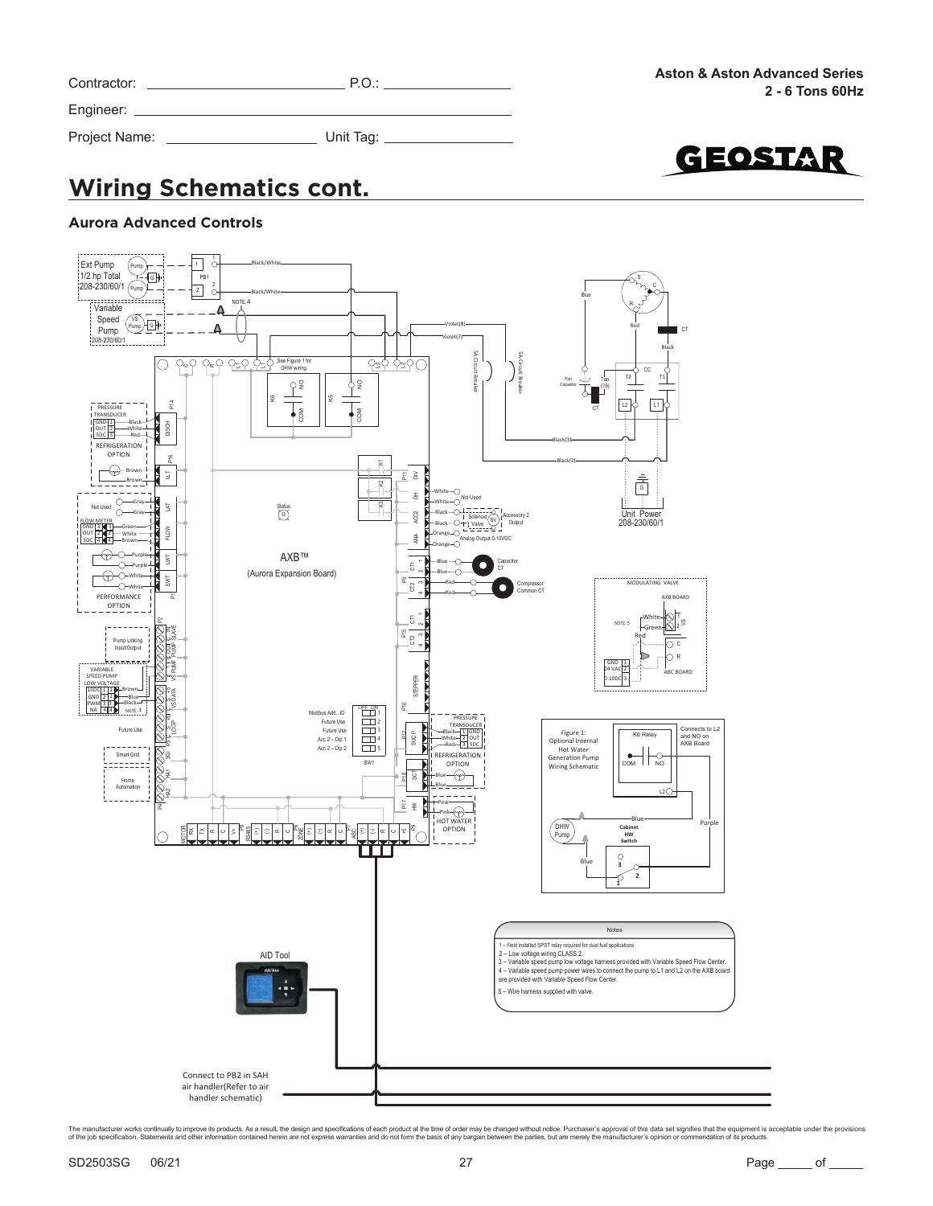Contractor: ____________________ P.O.: ____________________

Engineer: ________________________________________

Project Name: ____________________ Unit Tag: ____________________

Aston & Aston Advanced Series
2 - 6 Tons 60Hz

# Wiring Schematics cont.

## Aurora Advanced Controls

Notes

1 – Field installed SPST relay required for duel fuel applications
2 – Low voltage wiring CLASS 2.
3 – Variable speed pump low voltage harness provided with Variable Speed Flow Center.
4 – Variable speed pump power wires to connect the pump to L1 and L2 on the AXB board are provided with Variable Speed Flow Center.
5 – Wire harness supplied with valve.

The manufacturer works continually to improve its products. As a result, the design and specifications of each product at the time of order may be changed without notice. Purchaser's approval of this data set signifies that the equipment is acceptable under the provisions of the job specification. Statements and other information contained herein are not express warranties and do not form the basis of any bargain between the parties, but are merely the manufacturer's opinion or commendation of its products.

SD2503SG 06/21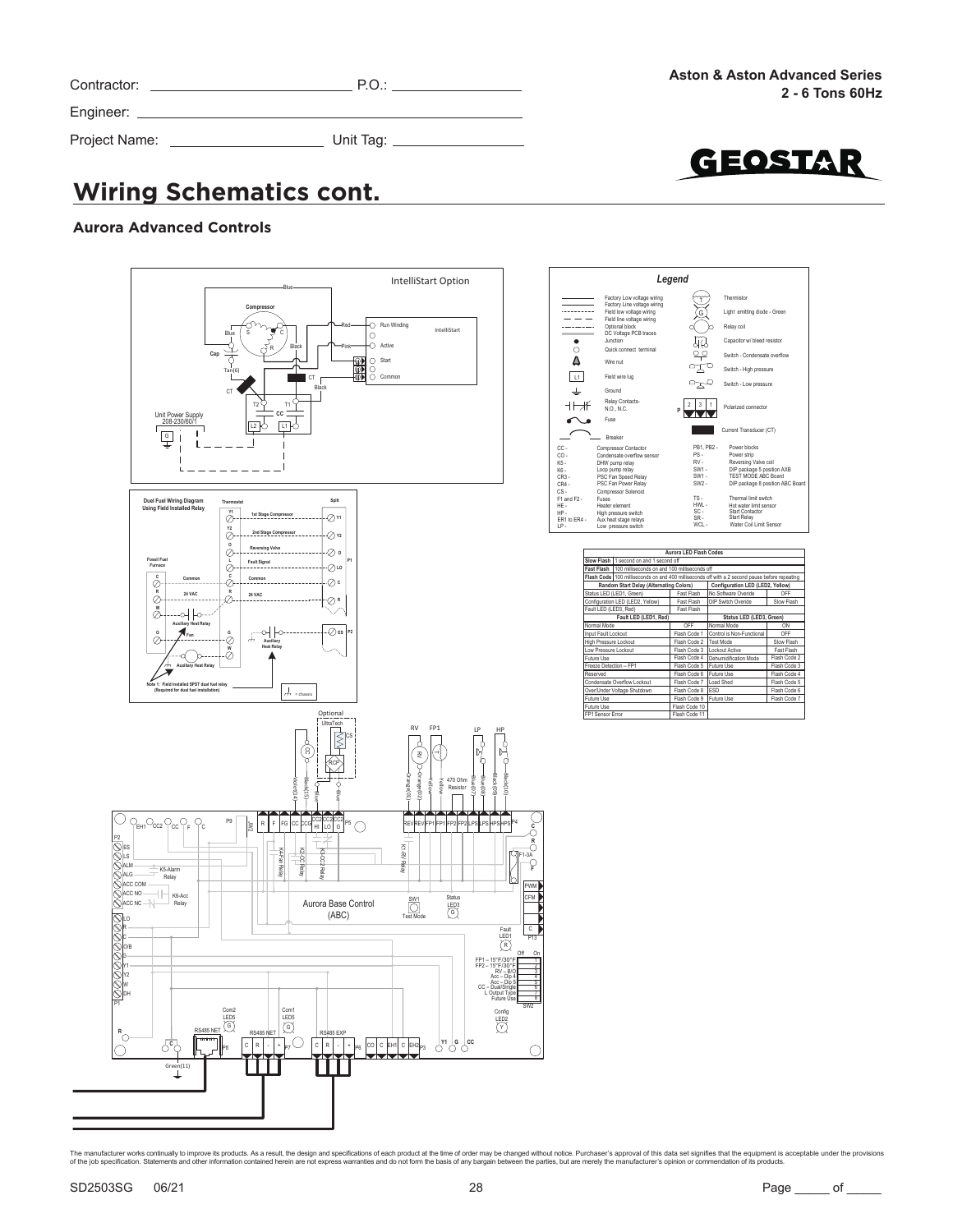Contractor: ___________________________ P.O.: ________________

Engineer: ____________________________________________________

Project Name: ____________________ Unit Tag: ________________

**Aston & Aston Advanced Series**
**2 - 6 Tons 60Hz**

# Wiring Schematics cont.

## Aurora Advanced Controls

IntelliStart Option

Unit Power Supply 208-230/60/1

Duel Fuel Wiring Diagram Using Field Installed Relay

Note 1: Field installed SPST dual fuel relay (Required for dual fuel installation)

Aurora Base Control (ABC)

### Legend

| Symbol | Description | Symbol | Description |
|---|---|---|---|
| | Factory Low voltage wiring | | Thermistor |
| | Factory Line voltage wiring | | Light emitting diode - Green |
| | Field low voltage wiring | | Relay coil |
| | Field line voltage wiring | | Capacitor w/ bleed resistor |
| | Optional block | | Switch - Condensate overflow |
| | DC Voltage PCB traces | | Switch - High pressure |
| | Junction | | Switch - Low pressure |
| | Quick connect terminal | | Polarized connector |
| | Wire nut | | Current Transducer (CT) |
| | Field wire lug | | |
| | Ground | | |
| | Relay Contacts- N.O., N.C. | | |
| | Fuse | | |
| | Breaker | | |

| | | | |
|---|---|---|---|
| CC - | Compressor Contactor | PB1, PB2 - | Power blocks |
| CO - | Condensate overflow sensor | PS - | Power strip |
| K5 - | DHW pump relay | RV - | Reversing Valve coil |
| K6 - | Loop pump relay | SW1 - | DIP package 5 position AXB |
| CR3 - | PSC Fan Speed Relay | SW1 - | TEST MODE ABC Board |
| CR4 - | PSC Fan Power Relay | SW2 - | DIP package 8 position ABC Board |
| CS - | Compressor Solenoid | | |
| F1 and F2 - | Fuses | TS - | Thermal limit switch |
| HE - | Heater element | HWL - | Hot water limit sensor |
| HP - | High pressure switch | SC - | Start Contactor |
| ER1 to ER4 - | Aux heat stage relays | SR - | Start Relay |
| LP - | Low pressure switch | WCL - | Water Coil Limit Sensor |

| Aurora LED Flash Codes | | | |
|---|---|---|---|
| Slow Flash | 1 second on and 1 second off | | |
| Fast Flash | 100 milliseconds on and 100 milliseconds off | | |
| Flash Code | 100 milliseconds on and 400 milliseconds off with a 2 second pause before repeating | | |
| **Random Start Delay (Alternating Colors)** | | **Configuration LED (LED2, Yellow)** | |
| Status LED (LED1, Green) | Fast Flash | No Software Overide | OFF |
| Configuration LED (LED2, Yellow) | Fast Flash | DIP Switch Overide | Slow Flash |
| Fault LED (LED3, Red) | Fast Flash | | |
| **Fault LED (LED1, Red)** | | **Status LED (LED3, Green)** | |
| Normal Mode | OFF | Normal Mode | ON |
| Input Fault Lockout | Flash Code 1 | Control is Non-Functional | OFF |
| High Pressure Lockout | Flash Code 2 | Test Mode | Slow Flash |
| Low Pressure Lockout | Flash Code 3 | Lockout Active | Fast Flash |
| Future Use | Flash Code 4 | Dehumidification Mode | Flash Code 2 |
| Freeze Detection – FP1 | Flash Code 5 | Future Use | Flash Code 3 |
| Reserved | Flash Code 6 | Future Use | Flash Code 4 |
| Condensate Overflow Lockout | Flash Code 7 | Load Shed | Flash Code 5 |
| Over/Under Voltage Shutdown | Flash Code 8 | ESD | Flash Code 6 |
| Future Use | Flash Code 9 | Future Use | Flash Code 7 |
| Future Use | Flash Code 10 | | |
| FP1 Sensor Error | Flash Code 11 | | |

The manufacturer works continually to improve its products. As a result, the design and specifications of each product at the time of order may be changed without notice. Purchaser's approval of this data set signifies that the equipment is acceptable under the provisions of the job specification. Statements and other information contained herein are not express warranties and do not form the basis of any bargain between the parties, but are merely the manufacturer's opinion or commendation of its products.

SD2503SG 06/21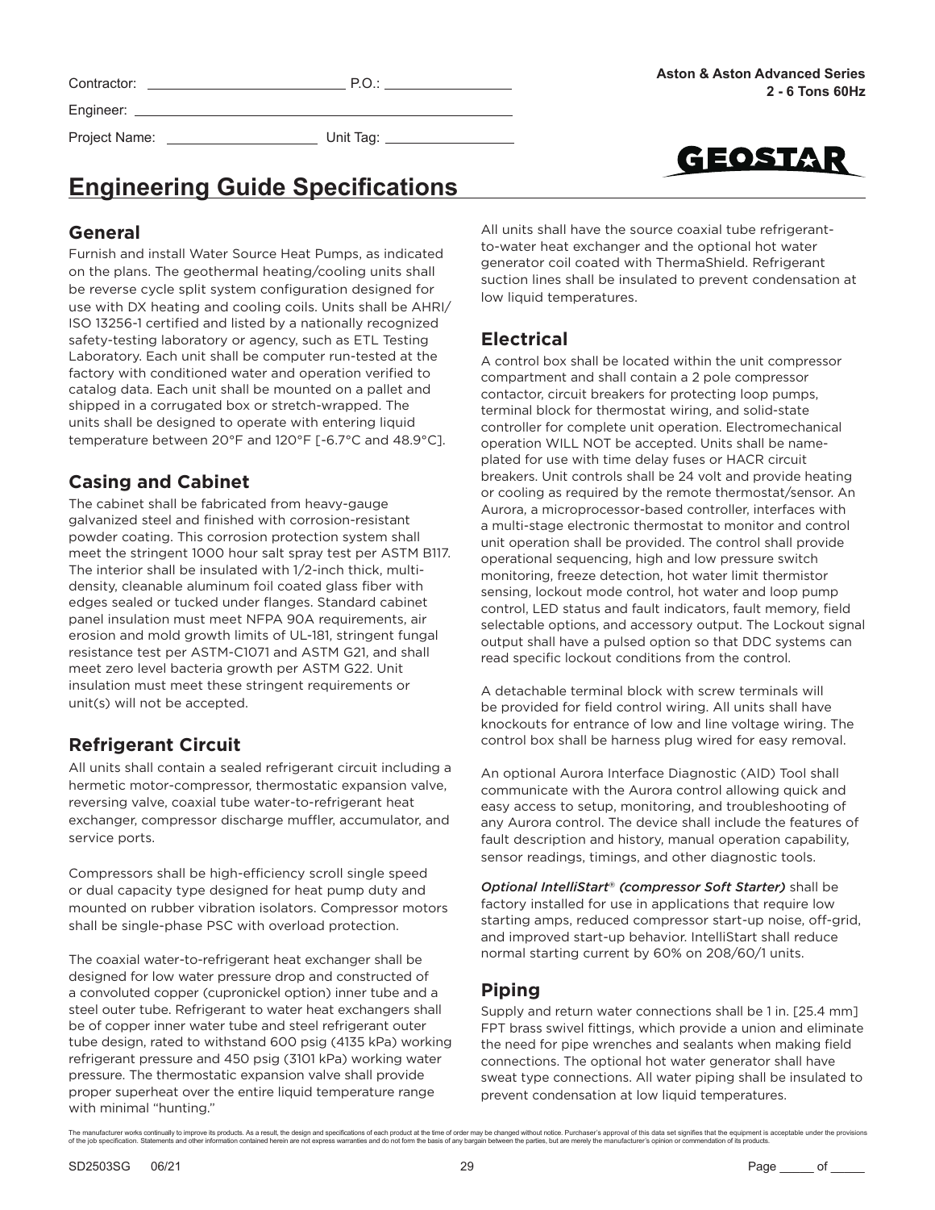Contractor: ______________________ P.O.: ________________

Engineer: ______________________________________________

Project Name: __________________ Unit Tag: ________________

Aston & Aston Advanced Series
2 - 6 Tons 60Hz

GEOSTAR

# Engineering Guide Specifications

## General

Furnish and install Water Source Heat Pumps, as indicated on the plans. The geothermal heating/cooling units shall be reverse cycle split system configuration designed for use with DX heating and cooling coils. Units shall be AHRI/ ISO 13256-1 certified and listed by a nationally recognized safety-testing laboratory or agency, such as ETL Testing Laboratory. Each unit shall be computer run-tested at the factory with conditioned water and operation verified to catalog data. Each unit shall be mounted on a pallet and shipped in a corrugated box or stretch-wrapped. The units shall be designed to operate with entering liquid temperature between 20°F and 120°F [-6.7°C and 48.9°C].

## Casing and Cabinet

The cabinet shall be fabricated from heavy-gauge galvanized steel and finished with corrosion-resistant powder coating. This corrosion protection system shall meet the stringent 1000 hour salt spray test per ASTM B117. The interior shall be insulated with 1/2-inch thick, multi-density, cleanable aluminum foil coated glass fiber with edges sealed or tucked under flanges. Standard cabinet panel insulation must meet NFPA 90A requirements, air erosion and mold growth limits of UL-181, stringent fungal resistance test per ASTM-C1071 and ASTM G21, and shall meet zero level bacteria growth per ASTM G22. Unit insulation must meet these stringent requirements or unit(s) will not be accepted.

## Refrigerant Circuit

All units shall contain a sealed refrigerant circuit including a hermetic motor-compressor, thermostatic expansion valve, reversing valve, coaxial tube water-to-refrigerant heat exchanger, compressor discharge muffler, accumulator, and service ports.

Compressors shall be high-efficiency scroll single speed or dual capacity type designed for heat pump duty and mounted on rubber vibration isolators. Compressor motors shall be single-phase PSC with overload protection.

The coaxial water-to-refrigerant heat exchanger shall be designed for low water pressure drop and constructed of a convoluted copper (cupronickel option) inner tube and a steel outer tube. Refrigerant to water heat exchangers shall be of copper inner water tube and steel refrigerant outer tube design, rated to withstand 600 psig (4135 kPa) working refrigerant pressure and 450 psig (3101 kPa) working water pressure. The thermostatic expansion valve shall provide proper superheat over the entire liquid temperature range with minimal "hunting."

All units shall have the source coaxial tube refrigerant-to-water heat exchanger and the optional hot water generator coil coated with ThermaShield. Refrigerant suction lines shall be insulated to prevent condensation at low liquid temperatures.

## Electrical

A control box shall be located within the unit compressor compartment and shall contain a 2 pole compressor contactor, circuit breakers for protecting loop pumps, terminal block for thermostat wiring, and solid-state controller for complete unit operation. Electromechanical operation WILL NOT be accepted. Units shall be name-plated for use with time delay fuses or HACR circuit breakers. Unit controls shall be 24 volt and provide heating or cooling as required by the remote thermostat/sensor. An Aurora, a microprocessor-based controller, interfaces with a multi-stage electronic thermostat to monitor and control unit operation shall be provided. The control shall provide operational sequencing, high and low pressure switch monitoring, freeze detection, hot water limit thermistor sensing, lockout mode control, hot water and loop pump control, LED status and fault indicators, fault memory, field selectable options, and accessory output. The Lockout signal output shall have a pulsed option so that DDC systems can read specific lockout conditions from the control.

A detachable terminal block with screw terminals will be provided for field control wiring. All units shall have knockouts for entrance of low and line voltage wiring. The control box shall be harness plug wired for easy removal.

An optional Aurora Interface Diagnostic (AID) Tool shall communicate with the Aurora control allowing quick and easy access to setup, monitoring, and troubleshooting of any Aurora control. The device shall include the features of fault description and history, manual operation capability, sensor readings, timings, and other diagnostic tools.

***Optional IntelliStart® (compressor Soft Starter)*** shall be factory installed for use in applications that require low starting amps, reduced compressor start-up noise, off-grid, and improved start-up behavior. IntelliStart shall reduce normal starting current by 60% on 208/60/1 units.

## Piping

Supply and return water connections shall be 1 in. [25.4 mm] FPT brass swivel fittings, which provide a union and eliminate the need for pipe wrenches and sealants when making field connections. The optional hot water generator shall have sweat type connections. All water piping shall be insulated to prevent condensation at low liquid temperatures.

The manufacturer works continually to improve its products. As a result, the design and specifications of each product at the time of order may be changed without notice. Purchaser's approval of this data set signifies that the equipment is acceptable under the provisions of the job specification. Statements and other information contained herein are not express warranties and do not form the basis of any bargain between the parties, but are merely the manufacturer's opinion or commendation of its products.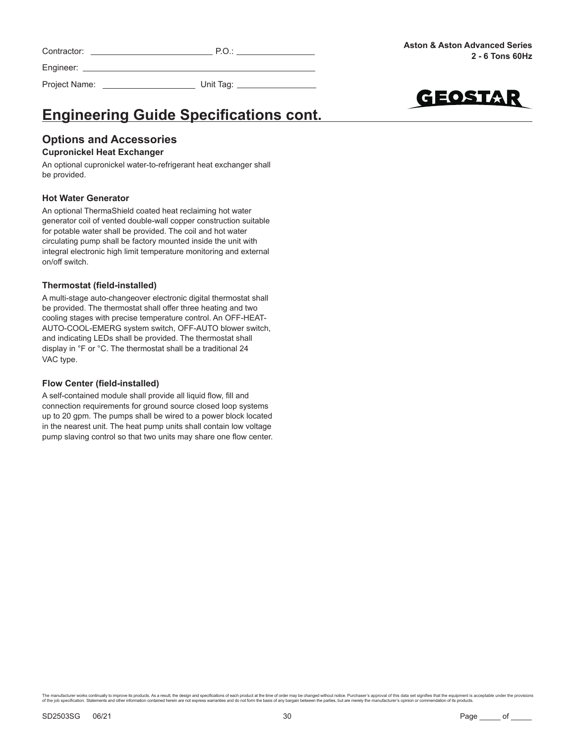Contractor: ______________________ P.O.: ________________

Engineer: ______________________________________________

Project Name: ___________________ Unit Tag: _______________

# Engineering Guide Specifications cont.

## Options and Accessories

### Cupronickel Heat Exchanger

An optional cupronickel water-to-refrigerant heat exchanger shall be provided.

### Hot Water Generator

An optional ThermaShield coated heat reclaiming hot water generator coil of vented double-wall copper construction suitable for potable water shall be provided. The coil and hot water circulating pump shall be factory mounted inside the unit with integral electronic high limit temperature monitoring and external on/off switch.

### Thermostat (field-installed)

A multi-stage auto-changeover electronic digital thermostat shall be provided. The thermostat shall offer three heating and two cooling stages with precise temperature control. An OFF-HEAT-AUTO-COOL-EMERG system switch, OFF-AUTO blower switch, and indicating LEDs shall be provided. The thermostat shall display in °F or °C. The thermostat shall be a traditional 24 VAC type.

### Flow Center (field-installed)

A self-contained module shall provide all liquid flow, fill and connection requirements for ground source closed loop systems up to 20 gpm. The pumps shall be wired to a power block located in the nearest unit. The heat pump units shall contain low voltage pump slaving control so that two units may share one flow center.

The manufacturer works continually to improve its products. As a result, the design and specifications of each product at the time of order may be changed without notice. Purchaser's approval of this data set signifies that the equipment is acceptable under the provisions of the job specification. Statements and other information contained herein are not express warranties and do not form the basis of any bargain between the parties, but are merely the manufacturer's opinion or commendation of its products.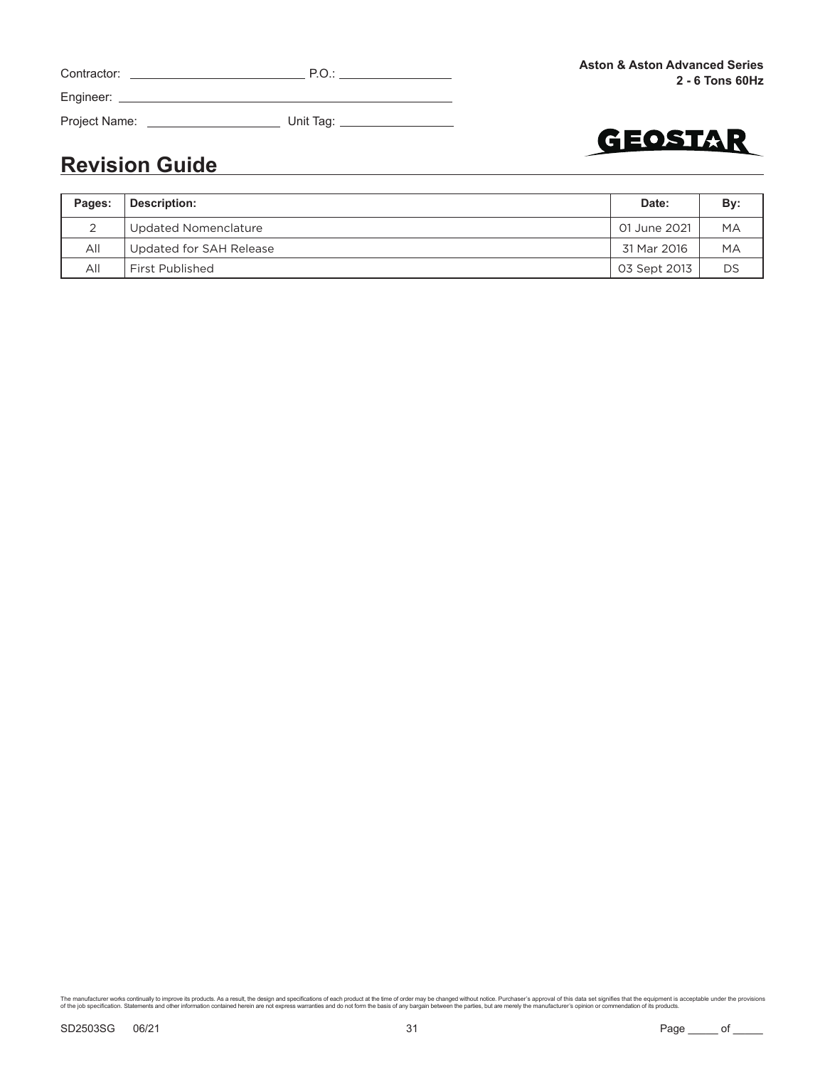Contractor: P.O.:

Engineer:

Project Name: Unit Tag:

# Revision Guide

| Pages: | Description: | Date: | By: |
|---|---|---|---|
| 2 | Updated Nomenclature | 01 June 2021 | MA |
| All | Updated for SAH Release | 31 Mar 2016 | MA |
| All | First Published | 03 Sept 2013 | DS |

The manufacturer works continually to improve its products. As a result, the design and specifications of each product at the time of order may be changed without notice. Purchaser's approval of this data set signifies that the equipment is acceptable under the provisions of the job specification. Statements and other information contained herein are not express warranties and do not form the basis of any bargain between the parties, but are merely the manufacturer's opinion or commendation of its products.